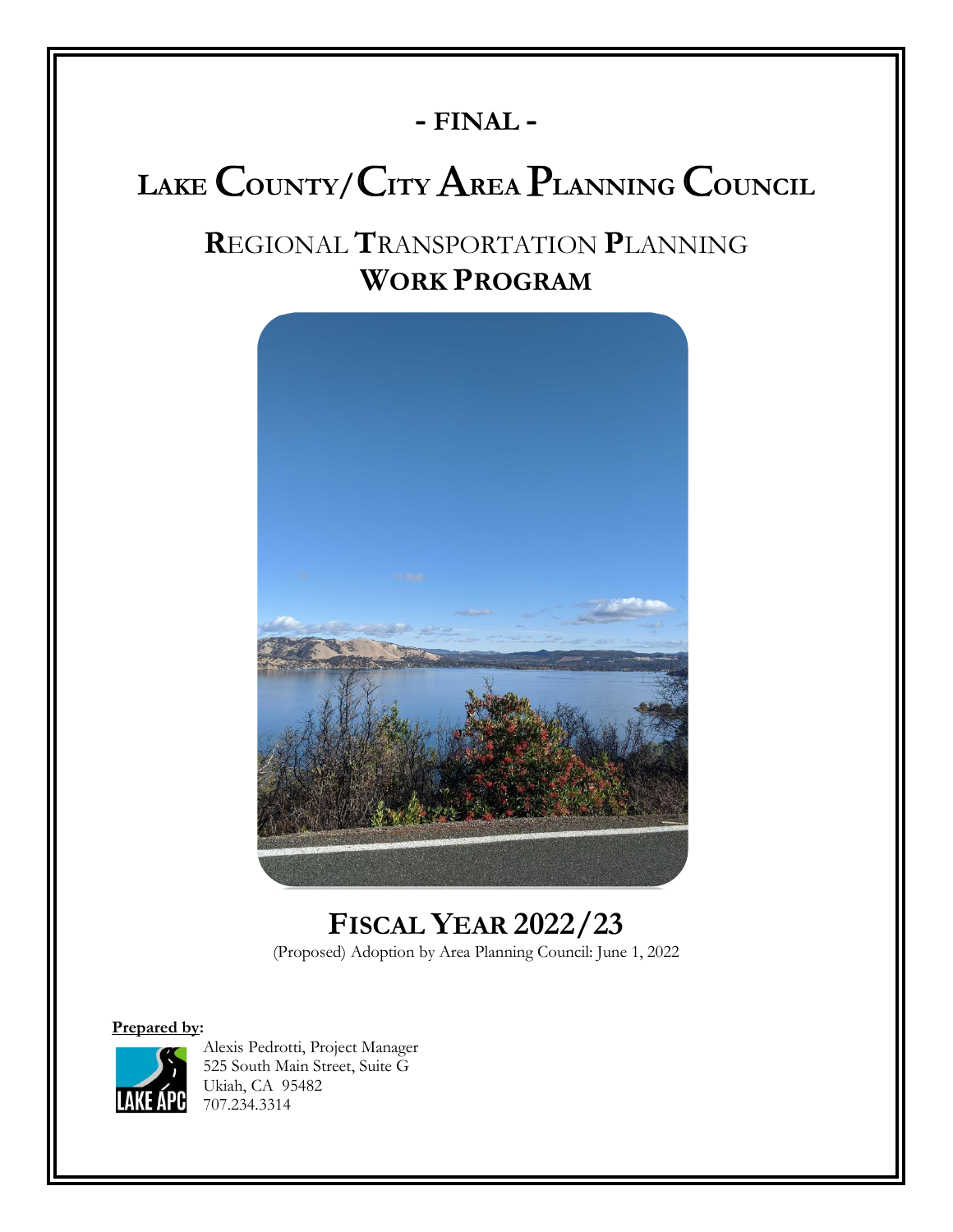**- FINAL -**

# LAKE COUNTY/CITY AREA PLANNING COUNCIL

## REGIONAL TRANSPORTATION PLANNING WORK PROGRAM

## FISCAL YEAR 2022/23

(Proposed) Adoption by Area Planning Council: June 1, 2022

**Prepared by:**

Alexis Pedrotti, Project Manager
525 South Main Street, Suite G
Ukiah, CA 95482
707.234.3314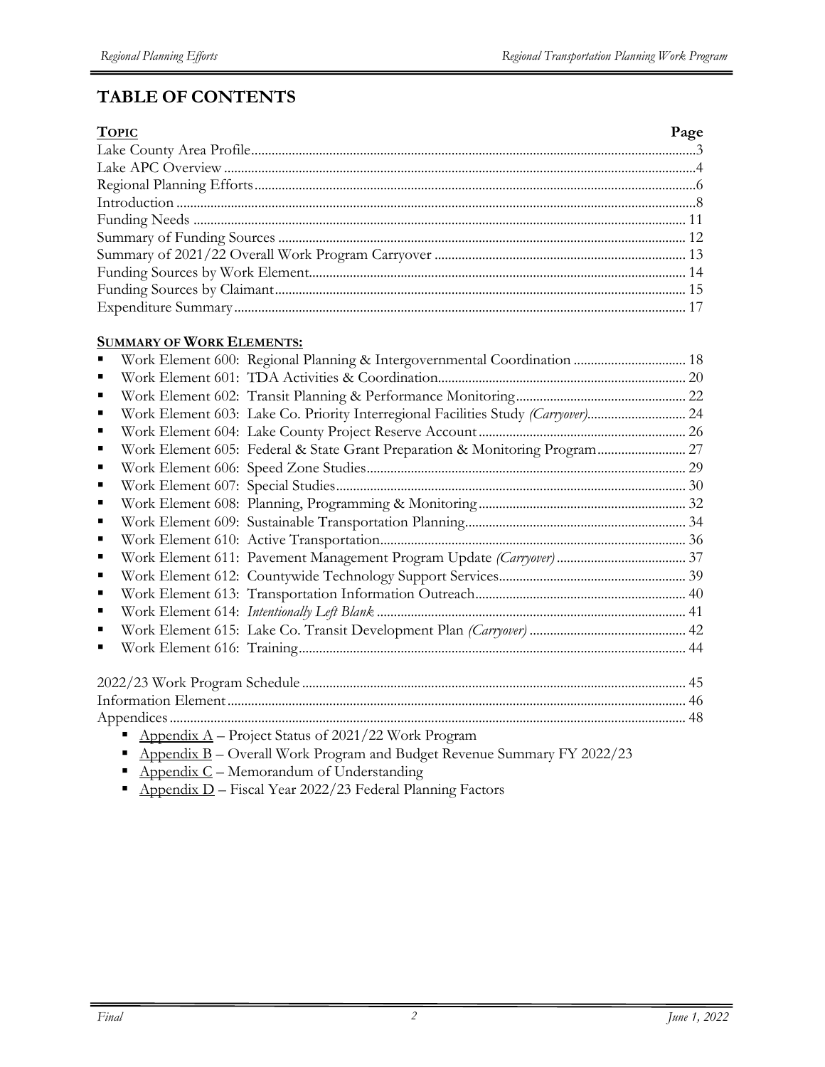# TABLE OF CONTENTS

| **Topic** | **Page** |
|---|---|
| Lake County Area Profile | 3 |
| Lake APC Overview | 4 |
| Regional Planning Efforts | 6 |
| Introduction | 8 |
| Funding Needs | 11 |
| Summary of Funding Sources | 12 |
| Summary of 2021/22 Overall Work Program Carryover | 13 |
| Funding Sources by Work Element | 14 |
| Funding Sources by Claimant | 15 |
| Expenditure Summary | 17 |

**Summary of Work Elements:**

- Work Element 600: Regional Planning & Intergovernmental Coordination ... 18
- Work Element 601: TDA Activities & Coordination ... 20
- Work Element 602: Transit Planning & Performance Monitoring ... 22
- Work Element 603: Lake Co. Priority Interregional Facilities Study *(Carryover)* ... 24
- Work Element 604: Lake County Project Reserve Account ... 26
- Work Element 605: Federal & State Grant Preparation & Monitoring Program ... 27
- Work Element 606: Speed Zone Studies ... 29
- Work Element 607: Special Studies ... 30
- Work Element 608: Planning, Programming & Monitoring ... 32
- Work Element 609: Sustainable Transportation Planning ... 34
- Work Element 610: Active Transportation ... 36
- Work Element 611: Pavement Management Program Update *(Carryover)* ... 37
- Work Element 612: Countywide Technology Support Services ... 39
- Work Element 613: Transportation Information Outreach ... 40
- Work Element 614: *Intentionally Left Blank* ... 41
- Work Element 615: Lake Co. Transit Development Plan *(Carryover)* ... 42
- Work Element 616: Training ... 44

| | |
|---|---|
| 2022/23 Work Program Schedule | 45 |
| Information Element | 46 |
| Appendices | 48 |

- Appendix A – Project Status of 2021/22 Work Program
- Appendix B – Overall Work Program and Budget Revenue Summary FY 2022/23
- Appendix C – Memorandum of Understanding
- Appendix D – Fiscal Year 2022/23 Federal Planning Factors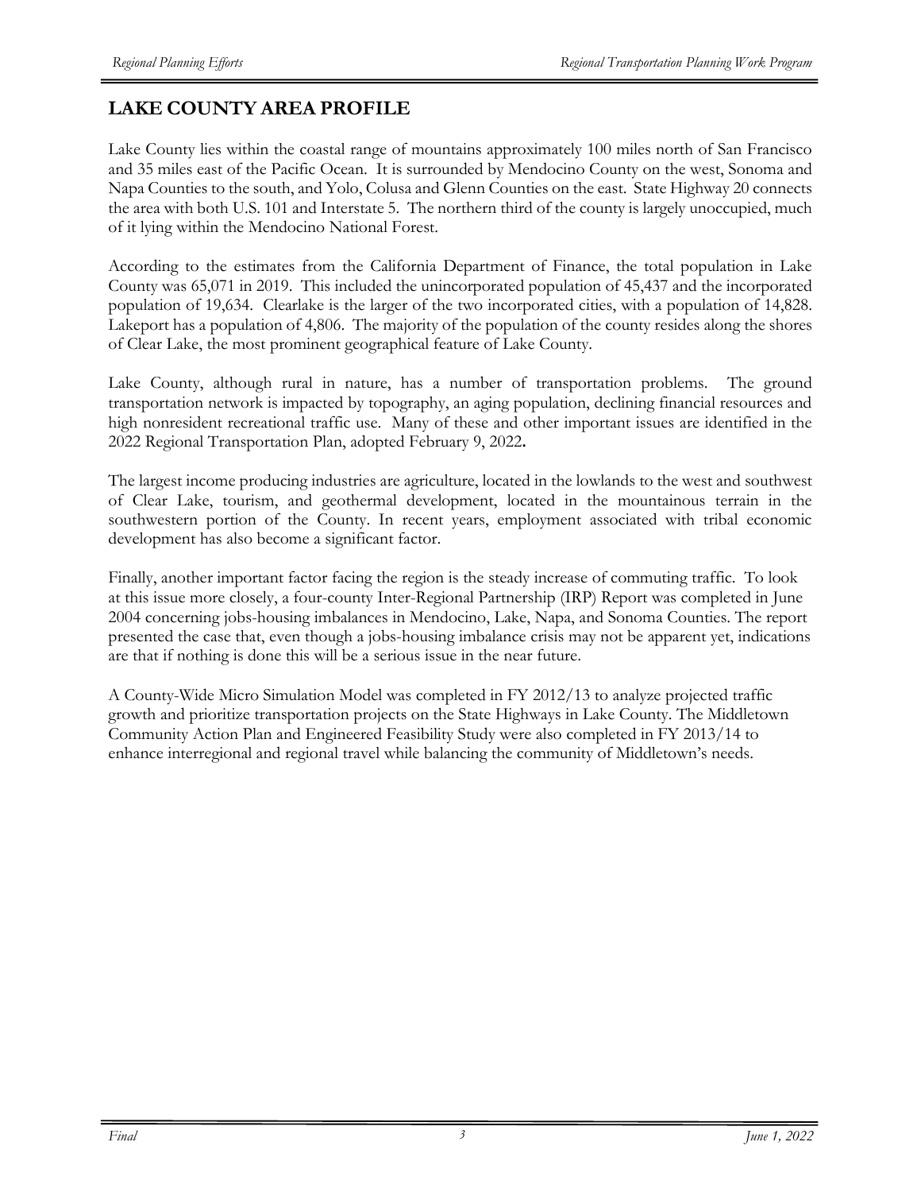## LAKE COUNTY AREA PROFILE

Lake County lies within the coastal range of mountains approximately 100 miles north of San Francisco and 35 miles east of the Pacific Ocean. It is surrounded by Mendocino County on the west, Sonoma and Napa Counties to the south, and Yolo, Colusa and Glenn Counties on the east. State Highway 20 connects the area with both U.S. 101 and Interstate 5. The northern third of the county is largely unoccupied, much of it lying within the Mendocino National Forest.

According to the estimates from the California Department of Finance, the total population in Lake County was 65,071 in 2019. This included the unincorporated population of 45,437 and the incorporated population of 19,634. Clearlake is the larger of the two incorporated cities, with a population of 14,828. Lakeport has a population of 4,806. The majority of the population of the county resides along the shores of Clear Lake, the most prominent geographical feature of Lake County.

Lake County, although rural in nature, has a number of transportation problems. The ground transportation network is impacted by topography, an aging population, declining financial resources and high nonresident recreational traffic use. Many of these and other important issues are identified in the 2022 Regional Transportation Plan, adopted February 9, 2022.

The largest income producing industries are agriculture, located in the lowlands to the west and southwest of Clear Lake, tourism, and geothermal development, located in the mountainous terrain in the southwestern portion of the County. In recent years, employment associated with tribal economic development has also become a significant factor.

Finally, another important factor facing the region is the steady increase of commuting traffic. To look at this issue more closely, a four-county Inter-Regional Partnership (IRP) Report was completed in June 2004 concerning jobs-housing imbalances in Mendocino, Lake, Napa, and Sonoma Counties. The report presented the case that, even though a jobs-housing imbalance crisis may not be apparent yet, indications are that if nothing is done this will be a serious issue in the near future.

A County-Wide Micro Simulation Model was completed in FY 2012/13 to analyze projected traffic growth and prioritize transportation projects on the State Highways in Lake County. The Middletown Community Action Plan and Engineered Feasibility Study were also completed in FY 2013/14 to enhance interregional and regional travel while balancing the community of Middletown's needs.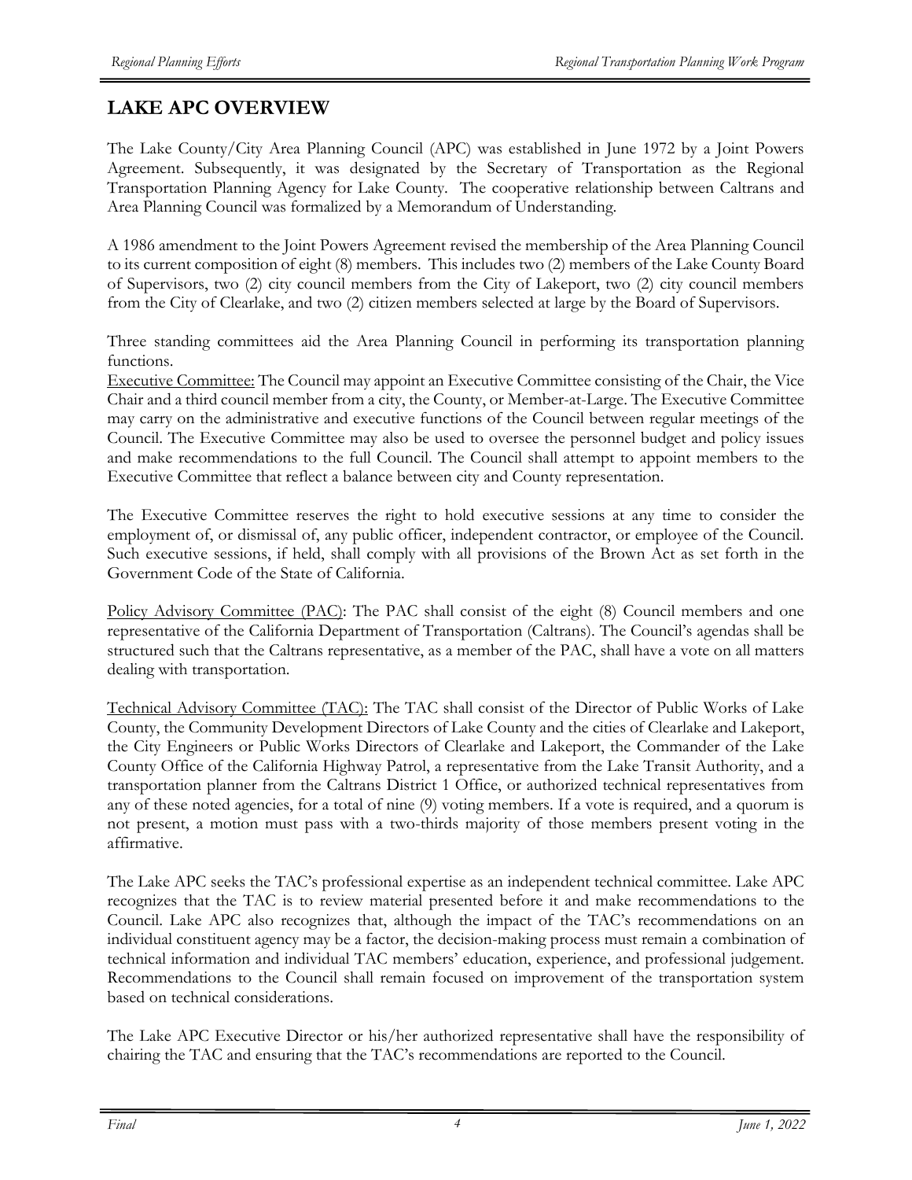## LAKE APC OVERVIEW

The Lake County/City Area Planning Council (APC) was established in June 1972 by a Joint Powers Agreement. Subsequently, it was designated by the Secretary of Transportation as the Regional Transportation Planning Agency for Lake County. The cooperative relationship between Caltrans and Area Planning Council was formalized by a Memorandum of Understanding.

A 1986 amendment to the Joint Powers Agreement revised the membership of the Area Planning Council to its current composition of eight (8) members. This includes two (2) members of the Lake County Board of Supervisors, two (2) city council members from the City of Lakeport, two (2) city council members from the City of Clearlake, and two (2) citizen members selected at large by the Board of Supervisors.

Three standing committees aid the Area Planning Council in performing its transportation planning functions.

<u>Executive Committee:</u> The Council may appoint an Executive Committee consisting of the Chair, the Vice Chair and a third council member from a city, the County, or Member-at-Large. The Executive Committee may carry on the administrative and executive functions of the Council between regular meetings of the Council. The Executive Committee may also be used to oversee the personnel budget and policy issues and make recommendations to the full Council. The Council shall attempt to appoint members to the Executive Committee that reflect a balance between city and County representation.

The Executive Committee reserves the right to hold executive sessions at any time to consider the employment of, or dismissal of, any public officer, independent contractor, or employee of the Council. Such executive sessions, if held, shall comply with all provisions of the Brown Act as set forth in the Government Code of the State of California.

<u>Policy Advisory Committee (PAC)</u>: The PAC shall consist of the eight (8) Council members and one representative of the California Department of Transportation (Caltrans). The Council's agendas shall be structured such that the Caltrans representative, as a member of the PAC, shall have a vote on all matters dealing with transportation.

<u>Technical Advisory Committee (TAC):</u> The TAC shall consist of the Director of Public Works of Lake County, the Community Development Directors of Lake County and the cities of Clearlake and Lakeport, the City Engineers or Public Works Directors of Clearlake and Lakeport, the Commander of the Lake County Office of the California Highway Patrol, a representative from the Lake Transit Authority, and a transportation planner from the Caltrans District 1 Office, or authorized technical representatives from any of these noted agencies, for a total of nine (9) voting members. If a vote is required, and a quorum is not present, a motion must pass with a two-thirds majority of those members present voting in the affirmative.

The Lake APC seeks the TAC's professional expertise as an independent technical committee. Lake APC recognizes that the TAC is to review material presented before it and make recommendations to the Council. Lake APC also recognizes that, although the impact of the TAC's recommendations on an individual constituent agency may be a factor, the decision-making process must remain a combination of technical information and individual TAC members' education, experience, and professional judgement. Recommendations to the Council shall remain focused on improvement of the transportation system based on technical considerations.

The Lake APC Executive Director or his/her authorized representative shall have the responsibility of chairing the TAC and ensuring that the TAC's recommendations are reported to the Council.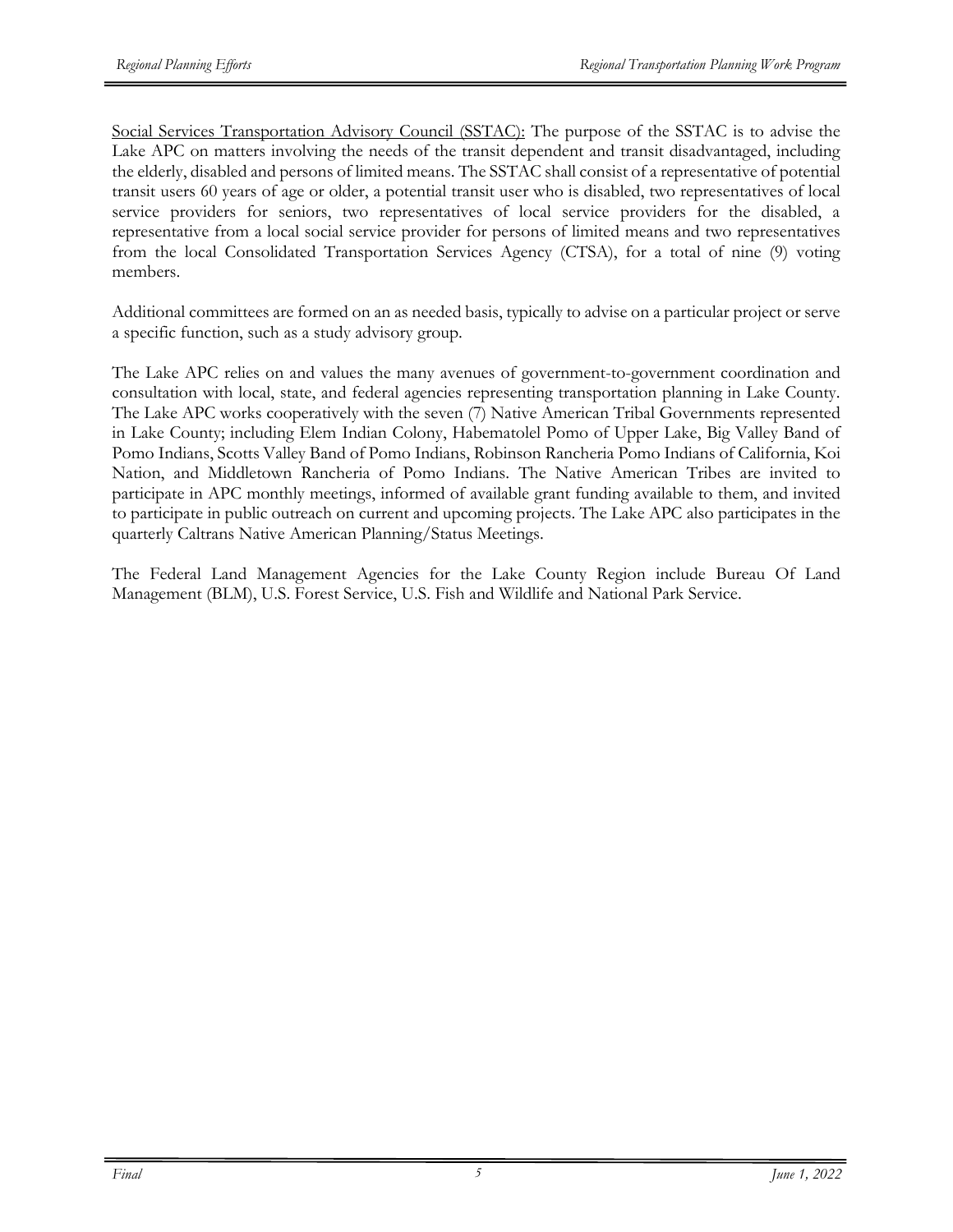<u>Social Services Transportation Advisory Council (SSTAC):</u> The purpose of the SSTAC is to advise the Lake APC on matters involving the needs of the transit dependent and transit disadvantaged, including the elderly, disabled and persons of limited means. The SSTAC shall consist of a representative of potential transit users 60 years of age or older, a potential transit user who is disabled, two representatives of local service providers for seniors, two representatives of local service providers for the disabled, a representative from a local social service provider for persons of limited means and two representatives from the local Consolidated Transportation Services Agency (CTSA), for a total of nine (9) voting members.

Additional committees are formed on an as needed basis, typically to advise on a particular project or serve a specific function, such as a study advisory group.

The Lake APC relies on and values the many avenues of government-to-government coordination and consultation with local, state, and federal agencies representing transportation planning in Lake County. The Lake APC works cooperatively with the seven (7) Native American Tribal Governments represented in Lake County; including Elem Indian Colony, Habematolel Pomo of Upper Lake, Big Valley Band of Pomo Indians, Scotts Valley Band of Pomo Indians, Robinson Rancheria Pomo Indians of California, Koi Nation, and Middletown Rancheria of Pomo Indians. The Native American Tribes are invited to participate in APC monthly meetings, informed of available grant funding available to them, and invited to participate in public outreach on current and upcoming projects. The Lake APC also participates in the quarterly Caltrans Native American Planning/Status Meetings.

The Federal Land Management Agencies for the Lake County Region include Bureau Of Land Management (BLM), U.S. Forest Service, U.S. Fish and Wildlife and National Park Service.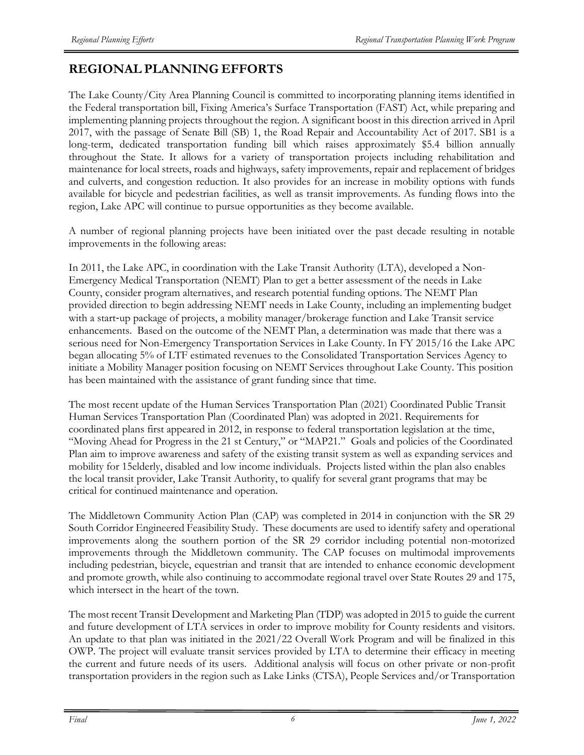# REGIONAL PLANNING EFFORTS

The Lake County/City Area Planning Council is committed to incorporating planning items identified in the Federal transportation bill, Fixing America's Surface Transportation (FAST) Act, while preparing and implementing planning projects throughout the region. A significant boost in this direction arrived in April 2017, with the passage of Senate Bill (SB) 1, the Road Repair and Accountability Act of 2017. SB1 is a long-term, dedicated transportation funding bill which raises approximately $5.4 billion annually throughout the State. It allows for a variety of transportation projects including rehabilitation and maintenance for local streets, roads and highways, safety improvements, repair and replacement of bridges and culverts, and congestion reduction. It also provides for an increase in mobility options with funds available for bicycle and pedestrian facilities, as well as transit improvements. As funding flows into the region, Lake APC will continue to pursue opportunities as they become available.

A number of regional planning projects have been initiated over the past decade resulting in notable improvements in the following areas:

In 2011, the Lake APC, in coordination with the Lake Transit Authority (LTA), developed a Non-Emergency Medical Transportation (NEMT) Plan to get a better assessment of the needs in Lake County, consider program alternatives, and research potential funding options. The NEMT Plan provided direction to begin addressing NEMT needs in Lake County, including an implementing budget with a start-up package of projects, a mobility manager/brokerage function and Lake Transit service enhancements. Based on the outcome of the NEMT Plan, a determination was made that there was a serious need for Non-Emergency Transportation Services in Lake County. In FY 2015/16 the Lake APC began allocating 5% of LTF estimated revenues to the Consolidated Transportation Services Agency to initiate a Mobility Manager position focusing on NEMT Services throughout Lake County. This position has been maintained with the assistance of grant funding since that time.

The most recent update of the Human Services Transportation Plan (2021) Coordinated Public Transit Human Services Transportation Plan (Coordinated Plan) was adopted in 2021. Requirements for coordinated plans first appeared in 2012, in response to federal transportation legislation at the time, "Moving Ahead for Progress in the 21 st Century," or "MAP21." Goals and policies of the Coordinated Plan aim to improve awareness and safety of the existing transit system as well as expanding services and mobility for 15elderly, disabled and low income individuals. Projects listed within the plan also enables the local transit provider, Lake Transit Authority, to qualify for several grant programs that may be critical for continued maintenance and operation.

The Middletown Community Action Plan (CAP) was completed in 2014 in conjunction with the SR 29 South Corridor Engineered Feasibility Study. These documents are used to identify safety and operational improvements along the southern portion of the SR 29 corridor including potential non-motorized improvements through the Middletown community. The CAP focuses on multimodal improvements including pedestrian, bicycle, equestrian and transit that are intended to enhance economic development and promote growth, while also continuing to accommodate regional travel over State Routes 29 and 175, which intersect in the heart of the town.

The most recent Transit Development and Marketing Plan (TDP) was adopted in 2015 to guide the current and future development of LTA services in order to improve mobility for County residents and visitors. An update to that plan was initiated in the 2021/22 Overall Work Program and will be finalized in this OWP. The project will evaluate transit services provided by LTA to determine their efficacy in meeting the current and future needs of its users. Additional analysis will focus on other private or non-profit transportation providers in the region such as Lake Links (CTSA), People Services and/or Transportation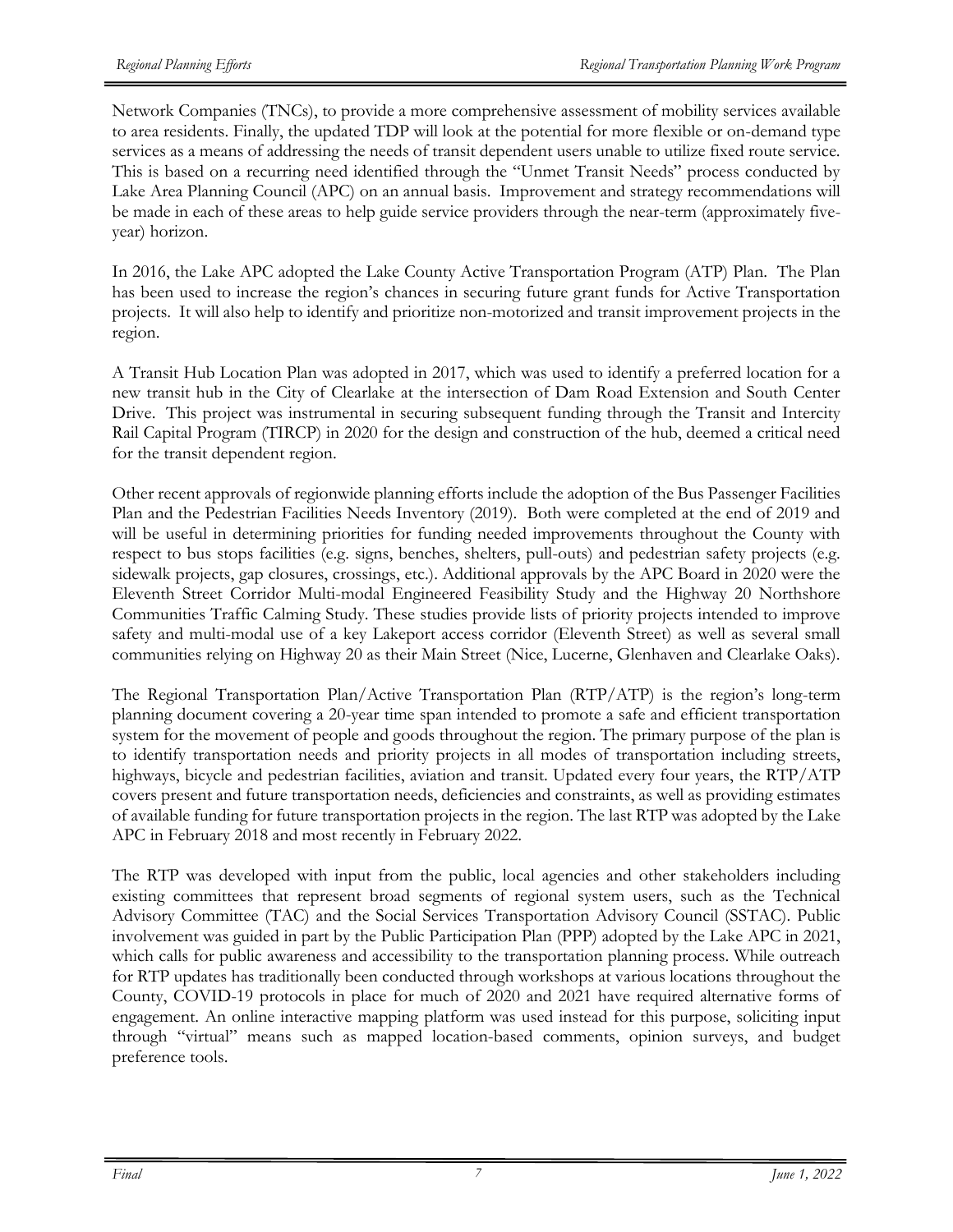Network Companies (TNCs), to provide a more comprehensive assessment of mobility services available to area residents. Finally, the updated TDP will look at the potential for more flexible or on-demand type services as a means of addressing the needs of transit dependent users unable to utilize fixed route service. This is based on a recurring need identified through the "Unmet Transit Needs" process conducted by Lake Area Planning Council (APC) on an annual basis. Improvement and strategy recommendations will be made in each of these areas to help guide service providers through the near-term (approximately five-year) horizon.

In 2016, the Lake APC adopted the Lake County Active Transportation Program (ATP) Plan. The Plan has been used to increase the region's chances in securing future grant funds for Active Transportation projects. It will also help to identify and prioritize non-motorized and transit improvement projects in the region.

A Transit Hub Location Plan was adopted in 2017, which was used to identify a preferred location for a new transit hub in the City of Clearlake at the intersection of Dam Road Extension and South Center Drive. This project was instrumental in securing subsequent funding through the Transit and Intercity Rail Capital Program (TIRCP) in 2020 for the design and construction of the hub, deemed a critical need for the transit dependent region.

Other recent approvals of regionwide planning efforts include the adoption of the Bus Passenger Facilities Plan and the Pedestrian Facilities Needs Inventory (2019). Both were completed at the end of 2019 and will be useful in determining priorities for funding needed improvements throughout the County with respect to bus stops facilities (e.g. signs, benches, shelters, pull-outs) and pedestrian safety projects (e.g. sidewalk projects, gap closures, crossings, etc.). Additional approvals by the APC Board in 2020 were the Eleventh Street Corridor Multi-modal Engineered Feasibility Study and the Highway 20 Northshore Communities Traffic Calming Study. These studies provide lists of priority projects intended to improve safety and multi-modal use of a key Lakeport access corridor (Eleventh Street) as well as several small communities relying on Highway 20 as their Main Street (Nice, Lucerne, Glenhaven and Clearlake Oaks).

The Regional Transportation Plan/Active Transportation Plan (RTP/ATP) is the region's long-term planning document covering a 20-year time span intended to promote a safe and efficient transportation system for the movement of people and goods throughout the region. The primary purpose of the plan is to identify transportation needs and priority projects in all modes of transportation including streets, highways, bicycle and pedestrian facilities, aviation and transit. Updated every four years, the RTP/ATP covers present and future transportation needs, deficiencies and constraints, as well as providing estimates of available funding for future transportation projects in the region. The last RTP was adopted by the Lake APC in February 2018 and most recently in February 2022.

The RTP was developed with input from the public, local agencies and other stakeholders including existing committees that represent broad segments of regional system users, such as the Technical Advisory Committee (TAC) and the Social Services Transportation Advisory Council (SSTAC). Public involvement was guided in part by the Public Participation Plan (PPP) adopted by the Lake APC in 2021, which calls for public awareness and accessibility to the transportation planning process. While outreach for RTP updates has traditionally been conducted through workshops at various locations throughout the County, COVID-19 protocols in place for much of 2020 and 2021 have required alternative forms of engagement. An online interactive mapping platform was used instead for this purpose, soliciting input through "virtual" means such as mapped location-based comments, opinion surveys, and budget preference tools.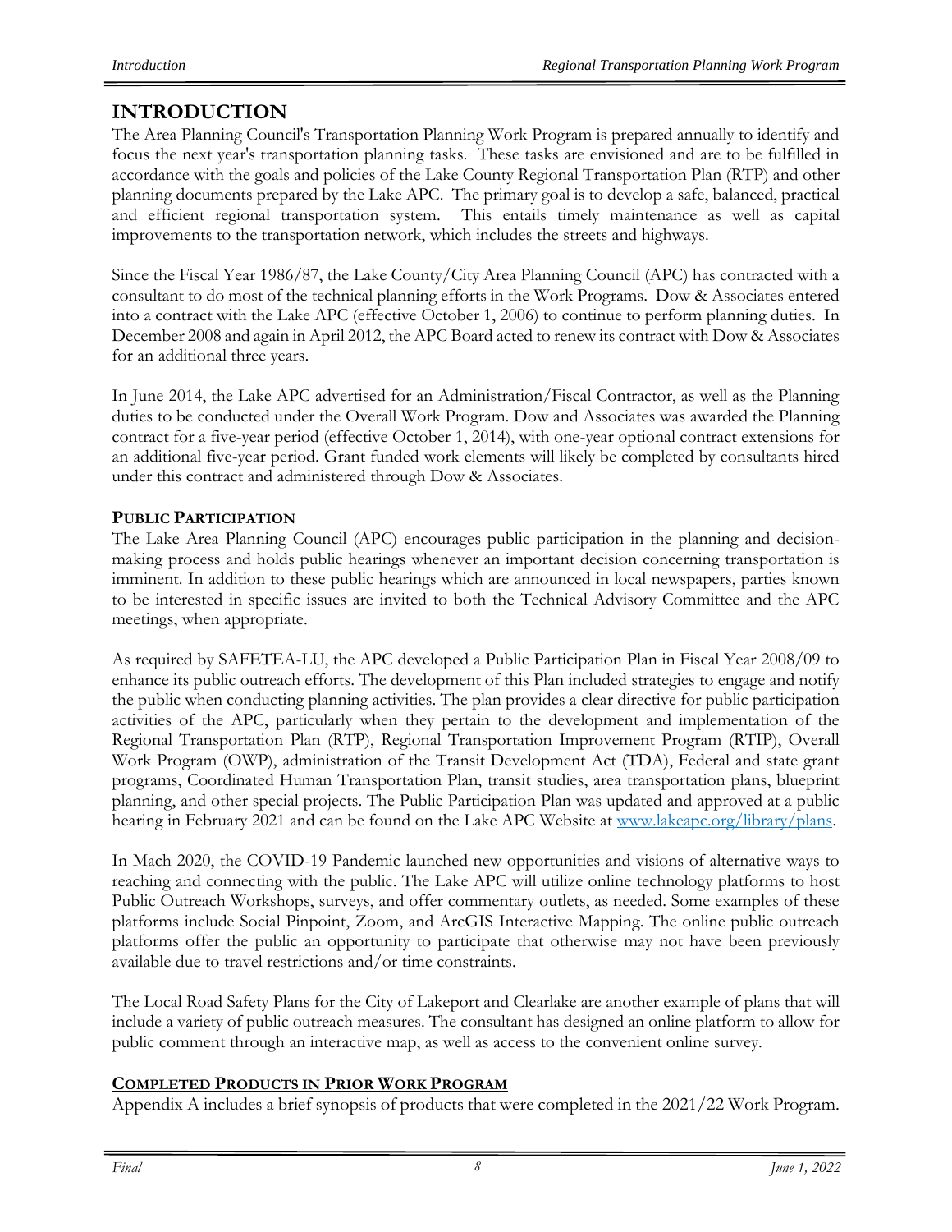# INTRODUCTION

The Area Planning Council's Transportation Planning Work Program is prepared annually to identify and focus the next year's transportation planning tasks. These tasks are envisioned and are to be fulfilled in accordance with the goals and policies of the Lake County Regional Transportation Plan (RTP) and other planning documents prepared by the Lake APC. The primary goal is to develop a safe, balanced, practical and efficient regional transportation system. This entails timely maintenance as well as capital improvements to the transportation network, which includes the streets and highways.

Since the Fiscal Year 1986/87, the Lake County/City Area Planning Council (APC) has contracted with a consultant to do most of the technical planning efforts in the Work Programs. Dow & Associates entered into a contract with the Lake APC (effective October 1, 2006) to continue to perform planning duties. In December 2008 and again in April 2012, the APC Board acted to renew its contract with Dow & Associates for an additional three years.

In June 2014, the Lake APC advertised for an Administration/Fiscal Contractor, as well as the Planning duties to be conducted under the Overall Work Program. Dow and Associates was awarded the Planning contract for a five-year period (effective October 1, 2014), with one-year optional contract extensions for an additional five-year period. Grant funded work elements will likely be completed by consultants hired under this contract and administered through Dow & Associates.

## PUBLIC PARTICIPATION

The Lake Area Planning Council (APC) encourages public participation in the planning and decision-making process and holds public hearings whenever an important decision concerning transportation is imminent. In addition to these public hearings which are announced in local newspapers, parties known to be interested in specific issues are invited to both the Technical Advisory Committee and the APC meetings, when appropriate.

As required by SAFETEA-LU, the APC developed a Public Participation Plan in Fiscal Year 2008/09 to enhance its public outreach efforts. The development of this Plan included strategies to engage and notify the public when conducting planning activities. The plan provides a clear directive for public participation activities of the APC, particularly when they pertain to the development and implementation of the Regional Transportation Plan (RTP), Regional Transportation Improvement Program (RTIP), Overall Work Program (OWP), administration of the Transit Development Act (TDA), Federal and state grant programs, Coordinated Human Transportation Plan, transit studies, area transportation plans, blueprint planning, and other special projects. The Public Participation Plan was updated and approved at a public hearing in February 2021 and can be found on the Lake APC Website at [www.lakeapc.org/library/plans](www.lakeapc.org/library/plans).

In Mach 2020, the COVID-19 Pandemic launched new opportunities and visions of alternative ways to reaching and connecting with the public. The Lake APC will utilize online technology platforms to host Public Outreach Workshops, surveys, and offer commentary outlets, as needed. Some examples of these platforms include Social Pinpoint, Zoom, and ArcGIS Interactive Mapping. The online public outreach platforms offer the public an opportunity to participate that otherwise may not have been previously available due to travel restrictions and/or time constraints.

The Local Road Safety Plans for the City of Lakeport and Clearlake are another example of plans that will include a variety of public outreach measures. The consultant has designed an online platform to allow for public comment through an interactive map, as well as access to the convenient online survey.

## COMPLETED PRODUCTS IN PRIOR WORK PROGRAM

Appendix A includes a brief synopsis of products that were completed in the 2021/22 Work Program.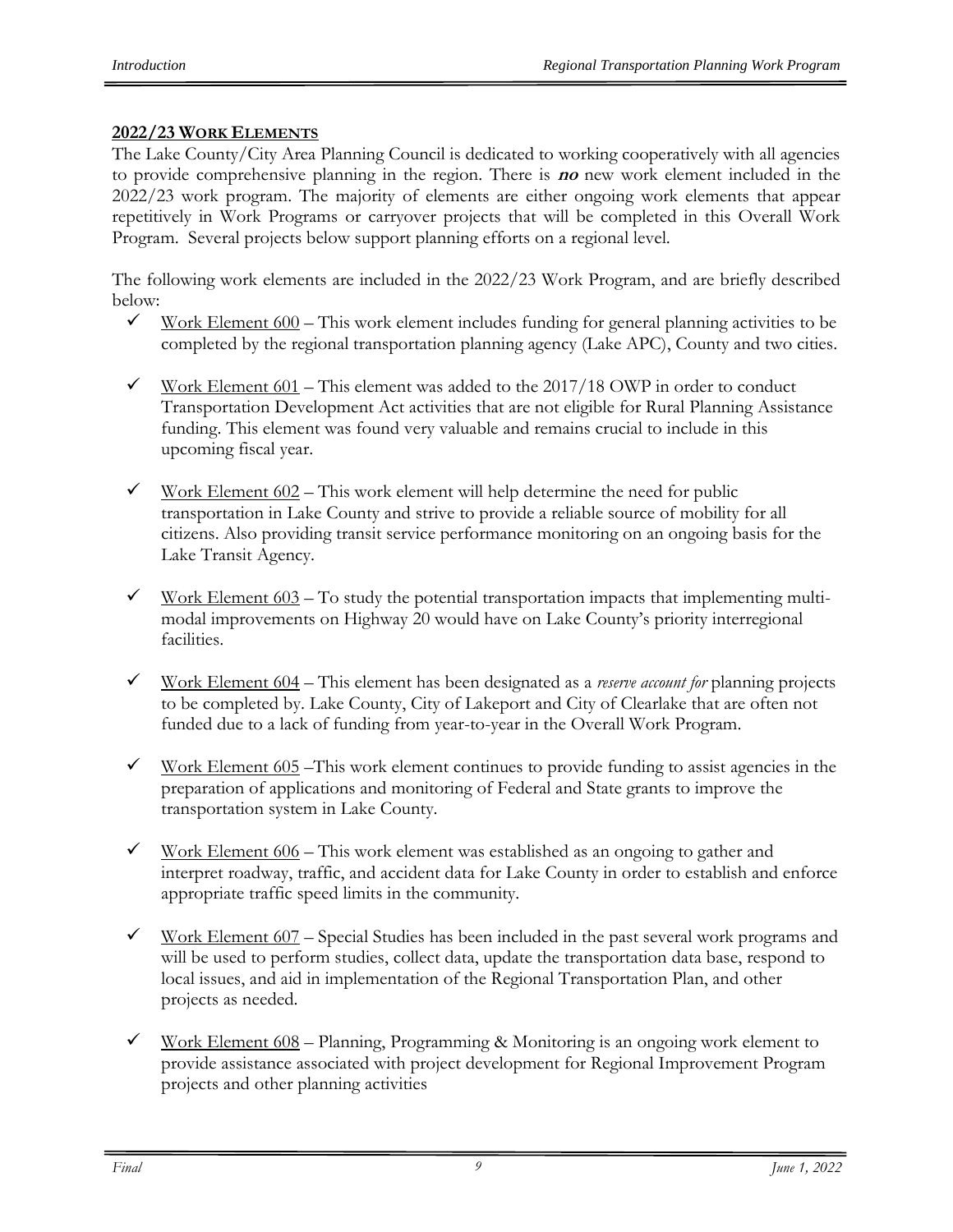## 2022/23 WORK ELEMENTS

The Lake County/City Area Planning Council is dedicated to working cooperatively with all agencies to provide comprehensive planning in the region. There is ***no*** new work element included in the 2022/23 work program. The majority of elements are either ongoing work elements that appear repetitively in Work Programs or carryover projects that will be completed in this Overall Work Program. Several projects below support planning efforts on a regional level.

The following work elements are included in the 2022/23 Work Program, and are briefly described below:

- ✓ Work Element 600 – This work element includes funding for general planning activities to be completed by the regional transportation planning agency (Lake APC), County and two cities.
- ✓ Work Element 601 – This element was added to the 2017/18 OWP in order to conduct Transportation Development Act activities that are not eligible for Rural Planning Assistance funding. This element was found very valuable and remains crucial to include in this upcoming fiscal year.
- ✓ Work Element 602 – This work element will help determine the need for public transportation in Lake County and strive to provide a reliable source of mobility for all citizens. Also providing transit service performance monitoring on an ongoing basis for the Lake Transit Agency.
- ✓ Work Element 603 – To study the potential transportation impacts that implementing multi-modal improvements on Highway 20 would have on Lake County's priority interregional facilities.
- ✓ Work Element 604 – This element has been designated as a *reserve account for* planning projects to be completed by. Lake County, City of Lakeport and City of Clearlake that are often not funded due to a lack of funding from year-to-year in the Overall Work Program.
- ✓ Work Element 605 –This work element continues to provide funding to assist agencies in the preparation of applications and monitoring of Federal and State grants to improve the transportation system in Lake County.
- ✓ Work Element 606 – This work element was established as an ongoing to gather and interpret roadway, traffic, and accident data for Lake County in order to establish and enforce appropriate traffic speed limits in the community.
- ✓ Work Element 607 – Special Studies has been included in the past several work programs and will be used to perform studies, collect data, update the transportation data base, respond to local issues, and aid in implementation of the Regional Transportation Plan, and other projects as needed.
- ✓ Work Element 608 – Planning, Programming & Monitoring is an ongoing work element to provide assistance associated with project development for Regional Improvement Program projects and other planning activities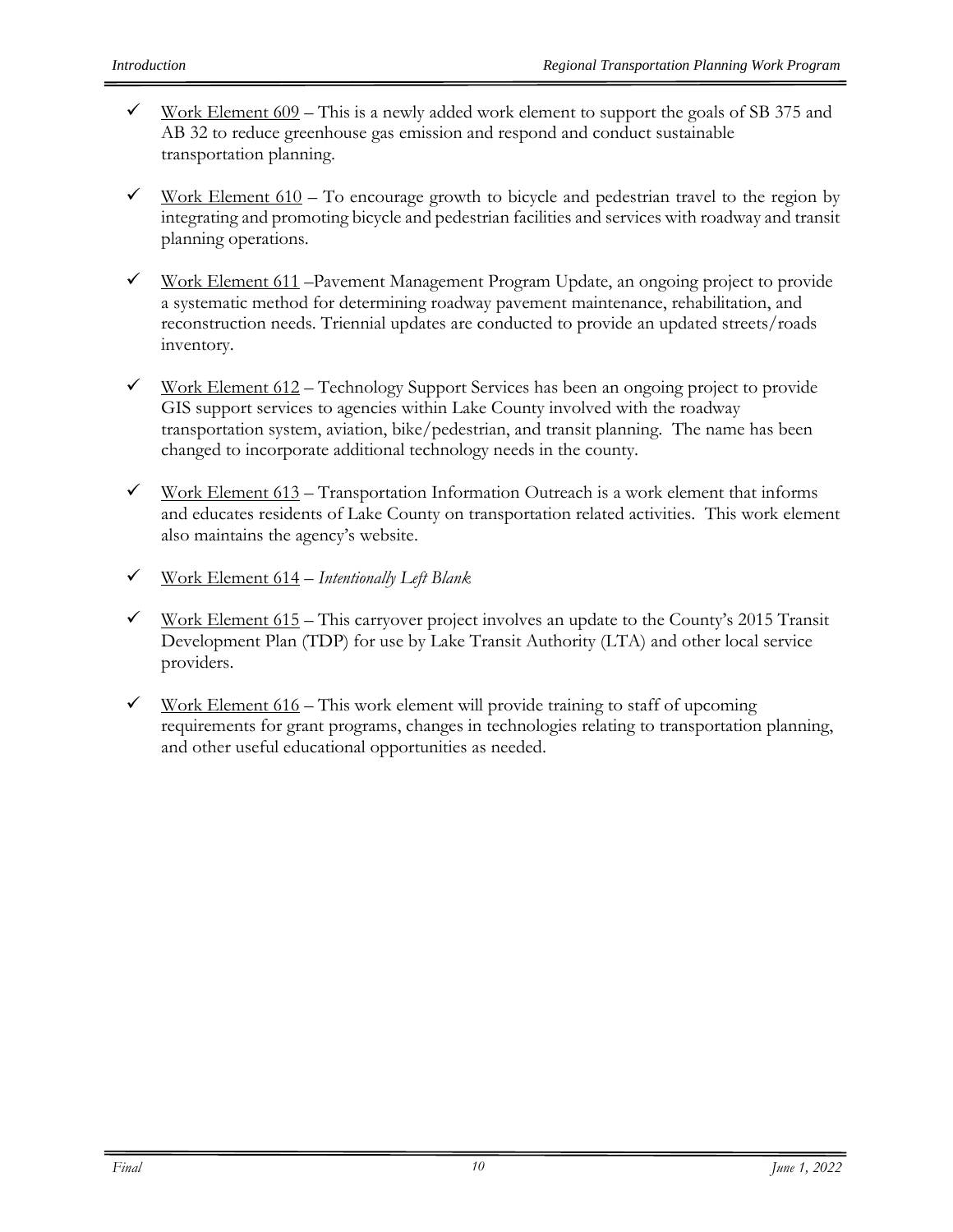- ✓ Work Element 609 – This is a newly added work element to support the goals of SB 375 and AB 32 to reduce greenhouse gas emission and respond and conduct sustainable transportation planning.

- ✓ Work Element 610 – To encourage growth to bicycle and pedestrian travel to the region by integrating and promoting bicycle and pedestrian facilities and services with roadway and transit planning operations.

- ✓ Work Element 611 –Pavement Management Program Update, an ongoing project to provide a systematic method for determining roadway pavement maintenance, rehabilitation, and reconstruction needs. Triennial updates are conducted to provide an updated streets/roads inventory.

- ✓ Work Element 612 – Technology Support Services has been an ongoing project to provide GIS support services to agencies within Lake County involved with the roadway transportation system, aviation, bike/pedestrian, and transit planning. The name has been changed to incorporate additional technology needs in the county.

- ✓ Work Element 613 – Transportation Information Outreach is a work element that informs and educates residents of Lake County on transportation related activities. This work element also maintains the agency's website.

- ✓ Work Element 614 – *Intentionally Left Blank*

- ✓ Work Element 615 – This carryover project involves an update to the County's 2015 Transit Development Plan (TDP) for use by Lake Transit Authority (LTA) and other local service providers.

- ✓ Work Element 616 – This work element will provide training to staff of upcoming requirements for grant programs, changes in technologies relating to transportation planning, and other useful educational opportunities as needed.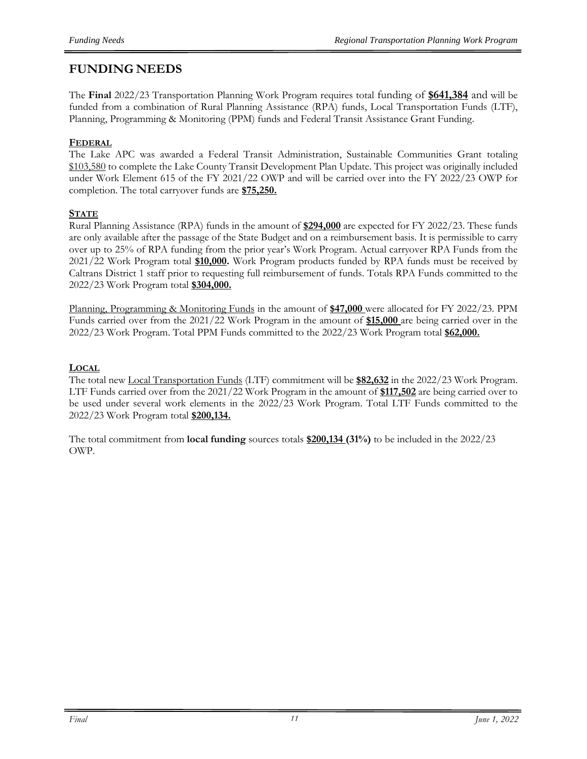# FUNDING NEEDS

The **Final** 2022/23 Transportation Planning Work Program requires total funding of **$641,384** and will be funded from a combination of Rural Planning Assistance (RPA) funds, Local Transportation Funds (LTF), Planning, Programming & Monitoring (PPM) funds and Federal Transit Assistance Grant Funding.

## FEDERAL

The Lake APC was awarded a Federal Transit Administration, Sustainable Communities Grant totaling $103,580 to complete the Lake County Transit Development Plan Update. This project was originally included under Work Element 615 of the FY 2021/22 OWP and will be carried over into the FY 2022/23 OWP for completion. The total carryover funds are **$75,250.**

## STATE

Rural Planning Assistance (RPA) funds in the amount of **$294,000** are expected for FY 2022/23. These funds are only available after the passage of the State Budget and on a reimbursement basis. It is permissible to carry over up to 25% of RPA funding from the prior year's Work Program. Actual carryover RPA Funds from the 2021/22 Work Program total **$10,000.** Work Program products funded by RPA funds must be received by Caltrans District 1 staff prior to requesting full reimbursement of funds. Totals RPA Funds committed to the 2022/23 Work Program total **$304,000.**

Planning, Programming & Monitoring Funds in the amount of **$47,000** were allocated for FY 2022/23. PPM Funds carried over from the 2021/22 Work Program in the amount of **$15,000** are being carried over in the 2022/23 Work Program. Total PPM Funds committed to the 2022/23 Work Program total **$62,000.**

## LOCAL

The total new Local Transportation Funds (LTF) commitment will be **$82,632** in the 2022/23 Work Program. LTF Funds carried over from the 2021/22 Work Program in the amount of **$117,502** are being carried over to be used under several work elements in the 2022/23 Work Program. Total LTF Funds committed to the 2022/23 Work Program total **$200,134.**

The total commitment from **local funding** sources totals **$200,134 (31%)** to be included in the 2022/23 OWP.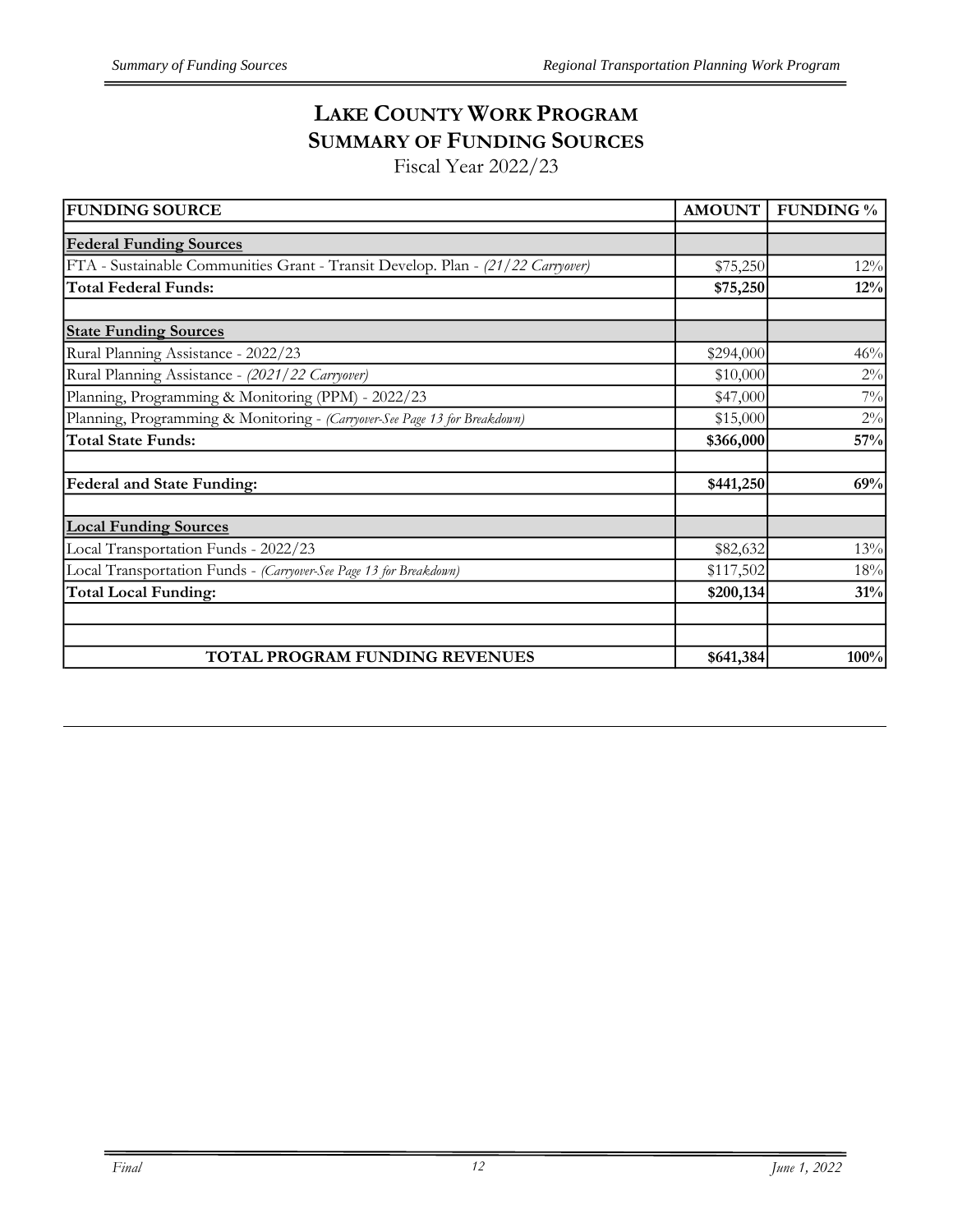# LAKE COUNTY WORK PROGRAM
## SUMMARY OF FUNDING SOURCES
Fiscal Year 2022/23

| FUNDING SOURCE | AMOUNT | FUNDING % |
|---|---|---|
| **Federal Funding Sources** | | |
| FTA - Sustainable Communities Grant - Transit Develop. Plan - *(21/22 Carryover)* | $75,250 | 12% |
| **Total Federal Funds:** | **$75,250** | **12%** |
| | | |
| **State Funding Sources** | | |
| Rural Planning Assistance - 2022/23 | $294,000 | 46% |
| Rural Planning Assistance - *(2021/22 Carryover)* | $10,000 | 2% |
| Planning, Programming & Monitoring (PPM) - 2022/23 | $47,000 | 7% |
| Planning, Programming & Monitoring - *(Carryover-See Page 13 for Breakdown)* | $15,000 | 2% |
| **Total State Funds:** | **$366,000** | **57%** |
| | | |
| **Federal and State Funding:** | **$441,250** | **69%** |
| | | |
| **Local Funding Sources** | | |
| Local Transportation Funds - 2022/23 | $82,632 | 13% |
| Local Transportation Funds - *(Carryover-See Page 13 for Breakdown)* | $117,502 | 18% |
| **Total Local Funding:** | **$200,134** | **31%** |
| | | |
| | | |
| **TOTAL PROGRAM FUNDING REVENUES** | **$641,384** | **100%** |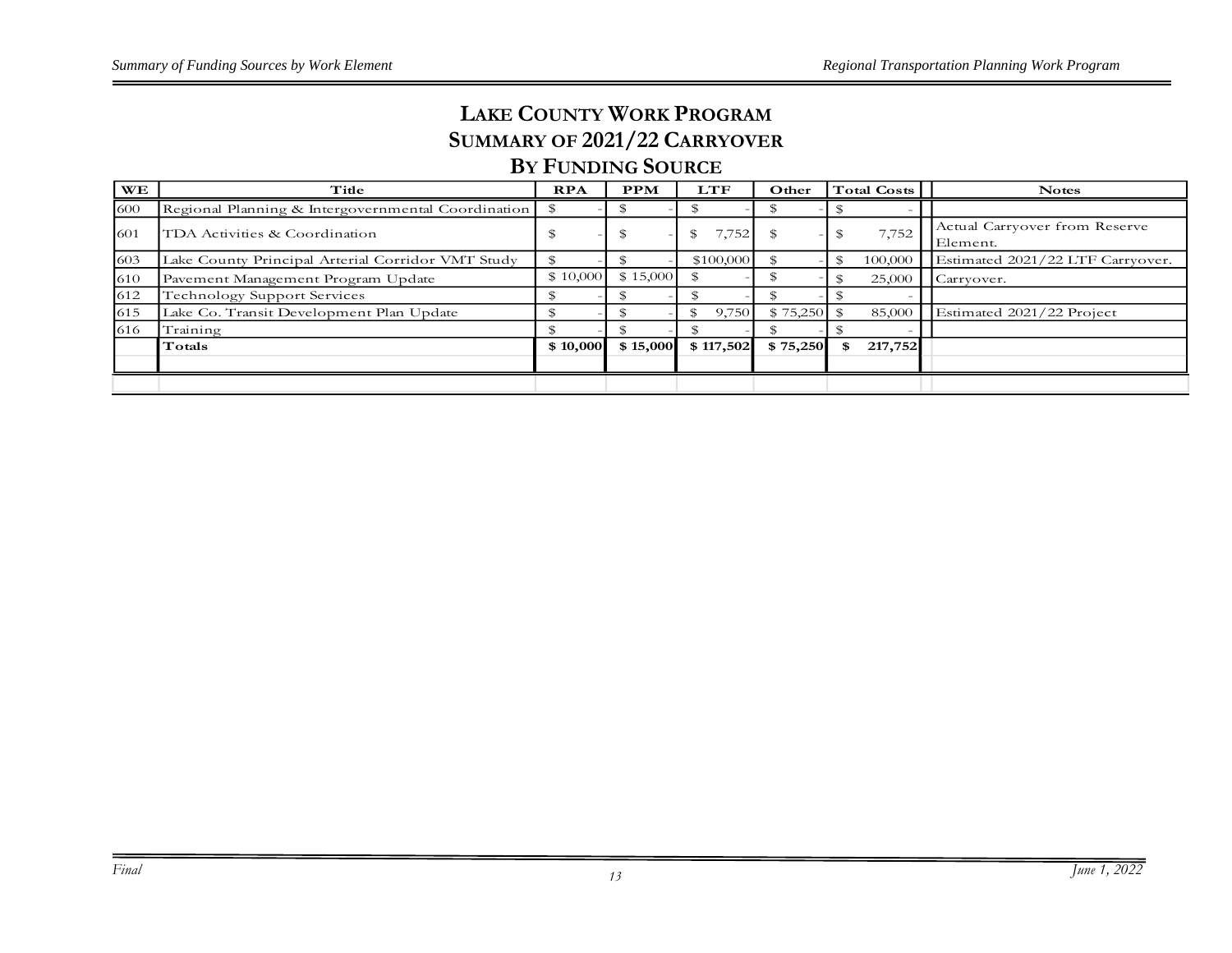# LAKE COUNTY WORK PROGRAM
## SUMMARY OF 2021/22 CARRYOVER
## BY FUNDING SOURCE

| WE | Title | RPA | PPM | LTF | Other | Total Costs | Notes |
|---|---|---|---|---|---|---|---|
| 600 | Regional Planning & Intergovernmental Coordination | $ - | $ - | $ - | $ - | $ - | |
| 601 | TDA Activities & Coordination | $ - | $ - | $ 7,752 | $ - | $ 7,752 | Actual Carryover from Reserve Element. |
| 603 | Lake County Principal Arterial Corridor VMT Study | $ - | $ - | $100,000 | $ - | $ 100,000 | Estimated 2021/22 LTF Carryover. |
| 610 | Pavement Management Program Update | $ 10,000 | $ 15,000 | $ - | $ - | $ 25,000 | Carryover. |
| 612 | Technology Support Services | $ - | $ - | $ - | $ - | $ - | |
| 615 | Lake Co. Transit Development Plan Update | $ - | $ - | $ 9,750 | $ 75,250 | $ 85,000 | Estimated 2021/22 Project |
| 616 | Training | $ - | $ - | $ - | $ - | $ - | |
| | **Totals** | **$ 10,000** | **$ 15,000** | **$ 117,502** | **$ 75,250** | **$ 217,752** | |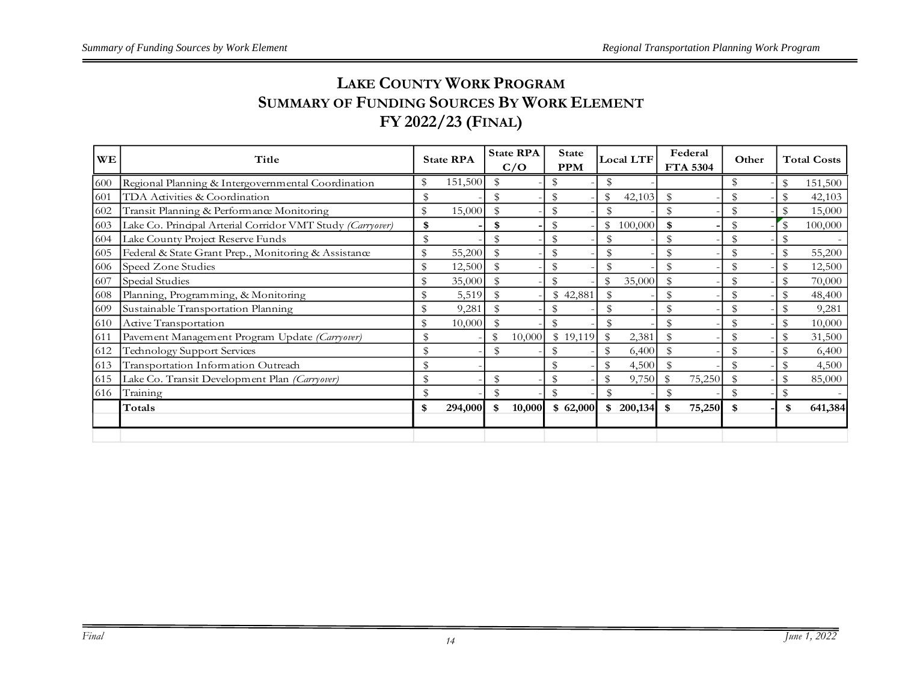# LAKE COUNTY WORK PROGRAM
## SUMMARY OF FUNDING SOURCES BY WORK ELEMENT
## FY 2022/23 (FINAL)

| WE | Title | State RPA | State RPA C/O | State PPM | Local LTF | Federal FTA 5304 | Other | Total Costs |
|---|---|---|---|---|---|---|---|---|
| 600 | Regional Planning & Intergovernmental Coordination | $ 151,500 | $ - | $ - | $ - | | $ - | $ 151,500 |
| 601 | TDA Activities & Coordination | $ - | $ - | $ - | $ 42,103 | $ - | $ - | $ 42,103 |
| 602 | Transit Planning & Performance Monitoring | $ 15,000 | $ - | $ - | $ - | $ - | $ - | $ 15,000 |
| 603 | Lake Co. Principal Arterial Corridor VMT Study *(Carryover)* | **$ -** | **$ -** | $ - | $ 100,000 | **$ -** | $ - | $ 100,000 |
| 604 | Lake County Project Reserve Funds | $ - | $ - | $ - | $ - | $ - | $ - | $ - |
| 605 | Federal & State Grant Prep., Monitoring & Assistance | $ 55,200 | $ - | $ - | $ - | $ - | $ - | $ 55,200 |
| 606 | Speed Zone Studies | $ 12,500 | $ - | $ - | $ - | $ - | $ - | $ 12,500 |
| 607 | Special Studies | $ 35,000 | $ - | $ - | $ 35,000 | $ - | $ - | $ 70,000 |
| 608 | Planning, Programming, & Monitoring | $ 5,519 | $ - | $ 42,881 | $ - | $ - | $ - | $ 48,400 |
| 609 | Sustainable Transportation Planning | $ 9,281 | $ - | $ - | $ - | $ - | $ - | $ 9,281 |
| 610 | Active Transportation | $ 10,000 | $ - | $ - | $ - | $ - | $ - | $ 10,000 |
| 611 | Pavement Management Program Update *(Carryover)* | $ - | $ 10,000 | $ 19,119 | $ 2,381 | $ - | $ - | $ 31,500 |
| 612 | Technology Support Services | $ - | $ - | $ - | $ 6,400 | $ - | $ - | $ 6,400 |
| 613 | Transportation Information Outreach | $ - | | $ - | $ 4,500 | $ - | $ - | $ 4,500 |
| 615 | Lake Co. Transit Development Plan *(Carryover)* | $ - | $ - | $ - | $ 9,750 | $ 75,250 | $ - | $ 85,000 |
| 616 | Training | $ - | $ - | $ - | $ - | $ - | $ - | $ - |
| | **Totals** | **$ 294,000** | **$ 10,000** | **$ 62,000** | **$ 200,134** | **$ 75,250** | **$ -** | **$ 641,384** |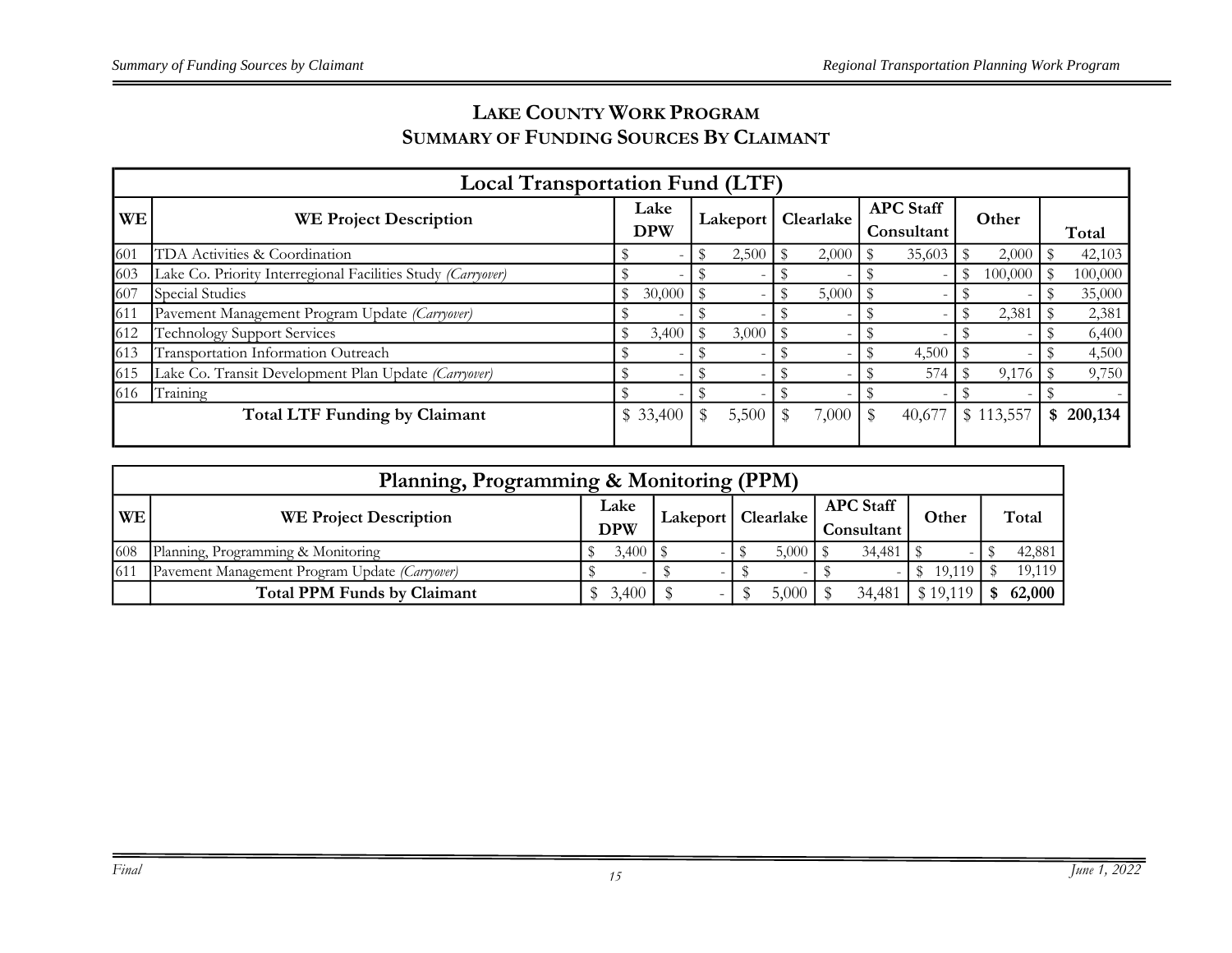## LAKE COUNTY WORK PROGRAM
## SUMMARY OF FUNDING SOURCES BY CLAIMANT

| Local Transportation Fund (LTF) | | | | | | | |
|---|---|---|---|---|---|---|---|
| WE | WE Project Description | Lake DPW | Lakeport | Clearlake | APC Staff Consultant | Other | Total |
| 601 | TDA Activities & Coordination | $ - | $ 2,500 | $ 2,000 | $ 35,603 | $ 2,000 | $ 42,103 |
| 603 | Lake Co. Priority Interregional Facilities Study *(Carryover)* | $ - | $ - | $ - | $ - | $ 100,000 | $ 100,000 |
| 607 | Special Studies | $ 30,000 | $ - | $ 5,000 | $ - | $ - | $ 35,000 |
| 611 | Pavement Management Program Update *(Carryover)* | $ - | $ - | $ - | $ - | $ 2,381 | $ 2,381 |
| 612 | Technology Support Services | $ 3,400 | $ 3,000 | $ - | $ - | $ - | $ 6,400 |
| 613 | Transportation Information Outreach | $ - | $ - | $ - | $ 4,500 | $ - | $ 4,500 |
| 615 | Lake Co. Transit Development Plan Update *(Carryover)* | $ - | $ - | $ - | $ 574 | $ 9,176 | $ 9,750 |
| 616 | Training | $ - | $ - | $ - | $ - | $ - | $ - |
| | **Total LTF Funding by Claimant** | $ 33,400 | $ 5,500 | $ 7,000 | $ 40,677 | $ 113,557 | **$ 200,134** |

| Planning, Programming & Monitoring (PPM) | | | | | | | |
|---|---|---|---|---|---|---|---|
| WE | WE Project Description | Lake DPW | Lakeport | Clearlake | APC Staff Consultant | Other | Total |
| 608 | Planning, Programming & Monitoring | $ 3,400 | $ - | $ 5,000 | $ 34,481 | $ - | $ 42,881 |
| 611 | Pavement Management Program Update *(Carryover)* | $ - | $ - | $ - | $ - | $ 19,119 | $ 19,119 |
| | **Total PPM Funds by Claimant** | $ 3,400 | $ - | $ 5,000 | $ 34,481 | $ 19,119 | **$ 62,000** |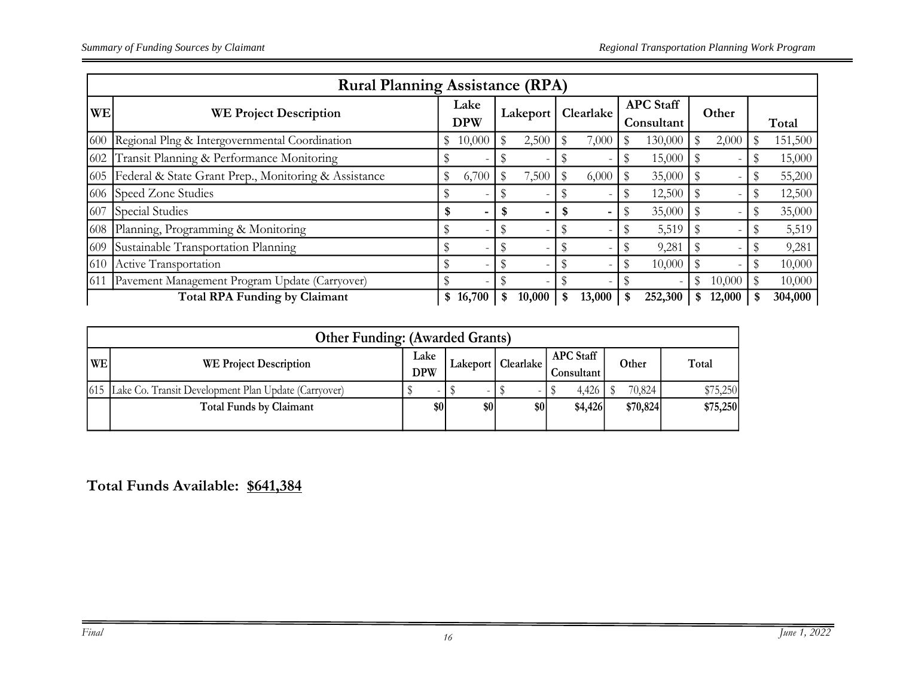| Rural Planning Assistance (RPA) | | | | | | | |
|---|---|---|---|---|---|---|---|
| **WE** | **WE Project Description** | **Lake DPW** | **Lakeport** | **Clearlake** | **APC Staff Consultant** | **Other** | **Total** |
| 600 | Regional Plng & Intergovernmental Coordination | $ 10,000 | $ 2,500 | $ 7,000 | $ 130,000 | $ 2,000 | $ 151,500 |
| 602 | Transit Planning & Performance Monitoring | $ - | $ - | $ - | $ 15,000 | $ - | $ 15,000 |
| 605 | Federal & State Grant Prep., Monitoring & Assistance | $ 6,700 | $ 7,500 | $ 6,000 | $ 35,000 | $ - | $ 55,200 |
| 606 | Speed Zone Studies | $ - | $ - | $ - | $ 12,500 | $ - | $ 12,500 |
| 607 | Special Studies | **$ -** | **$ -** | **$ -** | $ 35,000 | $ - | $ 35,000 |
| 608 | Planning, Programming & Monitoring | $ - | $ - | $ - | $ 5,519 | $ - | $ 5,519 |
| 609 | Sustainable Transportation Planning | $ - | $ - | $ - | $ 9,281 | $ - | $ 9,281 |
| 610 | Active Transportation | $ - | $ - | $ - | $ 10,000 | $ - | $ 10,000 |
| 611 | Pavement Management Program Update (Carryover) | $ - | $ - | $ - | $ - | $ 10,000 | $ 10,000 |
| | **Total RPA Funding by Claimant** | **$ 16,700** | **$ 10,000** | **$ 13,000** | **$ 252,300** | **$ 12,000** | **$ 304,000** |

| Other Funding: (Awarded Grants) | | | | | | | |
|---|---|---|---|---|---|---|---|
| **WE** | **WE Project Description** | **Lake DPW** | **Lakeport** | **Clearlake** | **APC Staff Consultant** | **Other** | **Total** |
| 615 | Lake Co. Transit Development Plan Update (Carryover) | $ - | $ - | $ - | $ 4,426 | $ 70,824 | $75,250 |
| | **Total Funds by Claimant** | **$0** | **$0** | **$0** | **$4,426** | **$70,824** | **$75,250** |

**Total Funds Available: $641,384**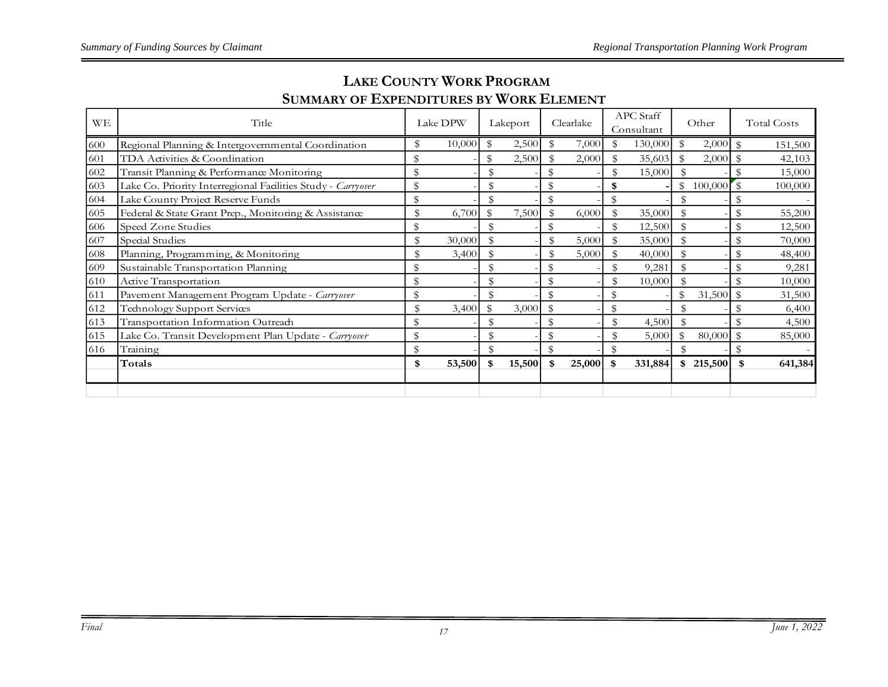## LAKE COUNTY WORK PROGRAM
## SUMMARY OF EXPENDITURES BY WORK ELEMENT

| WE | Title | Lake DPW | Lakeport | Clearlake | APC Staff Consultant | Other | Total Costs |
|---|---|---|---|---|---|---|---|
| 600 | Regional Planning & Intergovernmental Coordination | $ 10,000 | $ 2,500 | $ 7,000 | $ 130,000 | $ 2,000 | $ 151,500 |
| 601 | TDA Activities & Coordination | $ - | $ 2,500 | $ 2,000 | $ 35,603 | $ 2,000 | $ 42,103 |
| 602 | Transit Planning & Performance Monitoring | $ - | $ - | $ - | $ 15,000 | $ - | $ 15,000 |
| 603 | Lake Co. Priority Interregional Facilities Study - *Carryover* | $ - | $ - | $ - | **$ -** | $ 100,000 | $ 100,000 |
| 604 | Lake County Project Reserve Funds | $ - | $ - | $ - | $ - | $ - | $ - |
| 605 | Federal & State Grant Prep., Monitoring & Assistance | $ 6,700 | $ 7,500 | $ 6,000 | $ 35,000 | $ - | $ 55,200 |
| 606 | Speed Zone Studies | $ - | $ - | $ - | $ 12,500 | $ - | $ 12,500 |
| 607 | Special Studies | $ 30,000 | $ - | $ 5,000 | $ 35,000 | $ - | $ 70,000 |
| 608 | Planning, Programming, & Monitoring | $ 3,400 | $ - | $ 5,000 | $ 40,000 | $ - | $ 48,400 |
| 609 | Sustainable Transportation Planning | $ - | $ - | $ - | $ 9,281 | $ - | $ 9,281 |
| 610 | Active Transportation | $ - | $ - | $ - | $ 10,000 | $ - | $ 10,000 |
| 611 | Pavement Management Program Update - *Carryover* | $ - | $ - | $ - | $ - | $ 31,500 | $ 31,500 |
| 612 | Technology Support Services | $ 3,400 | $ 3,000 | $ - | $ - | $ - | $ 6,400 |
| 613 | Transportation Information Outreach | $ - | $ - | $ - | $ 4,500 | $ - | $ 4,500 |
| 615 | Lake Co. Transit Development Plan Update - *Carryover* | $ - | $ - | $ - | $ 5,000 | $ 80,000 | $ 85,000 |
| 616 | Training | $ - | $ - | $ - | $ - | $ - | $ - |
| | **Totals** | **$ 53,500** | **$ 15,500** | **$ 25,000** | **$ 331,884** | **$ 215,500** | **$ 641,384** |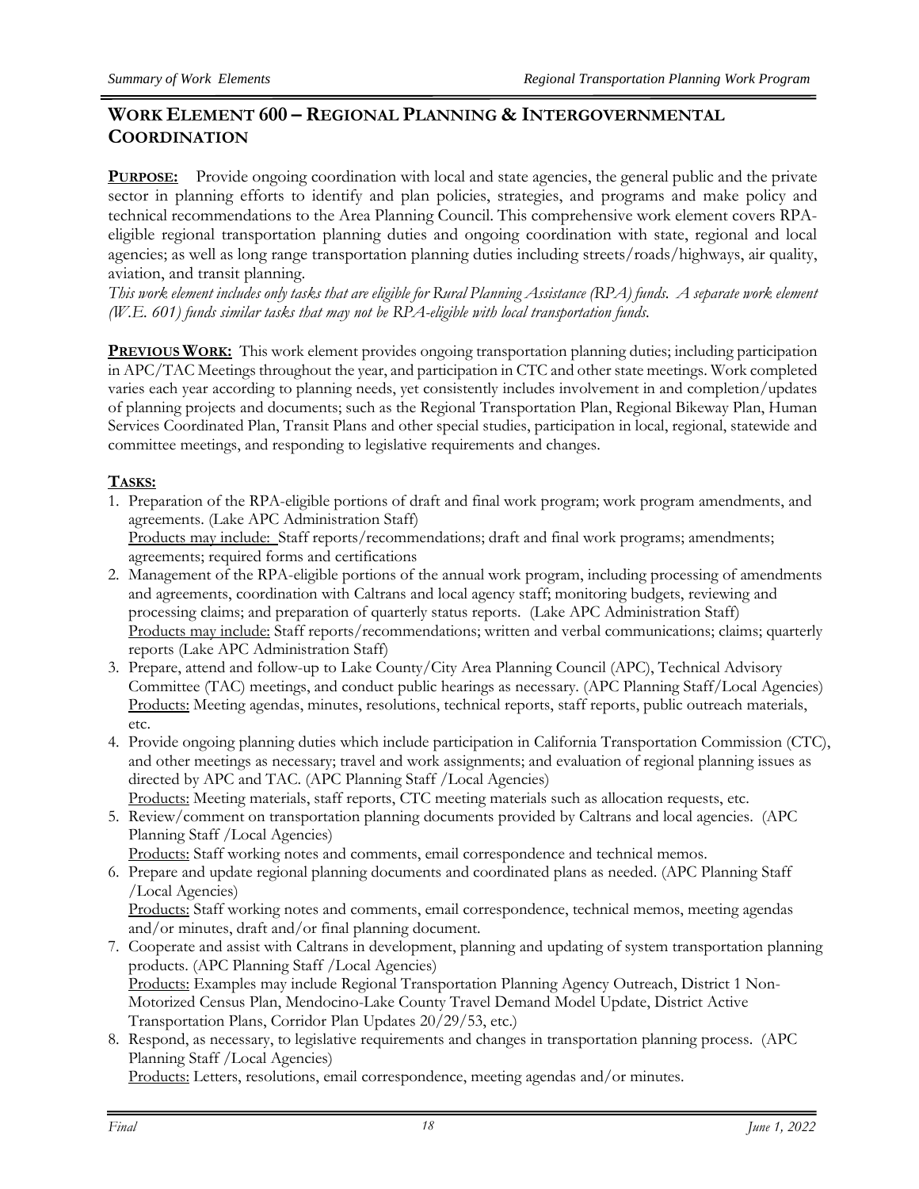## WORK ELEMENT 600 – REGIONAL PLANNING & INTERGOVERNMENTAL COORDINATION

**PURPOSE:** Provide ongoing coordination with local and state agencies, the general public and the private sector in planning efforts to identify and plan policies, strategies, and programs and make policy and technical recommendations to the Area Planning Council. This comprehensive work element covers RPA-eligible regional transportation planning duties and ongoing coordination with state, regional and local agencies; as well as long range transportation planning duties including streets/roads/highways, air quality, aviation, and transit planning.

*This work element includes only tasks that are eligible for Rural Planning Assistance (RPA) funds. A separate work element (W.E. 601) funds similar tasks that may not be RPA-eligible with local transportation funds.*

**PREVIOUS WORK:** This work element provides ongoing transportation planning duties; including participation in APC/TAC Meetings throughout the year, and participation in CTC and other state meetings. Work completed varies each year according to planning needs, yet consistently includes involvement in and completion/updates of planning projects and documents; such as the Regional Transportation Plan, Regional Bikeway Plan, Human Services Coordinated Plan, Transit Plans and other special studies, participation in local, regional, statewide and committee meetings, and responding to legislative requirements and changes.

**TASKS:**

1. Preparation of the RPA-eligible portions of draft and final work program; work program amendments, and agreements. (Lake APC Administration Staff)
   Products may include: Staff reports/recommendations; draft and final work programs; amendments; agreements; required forms and certifications
2. Management of the RPA-eligible portions of the annual work program, including processing of amendments and agreements, coordination with Caltrans and local agency staff; monitoring budgets, reviewing and processing claims; and preparation of quarterly status reports. (Lake APC Administration Staff)
   Products may include: Staff reports/recommendations; written and verbal communications; claims; quarterly reports (Lake APC Administration Staff)
3. Prepare, attend and follow-up to Lake County/City Area Planning Council (APC), Technical Advisory Committee (TAC) meetings, and conduct public hearings as necessary. (APC Planning Staff/Local Agencies)
   Products: Meeting agendas, minutes, resolutions, technical reports, staff reports, public outreach materials, etc.
4. Provide ongoing planning duties which include participation in California Transportation Commission (CTC), and other meetings as necessary; travel and work assignments; and evaluation of regional planning issues as directed by APC and TAC. (APC Planning Staff /Local Agencies)
   Products: Meeting materials, staff reports, CTC meeting materials such as allocation requests, etc.
5. Review/comment on transportation planning documents provided by Caltrans and local agencies. (APC Planning Staff /Local Agencies)
   Products: Staff working notes and comments, email correspondence and technical memos.
6. Prepare and update regional planning documents and coordinated plans as needed. (APC Planning Staff /Local Agencies)
   Products: Staff working notes and comments, email correspondence, technical memos, meeting agendas and/or minutes, draft and/or final planning document.
7. Cooperate and assist with Caltrans in development, planning and updating of system transportation planning products. (APC Planning Staff /Local Agencies)
   Products: Examples may include Regional Transportation Planning Agency Outreach, District 1 Non-Motorized Census Plan, Mendocino-Lake County Travel Demand Model Update, District Active Transportation Plans, Corridor Plan Updates 20/29/53, etc.)
8. Respond, as necessary, to legislative requirements and changes in transportation planning process. (APC Planning Staff /Local Agencies)
   Products: Letters, resolutions, email correspondence, meeting agendas and/or minutes.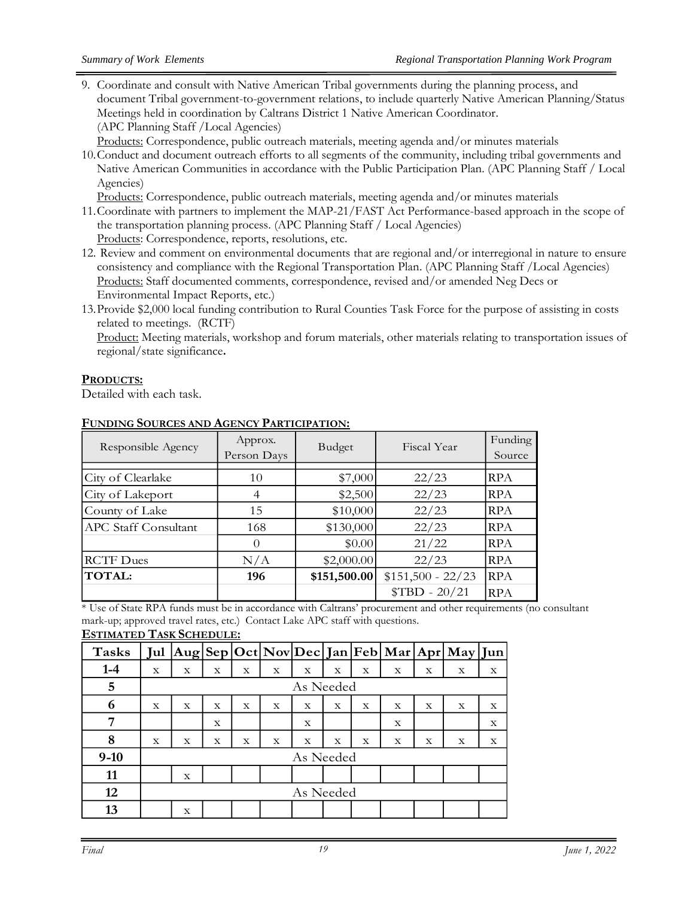9. Coordinate and consult with Native American Tribal governments during the planning process, and document Tribal government-to-government relations, to include quarterly Native American Planning/Status Meetings held in coordination by Caltrans District 1 Native American Coordinator. (APC Planning Staff /Local Agencies)
   Products: Correspondence, public outreach materials, meeting agenda and/or minutes materials
10. Conduct and document outreach efforts to all segments of the community, including tribal governments and Native American Communities in accordance with the Public Participation Plan. (APC Planning Staff / Local Agencies)
    Products: Correspondence, public outreach materials, meeting agenda and/or minutes materials
11. Coordinate with partners to implement the MAP-21/FAST Act Performance-based approach in the scope of the transportation planning process. (APC Planning Staff / Local Agencies)
    Products: Correspondence, reports, resolutions, etc.
12. Review and comment on environmental documents that are regional and/or interregional in nature to ensure consistency and compliance with the Regional Transportation Plan. (APC Planning Staff /Local Agencies)
    Products: Staff documented comments, correspondence, revised and/or amended Neg Decs or Environmental Impact Reports, etc.)
13. Provide $2,000 local funding contribution to Rural Counties Task Force for the purpose of assisting in costs related to meetings. (RCTF)
    Product: Meeting materials, workshop and forum materials, other materials relating to transportation issues of regional/state significance**.**

**PRODUCTS:**

Detailed with each task.

**FUNDING SOURCES AND AGENCY PARTICIPATION:**

| Responsible Agency | Approx. Person Days | Budget | Fiscal Year | Funding Source |
|---|---|---|---|---|
| City of Clearlake | 10 | $7,000 | 22/23 | RPA |
| City of Lakeport | 4 | $2,500 | 22/23 | RPA |
| County of Lake | 15 | $10,000 | 22/23 | RPA |
| APC Staff Consultant | 168 | $130,000 | 22/23 | RPA |
| | 0 | $0.00 | 21/22 | RPA |
| RCTF Dues | N/A | $2,000.00 | 22/23 | RPA |
| **TOTAL:** | **196** | **$151,500.00** | $151,500 - 22/23 | RPA |
| | | | $TBD - 20/21 | RPA |

* Use of State RPA funds must be in accordance with Caltrans' procurement and other requirements (no consultant mark-up; approved travel rates, etc.) Contact Lake APC staff with questions.

**ESTIMATED TASK SCHEDULE:**

| Tasks | Jul | Aug | Sep | Oct | Nov | Dec | Jan | Feb | Mar | Apr | May | Jun |
|---|---|---|---|---|---|---|---|---|---|---|---|---|
| **1-4** | x | x | x | x | x | x | x | x | x | x | x | x |
| **5** | As Needed | | | | | | | | | | | |
| **6** | x | x | x | x | x | x | x | x | x | x | x | x |
| **7** | | | x | | | x | | | x | | | x |
| **8** | x | x | x | x | x | x | x | x | x | x | x | x |
| **9-10** | As Needed | | | | | | | | | | | |
| **11** | | x | | | | | | | | | | |
| **12** | As Needed | | | | | | | | | | | |
| **13** | | x | | | | | | | | | | |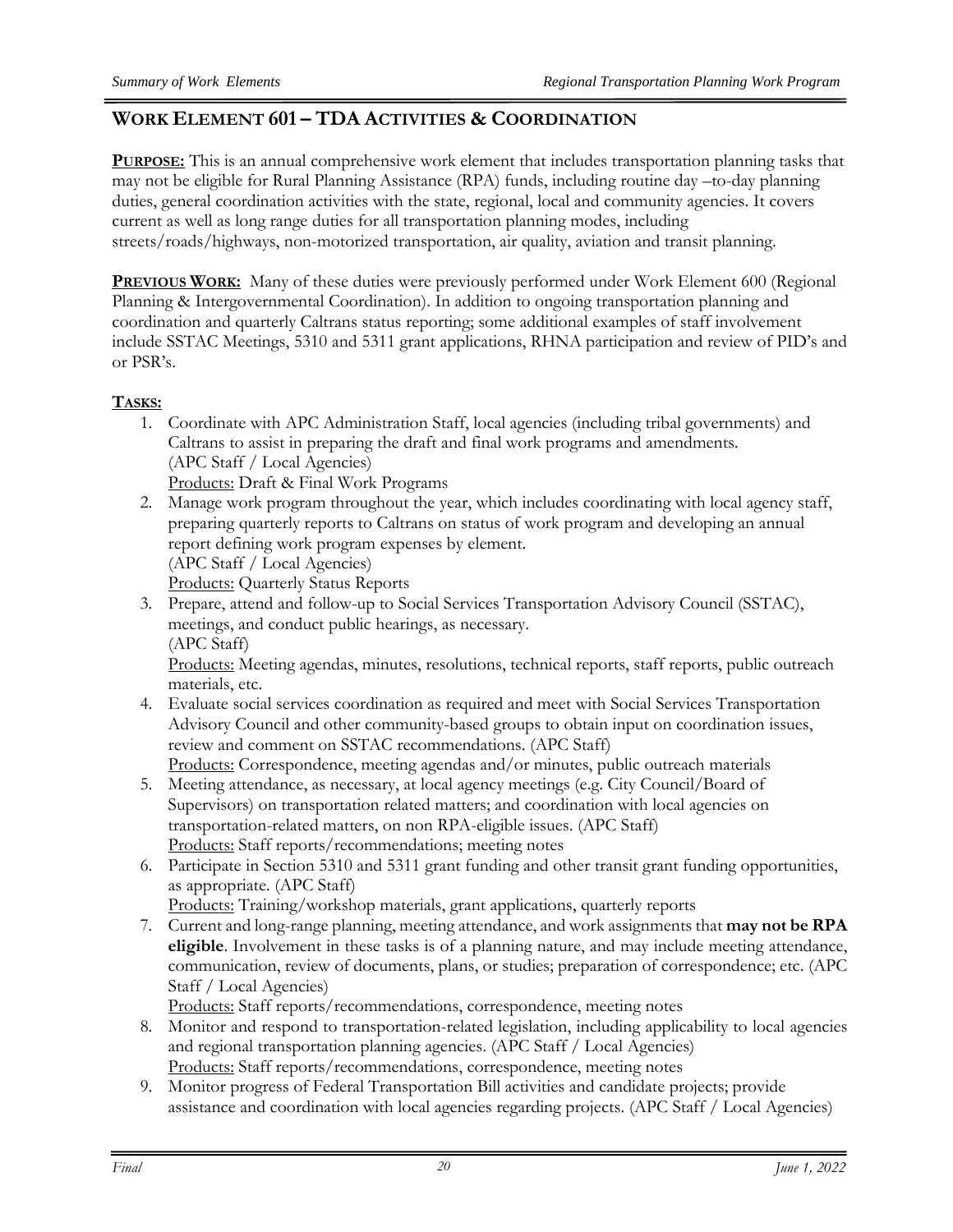## WORK ELEMENT 601 – TDA ACTIVITIES & COORDINATION

**PURPOSE:** This is an annual comprehensive work element that includes transportation planning tasks that may not be eligible for Rural Planning Assistance (RPA) funds, including routine day –to-day planning duties, general coordination activities with the state, regional, local and community agencies. It covers current as well as long range duties for all transportation planning modes, including streets/roads/highways, non-motorized transportation, air quality, aviation and transit planning.

**PREVIOUS WORK:** Many of these duties were previously performed under Work Element 600 (Regional Planning & Intergovernmental Coordination). In addition to ongoing transportation planning and coordination and quarterly Caltrans status reporting; some additional examples of staff involvement include SSTAC Meetings, 5310 and 5311 grant applications, RHNA participation and review of PID's and or PSR's.

**TASKS:**

1. Coordinate with APC Administration Staff, local agencies (including tribal governments) and Caltrans to assist in preparing the draft and final work programs and amendments. (APC Staff / Local Agencies)
   Products: Draft & Final Work Programs
2. Manage work program throughout the year, which includes coordinating with local agency staff, preparing quarterly reports to Caltrans on status of work program and developing an annual report defining work program expenses by element. (APC Staff / Local Agencies)
   Products: Quarterly Status Reports
3. Prepare, attend and follow-up to Social Services Transportation Advisory Council (SSTAC), meetings, and conduct public hearings, as necessary. (APC Staff)
   Products: Meeting agendas, minutes, resolutions, technical reports, staff reports, public outreach materials, etc.
4. Evaluate social services coordination as required and meet with Social Services Transportation Advisory Council and other community-based groups to obtain input on coordination issues, review and comment on SSTAC recommendations. (APC Staff)
   Products: Correspondence, meeting agendas and/or minutes, public outreach materials
5. Meeting attendance, as necessary, at local agency meetings (e.g. City Council/Board of Supervisors) on transportation related matters; and coordination with local agencies on transportation-related matters, on non RPA-eligible issues. (APC Staff)
   Products: Staff reports/recommendations; meeting notes
6. Participate in Section 5310 and 5311 grant funding and other transit grant funding opportunities, as appropriate. (APC Staff)
   Products: Training/workshop materials, grant applications, quarterly reports
7. Current and long-range planning, meeting attendance, and work assignments that **may not be RPA eligible**. Involvement in these tasks is of a planning nature, and may include meeting attendance, communication, review of documents, plans, or studies; preparation of correspondence; etc. (APC Staff / Local Agencies)
   Products: Staff reports/recommendations, correspondence, meeting notes
8. Monitor and respond to transportation-related legislation, including applicability to local agencies and regional transportation planning agencies. (APC Staff / Local Agencies)
   Products: Staff reports/recommendations, correspondence, meeting notes
9. Monitor progress of Federal Transportation Bill activities and candidate projects; provide assistance and coordination with local agencies regarding projects. (APC Staff / Local Agencies)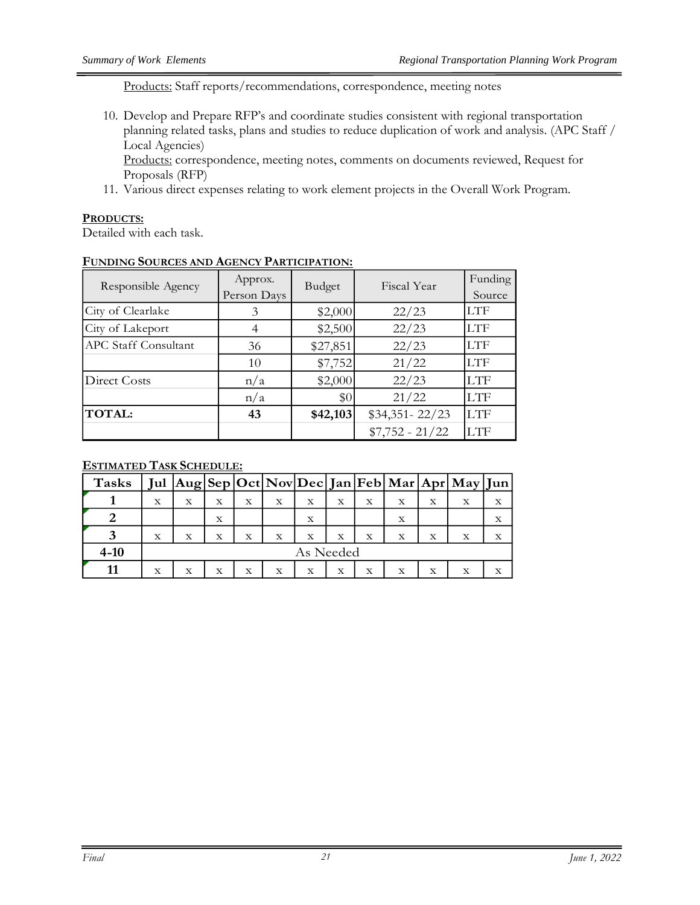Products: Staff reports/recommendations, correspondence, meeting notes

10. Develop and Prepare RFP's and coordinate studies consistent with regional transportation planning related tasks, plans and studies to reduce duplication of work and analysis. (APC Staff / Local Agencies)
    Products: correspondence, meeting notes, comments on documents reviewed, Request for Proposals (RFP)
11. Various direct expenses relating to work element projects in the Overall Work Program.

**PRODUCTS:**
Detailed with each task.

**FUNDING SOURCES AND AGENCY PARTICIPATION:**

| Responsible Agency | Approx. Person Days | Budget | Fiscal Year | Funding Source |
|---|---|---|---|---|
| City of Clearlake | 3 | $2,000 | 22/23 | LTF |
| City of Lakeport | 4 | $2,500 | 22/23 | LTF |
| APC Staff Consultant | 36 | $27,851 | 22/23 | LTF |
| | 10 | $7,752 | 21/22 | LTF |
| Direct Costs | n/a | $2,000 | 22/23 | LTF |
| | n/a | $0 | 21/22 | LTF |
| **TOTAL:** | **43** | **$42,103** | $34,351- 22/23 | LTF |
| | | | $7,752 - 21/22 | LTF |

**ESTIMATED TASK SCHEDULE:**

| Tasks | Jul | Aug | Sep | Oct | Nov | Dec | Jan | Feb | Mar | Apr | May | Jun |
|---|---|---|---|---|---|---|---|---|---|---|---|---|
| **1** | x | x | x | x | x | x | x | x | x | x | x | x |
| **2** | | | x | | | x | | | x | | | x |
| **3** | x | x | x | x | x | x | x | x | x | x | x | x |
| **4-10** | As Needed | | | | | | | | | | | |
| **11** | x | x | x | x | x | x | x | x | x | x | x | x |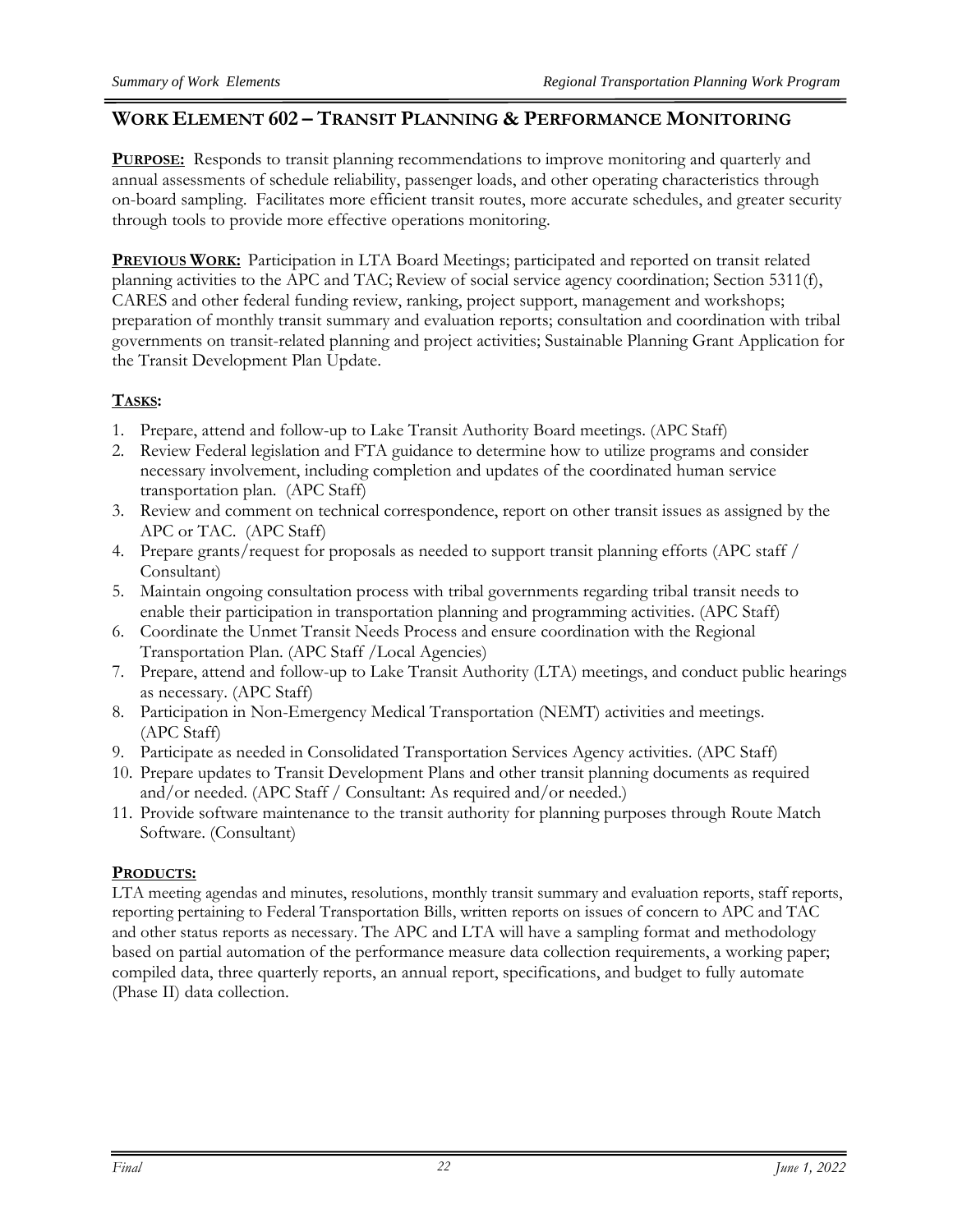## WORK ELEMENT 602 – TRANSIT PLANNING & PERFORMANCE MONITORING

**PURPOSE:** Responds to transit planning recommendations to improve monitoring and quarterly and annual assessments of schedule reliability, passenger loads, and other operating characteristics through on-board sampling. Facilitates more efficient transit routes, more accurate schedules, and greater security through tools to provide more effective operations monitoring.

**PREVIOUS WORK:** Participation in LTA Board Meetings; participated and reported on transit related planning activities to the APC and TAC; Review of social service agency coordination; Section 5311(f), CARES and other federal funding review, ranking, project support, management and workshops; preparation of monthly transit summary and evaluation reports; consultation and coordination with tribal governments on transit-related planning and project activities; Sustainable Planning Grant Application for the Transit Development Plan Update.

**TASKS:**

1. Prepare, attend and follow-up to Lake Transit Authority Board meetings. (APC Staff)
2. Review Federal legislation and FTA guidance to determine how to utilize programs and consider necessary involvement, including completion and updates of the coordinated human service transportation plan. (APC Staff)
3. Review and comment on technical correspondence, report on other transit issues as assigned by the APC or TAC. (APC Staff)
4. Prepare grants/request for proposals as needed to support transit planning efforts (APC staff / Consultant)
5. Maintain ongoing consultation process with tribal governments regarding tribal transit needs to enable their participation in transportation planning and programming activities. (APC Staff)
6. Coordinate the Unmet Transit Needs Process and ensure coordination with the Regional Transportation Plan. (APC Staff /Local Agencies)
7. Prepare, attend and follow-up to Lake Transit Authority (LTA) meetings, and conduct public hearings as necessary. (APC Staff)
8. Participation in Non-Emergency Medical Transportation (NEMT) activities and meetings. (APC Staff)
9. Participate as needed in Consolidated Transportation Services Agency activities. (APC Staff)
10. Prepare updates to Transit Development Plans and other transit planning documents as required and/or needed. (APC Staff / Consultant: As required and/or needed.)
11. Provide software maintenance to the transit authority for planning purposes through Route Match Software. (Consultant)

**PRODUCTS:**

LTA meeting agendas and minutes, resolutions, monthly transit summary and evaluation reports, staff reports, reporting pertaining to Federal Transportation Bills, written reports on issues of concern to APC and TAC and other status reports as necessary. The APC and LTA will have a sampling format and methodology based on partial automation of the performance measure data collection requirements, a working paper; compiled data, three quarterly reports, an annual report, specifications, and budget to fully automate (Phase II) data collection.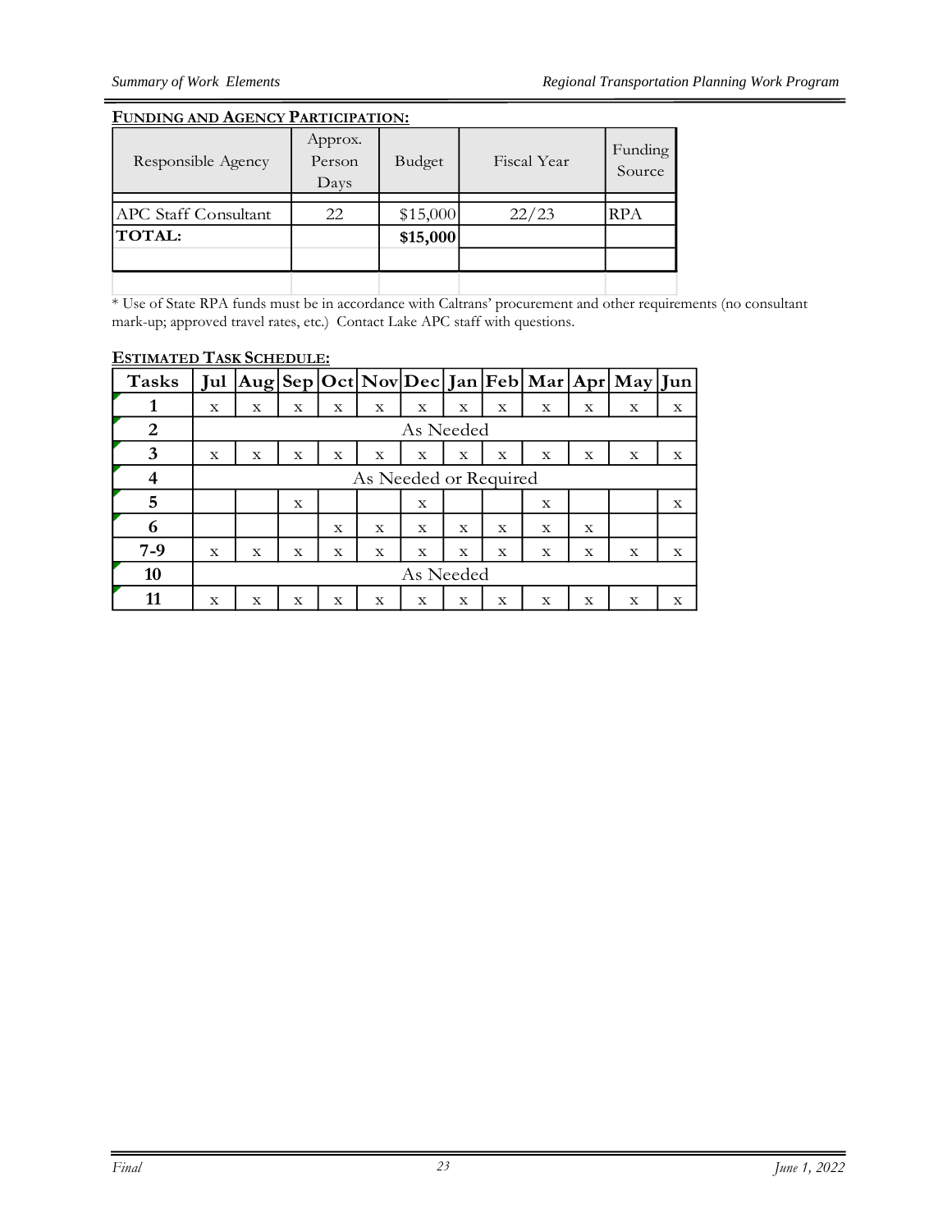**FUNDING AND AGENCY PARTICIPATION:**

| Responsible Agency | Approx. Person Days | Budget | Fiscal Year | Funding Source |
|---|---|---|---|---|
| APC Staff Consultant | 22 | $15,000 | 22/23 | RPA |
| **TOTAL:** | | **$15,000** | | |

* Use of State RPA funds must be in accordance with Caltrans' procurement and other requirements (no consultant mark-up; approved travel rates, etc.) Contact Lake APC staff with questions.

**ESTIMATED TASK SCHEDULE:**

| Tasks | Jul | Aug | Sep | Oct | Nov | Dec | Jan | Feb | Mar | Apr | May | Jun |
|---|---|---|---|---|---|---|---|---|---|---|---|---|
| 1 | x | x | x | x | x | x | x | x | x | x | x | x |
| 2 | As Needed | | | | | | | | | | | |
| 3 | x | x | x | x | x | x | x | x | x | x | x | x |
| 4 | As Needed or Required | | | | | | | | | | | |
| 5 | | | x | | | x | | | x | | | x |
| 6 | | | | x | x | x | x | x | x | x | | |
| 7-9 | x | x | x | x | x | x | x | x | x | x | x | x |
| 10 | As Needed | | | | | | | | | | | |
| 11 | x | x | x | x | x | x | x | x | x | x | x | x |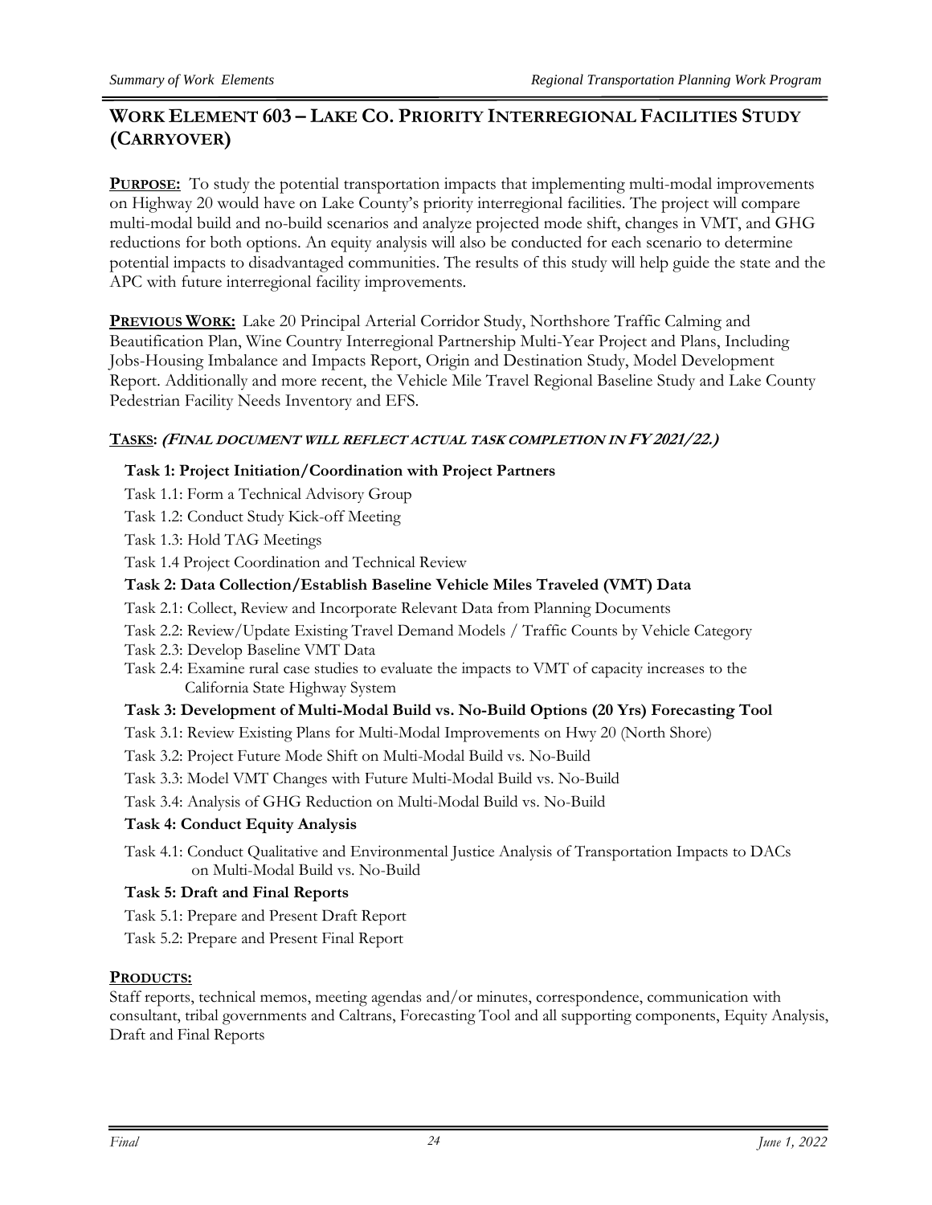## WORK ELEMENT 603 – LAKE CO. PRIORITY INTERREGIONAL FACILITIES STUDY (CARRYOVER)

**PURPOSE:** To study the potential transportation impacts that implementing multi-modal improvements on Highway 20 would have on Lake County's priority interregional facilities. The project will compare multi-modal build and no-build scenarios and analyze projected mode shift, changes in VMT, and GHG reductions for both options. An equity analysis will also be conducted for each scenario to determine potential impacts to disadvantaged communities. The results of this study will help guide the state and the APC with future interregional facility improvements.

**PREVIOUS WORK:** Lake 20 Principal Arterial Corridor Study, Northshore Traffic Calming and Beautification Plan, Wine Country Interregional Partnership Multi-Year Project and Plans, Including Jobs-Housing Imbalance and Impacts Report, Origin and Destination Study, Model Development Report. Additionally and more recent, the Vehicle Mile Travel Regional Baseline Study and Lake County Pedestrian Facility Needs Inventory and EFS.

**TASKS: *(FINAL DOCUMENT WILL REFLECT ACTUAL TASK COMPLETION IN FY 2021/22.)***

**Task 1: Project Initiation/Coordination with Project Partners**

Task 1.1: Form a Technical Advisory Group

Task 1.2: Conduct Study Kick-off Meeting

Task 1.3: Hold TAG Meetings

Task 1.4 Project Coordination and Technical Review

**Task 2: Data Collection/Establish Baseline Vehicle Miles Traveled (VMT) Data**

Task 2.1: Collect, Review and Incorporate Relevant Data from Planning Documents

Task 2.2: Review/Update Existing Travel Demand Models / Traffic Counts by Vehicle Category

Task 2.3: Develop Baseline VMT Data

Task 2.4: Examine rural case studies to evaluate the impacts to VMT of capacity increases to the California State Highway System

**Task 3: Development of Multi-Modal Build vs. No-Build Options (20 Yrs) Forecasting Tool**

Task 3.1: Review Existing Plans for Multi-Modal Improvements on Hwy 20 (North Shore)

Task 3.2: Project Future Mode Shift on Multi-Modal Build vs. No-Build

Task 3.3: Model VMT Changes with Future Multi-Modal Build vs. No-Build

Task 3.4: Analysis of GHG Reduction on Multi-Modal Build vs. No-Build

**Task 4: Conduct Equity Analysis**

Task 4.1: Conduct Qualitative and Environmental Justice Analysis of Transportation Impacts to DACs on Multi-Modal Build vs. No-Build

**Task 5: Draft and Final Reports**

Task 5.1: Prepare and Present Draft Report

Task 5.2: Prepare and Present Final Report

**PRODUCTS:**

Staff reports, technical memos, meeting agendas and/or minutes, correspondence, communication with consultant, tribal governments and Caltrans, Forecasting Tool and all supporting components, Equity Analysis, Draft and Final Reports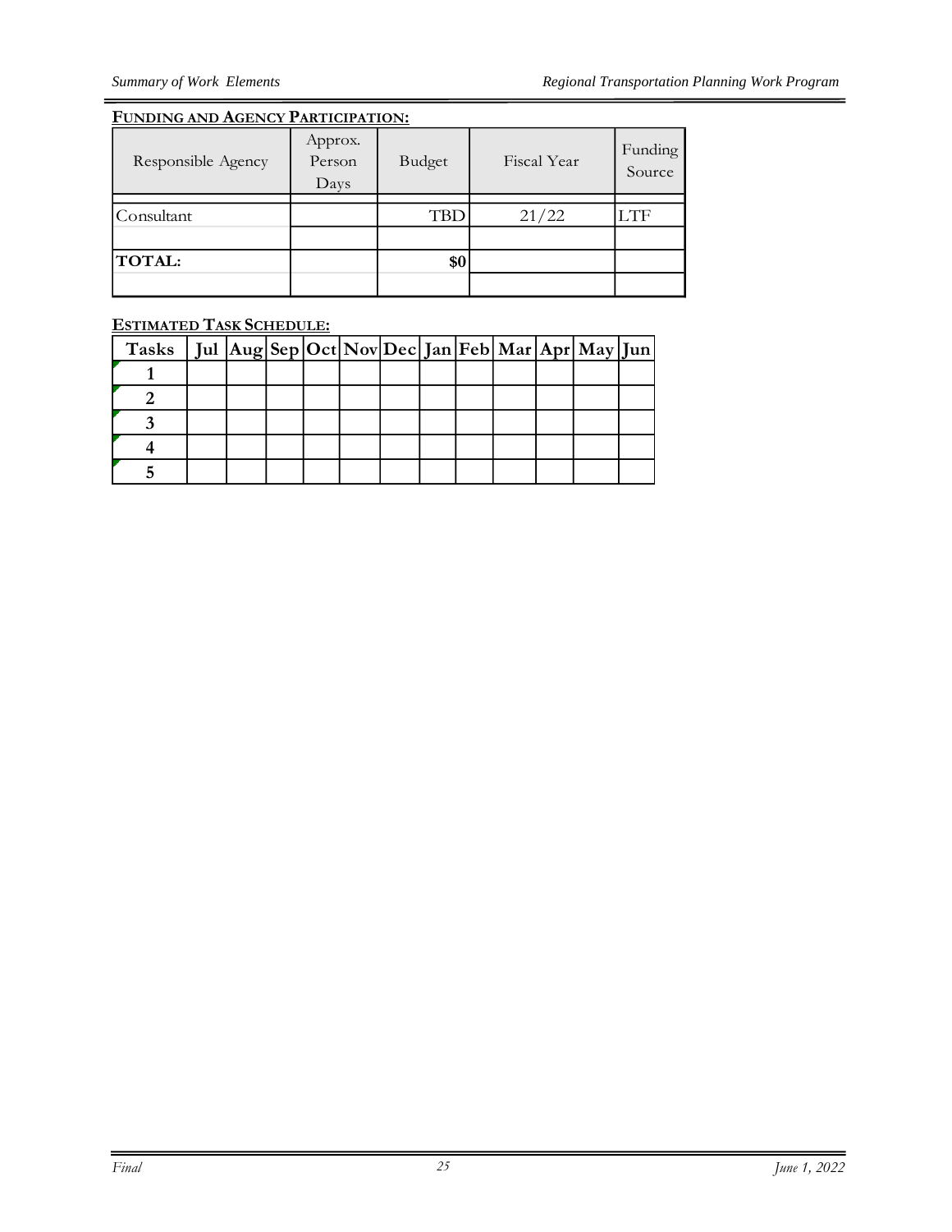**FUNDING AND AGENCY PARTICIPATION:**

| Responsible Agency | Approx. Person Days | Budget | Fiscal Year | Funding Source |
|---|---|---|---|---|
| Consultant | | TBD | 21/22 | LTF |
| | | | | |
| **TOTAL:** | | **$0** | | |
| | | | | |

**ESTIMATED TASK SCHEDULE:**

| Tasks | Jul | Aug | Sep | Oct | Nov | Dec | Jan | Feb | Mar | Apr | May | Jun |
|---|---|---|---|---|---|---|---|---|---|---|---|---|
| 1 | | | | | | | | | | | | |
| 2 | | | | | | | | | | | | |
| 3 | | | | | | | | | | | | |
| 4 | | | | | | | | | | | | |
| 5 | | | | | | | | | | | | |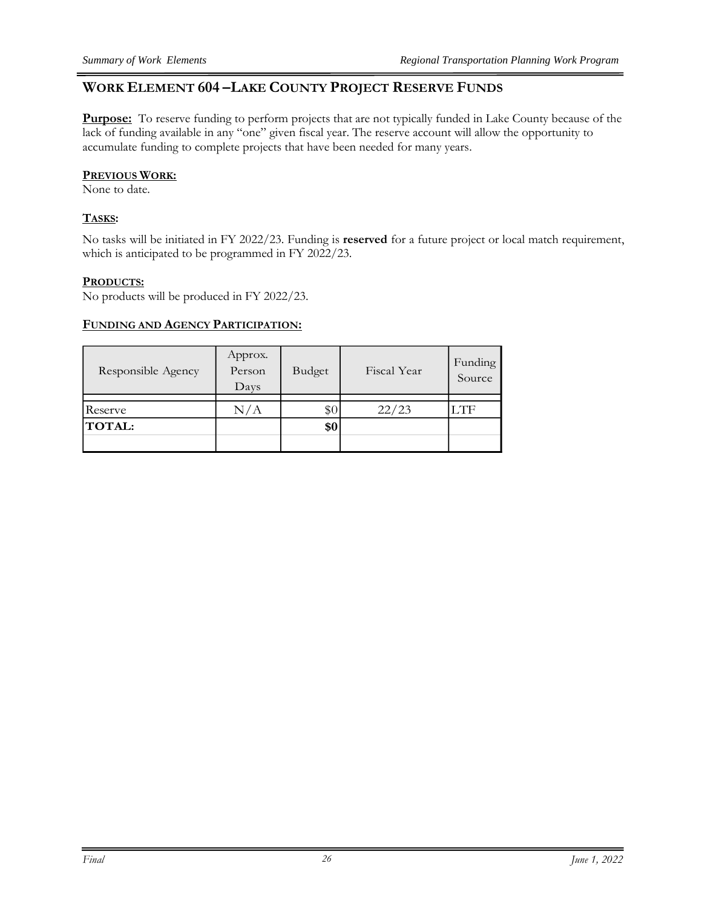## WORK ELEMENT 604 – LAKE COUNTY PROJECT RESERVE FUNDS

**Purpose:** To reserve funding to perform projects that are not typically funded in Lake County because of the lack of funding available in any "one" given fiscal year. The reserve account will allow the opportunity to accumulate funding to complete projects that have been needed for many years.

### PREVIOUS WORK:

None to date.

### TASKS:

No tasks will be initiated in FY 2022/23. Funding is **reserved** for a future project or local match requirement, which is anticipated to be programmed in FY 2022/23.

### PRODUCTS:

No products will be produced in FY 2022/23.

### FUNDING AND AGENCY PARTICIPATION:

| Responsible Agency | Approx. Person Days | Budget | Fiscal Year | Funding Source |
|---|---|---|---|---|
| Reserve | N/A | $0 | 22/23 | LTF |
| **TOTAL:** | | **$0** | | |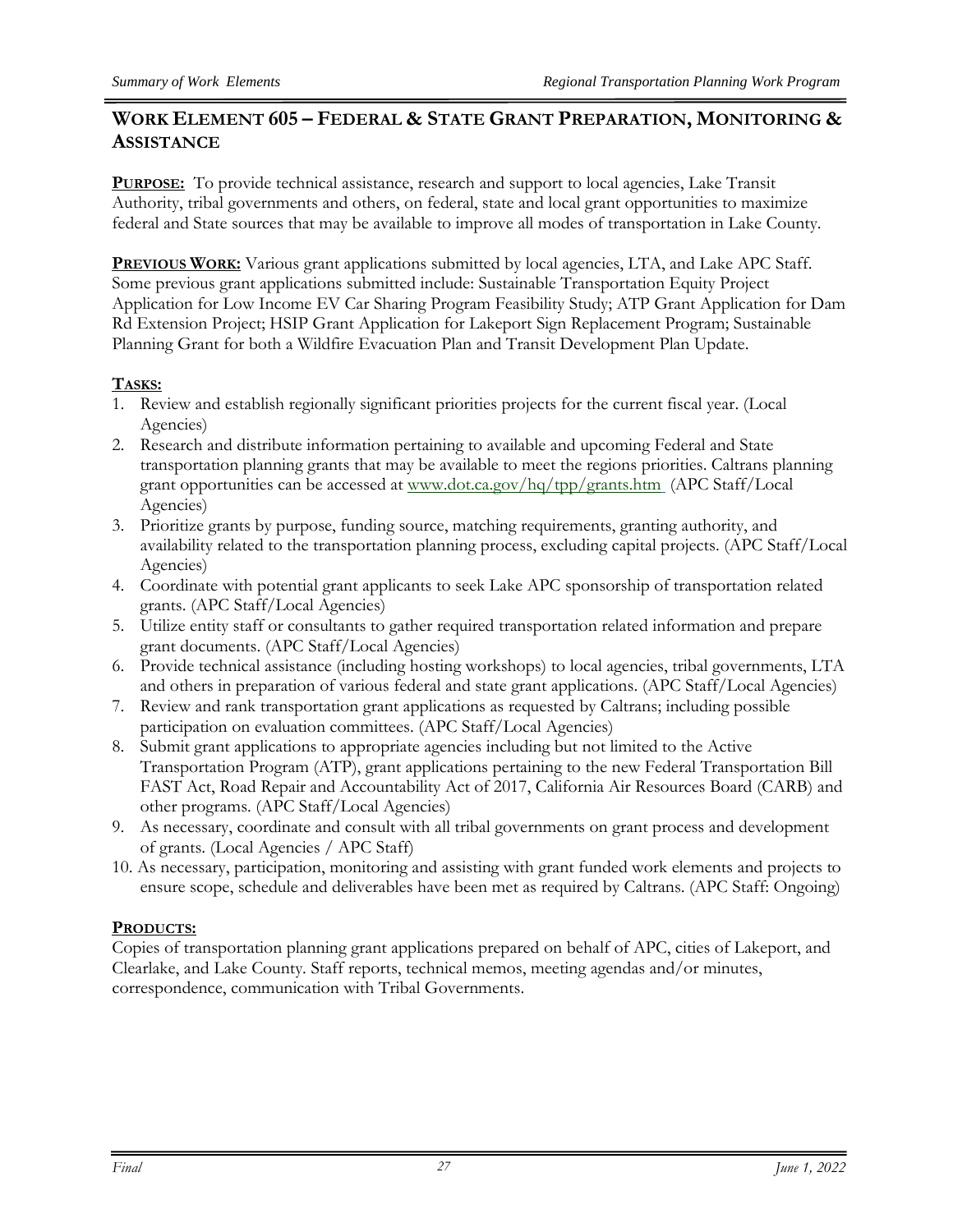## WORK ELEMENT 605 – FEDERAL & STATE GRANT PREPARATION, MONITORING & ASSISTANCE

**PURPOSE:** To provide technical assistance, research and support to local agencies, Lake Transit Authority, tribal governments and others, on federal, state and local grant opportunities to maximize federal and State sources that may be available to improve all modes of transportation in Lake County.

**PREVIOUS WORK:** Various grant applications submitted by local agencies, LTA, and Lake APC Staff. Some previous grant applications submitted include: Sustainable Transportation Equity Project Application for Low Income EV Car Sharing Program Feasibility Study; ATP Grant Application for Dam Rd Extension Project; HSIP Grant Application for Lakeport Sign Replacement Program; Sustainable Planning Grant for both a Wildfire Evacuation Plan and Transit Development Plan Update.

**TASKS:**

1. Review and establish regionally significant priorities projects for the current fiscal year. (Local Agencies)
2. Research and distribute information pertaining to available and upcoming Federal and State transportation planning grants that may be available to meet the regions priorities. Caltrans planning grant opportunities can be accessed at www.dot.ca.gov/hq/tpp/grants.htm (APC Staff/Local Agencies)
3. Prioritize grants by purpose, funding source, matching requirements, granting authority, and availability related to the transportation planning process, excluding capital projects. (APC Staff/Local Agencies)
4. Coordinate with potential grant applicants to seek Lake APC sponsorship of transportation related grants. (APC Staff/Local Agencies)
5. Utilize entity staff or consultants to gather required transportation related information and prepare grant documents. (APC Staff/Local Agencies)
6. Provide technical assistance (including hosting workshops) to local agencies, tribal governments, LTA and others in preparation of various federal and state grant applications. (APC Staff/Local Agencies)
7. Review and rank transportation grant applications as requested by Caltrans; including possible participation on evaluation committees. (APC Staff/Local Agencies)
8. Submit grant applications to appropriate agencies including but not limited to the Active Transportation Program (ATP), grant applications pertaining to the new Federal Transportation Bill FAST Act, Road Repair and Accountability Act of 2017, California Air Resources Board (CARB) and other programs. (APC Staff/Local Agencies)
9. As necessary, coordinate and consult with all tribal governments on grant process and development of grants. (Local Agencies / APC Staff)
10. As necessary, participation, monitoring and assisting with grant funded work elements and projects to ensure scope, schedule and deliverables have been met as required by Caltrans. (APC Staff: Ongoing)

**PRODUCTS:**

Copies of transportation planning grant applications prepared on behalf of APC, cities of Lakeport, and Clearlake, and Lake County. Staff reports, technical memos, meeting agendas and/or minutes, correspondence, communication with Tribal Governments.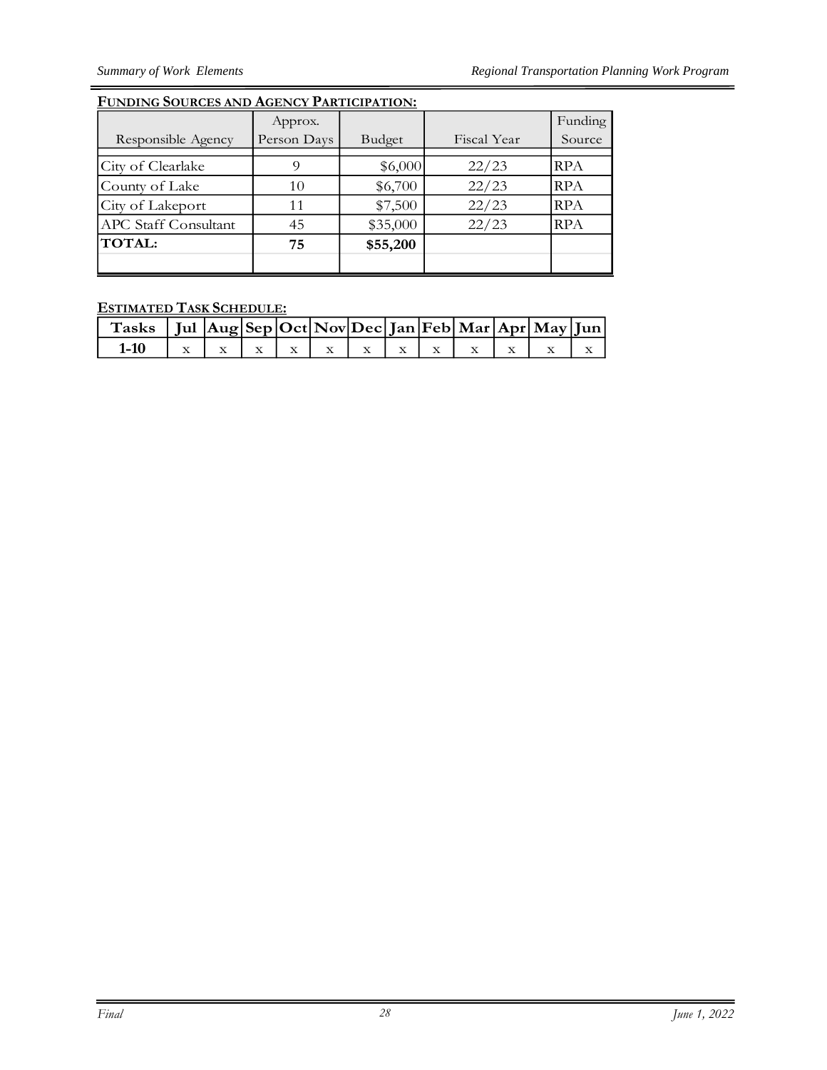**FUNDING SOURCES AND AGENCY PARTICIPATION:**

| Responsible Agency | Approx. Person Days | Budget | Fiscal Year | Funding Source |
|---|---|---|---|---|
| City of Clearlake | 9 | $6,000 | 22/23 | RPA |
| County of Lake | 10 | $6,700 | 22/23 | RPA |
| City of Lakeport | 11 | $7,500 | 22/23 | RPA |
| APC Staff Consultant | 45 | $35,000 | 22/23 | RPA |
| **TOTAL:** | **75** | **$55,200** | | |

**ESTIMATED TASK SCHEDULE:**

| Tasks | Jul | Aug | Sep | Oct | Nov | Dec | Jan | Feb | Mar | Apr | May | Jun |
|---|---|---|---|---|---|---|---|---|---|---|---|---|
| **1-10** | x | x | x | x | x | x | x | x | x | x | x | x |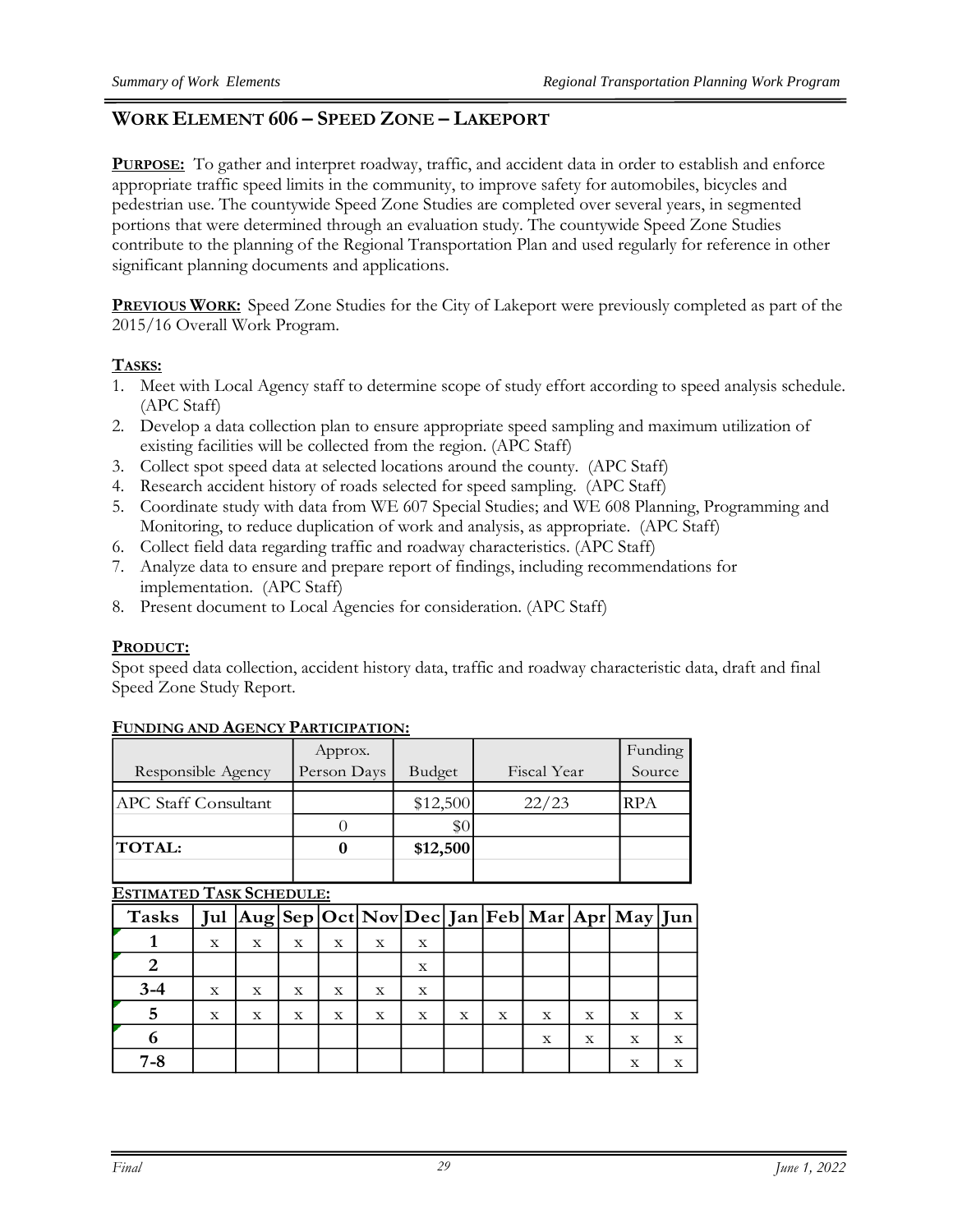## WORK ELEMENT 606 – SPEED ZONE – LAKEPORT

**PURPOSE:** To gather and interpret roadway, traffic, and accident data in order to establish and enforce appropriate traffic speed limits in the community, to improve safety for automobiles, bicycles and pedestrian use. The countywide Speed Zone Studies are completed over several years, in segmented portions that were determined through an evaluation study. The countywide Speed Zone Studies contribute to the planning of the Regional Transportation Plan and used regularly for reference in other significant planning documents and applications.

**PREVIOUS WORK:** Speed Zone Studies for the City of Lakeport were previously completed as part of the 2015/16 Overall Work Program.

**TASKS:**

1. Meet with Local Agency staff to determine scope of study effort according to speed analysis schedule. (APC Staff)
2. Develop a data collection plan to ensure appropriate speed sampling and maximum utilization of existing facilities will be collected from the region. (APC Staff)
3. Collect spot speed data at selected locations around the county. (APC Staff)
4. Research accident history of roads selected for speed sampling. (APC Staff)
5. Coordinate study with data from WE 607 Special Studies; and WE 608 Planning, Programming and Monitoring, to reduce duplication of work and analysis, as appropriate. (APC Staff)
6. Collect field data regarding traffic and roadway characteristics. (APC Staff)
7. Analyze data to ensure and prepare report of findings, including recommendations for implementation. (APC Staff)
8. Present document to Local Agencies for consideration. (APC Staff)

**PRODUCT:**

Spot speed data collection, accident history data, traffic and roadway characteristic data, draft and final Speed Zone Study Report.

**FUNDING AND AGENCY PARTICIPATION:**

| Responsible Agency | Approx. Person Days | Budget | Fiscal Year | Funding Source |
|---|---|---|---|---|
| APC Staff Consultant | | $12,500 | 22/23 | RPA |
| | 0 | $0 | | |
| **TOTAL:** | **0** | **$12,500** | | |

**ESTIMATED TASK SCHEDULE:**

| Tasks | Jul | Aug | Sep | Oct | Nov | Dec | Jan | Feb | Mar | Apr | May | Jun |
|---|---|---|---|---|---|---|---|---|---|---|---|---|
| **1** | x | x | x | x | x | x | | | | | | |
| **2** | | | | | | x | | | | | | |
| **3-4** | x | x | x | x | x | x | | | | | | |
| **5** | x | x | x | x | x | x | x | x | x | x | x | x |
| **6** | | | | | | | | | x | x | x | x |
| **7-8** | | | | | | | | | | | x | x |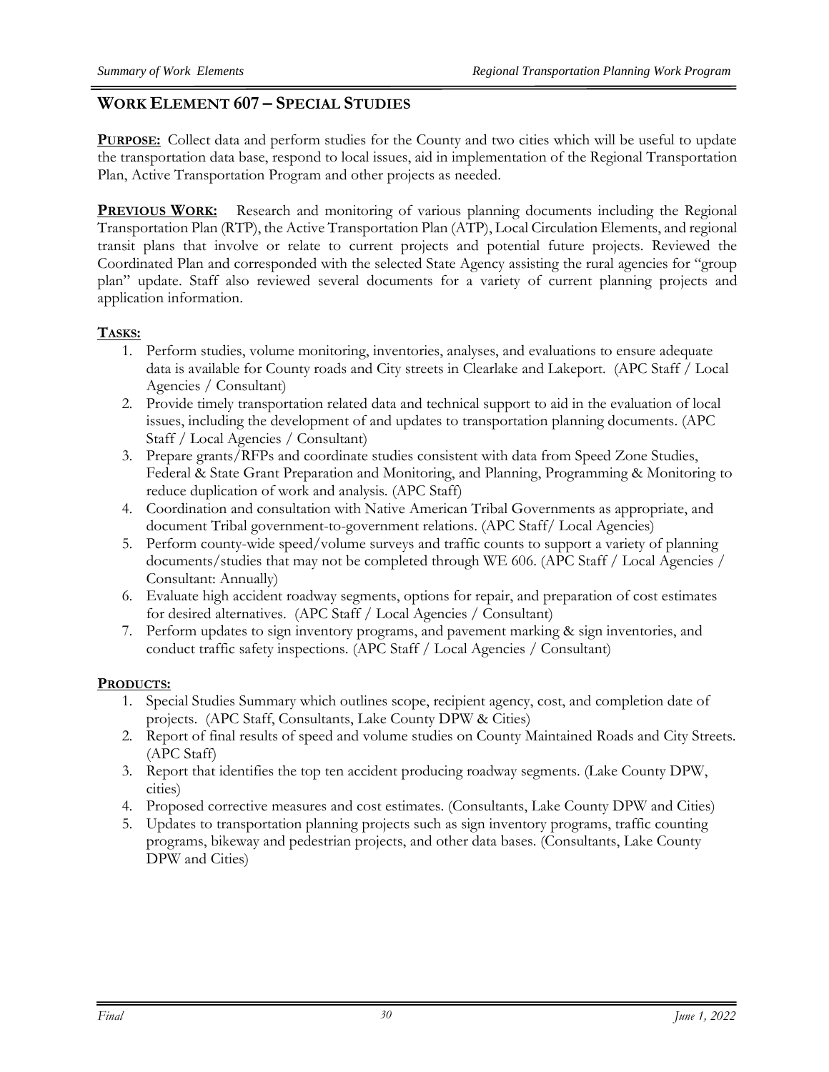## WORK ELEMENT 607 – SPECIAL STUDIES

**PURPOSE:** Collect data and perform studies for the County and two cities which will be useful to update the transportation data base, respond to local issues, aid in implementation of the Regional Transportation Plan, Active Transportation Program and other projects as needed.

**PREVIOUS WORK:** Research and monitoring of various planning documents including the Regional Transportation Plan (RTP), the Active Transportation Plan (ATP), Local Circulation Elements, and regional transit plans that involve or relate to current projects and potential future projects. Reviewed the Coordinated Plan and corresponded with the selected State Agency assisting the rural agencies for "group plan" update. Staff also reviewed several documents for a variety of current planning projects and application information.

**TASKS:**

1. Perform studies, volume monitoring, inventories, analyses, and evaluations to ensure adequate data is available for County roads and City streets in Clearlake and Lakeport. (APC Staff / Local Agencies / Consultant)
2. Provide timely transportation related data and technical support to aid in the evaluation of local issues, including the development of and updates to transportation planning documents. (APC Staff / Local Agencies / Consultant)
3. Prepare grants/RFPs and coordinate studies consistent with data from Speed Zone Studies, Federal & State Grant Preparation and Monitoring, and Planning, Programming & Monitoring to reduce duplication of work and analysis. (APC Staff)
4. Coordination and consultation with Native American Tribal Governments as appropriate, and document Tribal government-to-government relations. (APC Staff/ Local Agencies)
5. Perform county-wide speed/volume surveys and traffic counts to support a variety of planning documents/studies that may not be completed through WE 606. (APC Staff / Local Agencies / Consultant: Annually)
6. Evaluate high accident roadway segments, options for repair, and preparation of cost estimates for desired alternatives. (APC Staff / Local Agencies / Consultant)
7. Perform updates to sign inventory programs, and pavement marking & sign inventories, and conduct traffic safety inspections. (APC Staff / Local Agencies / Consultant)

**PRODUCTS:**

1. Special Studies Summary which outlines scope, recipient agency, cost, and completion date of projects. (APC Staff, Consultants, Lake County DPW & Cities)
2. Report of final results of speed and volume studies on County Maintained Roads and City Streets. (APC Staff)
3. Report that identifies the top ten accident producing roadway segments. (Lake County DPW, cities)
4. Proposed corrective measures and cost estimates. (Consultants, Lake County DPW and Cities)
5. Updates to transportation planning projects such as sign inventory programs, traffic counting programs, bikeway and pedestrian projects, and other data bases. (Consultants, Lake County DPW and Cities)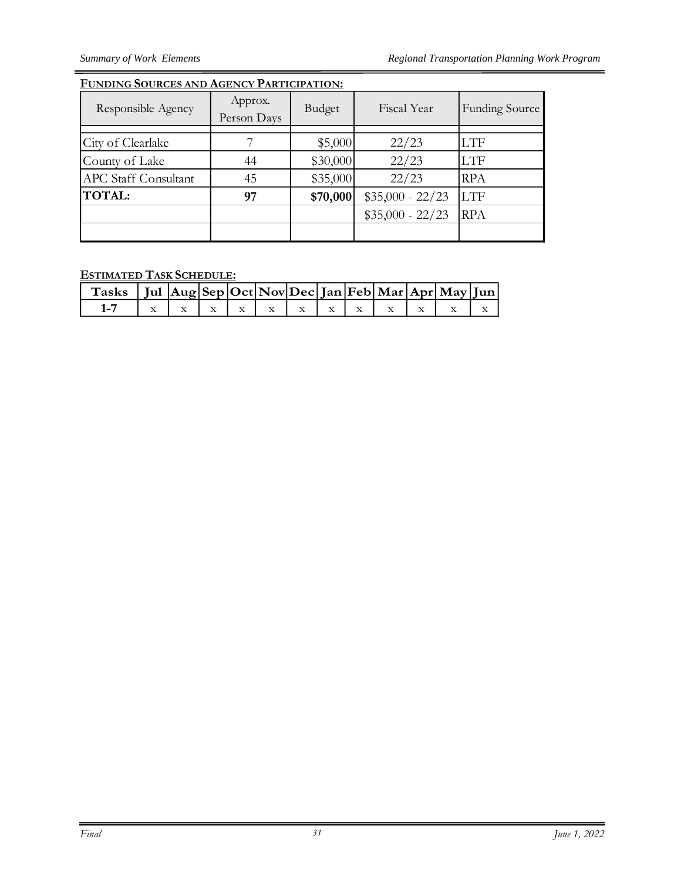**FUNDING SOURCES AND AGENCY PARTICIPATION:**

| Responsible Agency | Approx. Person Days | Budget | Fiscal Year | Funding Source |
|---|---|---|---|---|
| City of Clearlake | 7 | $5,000 | 22/23 | LTF |
| County of Lake | 44 | $30,000 | 22/23 | LTF |
| APC Staff Consultant | 45 | $35,000 | 22/23 | RPA |
| **TOTAL:** | **97** | **$70,000** | $35,000 - 22/23 | LTF |
| | | | $35,000 - 22/23 | RPA |

**ESTIMATED TASK SCHEDULE:**

| Tasks | Jul | Aug | Sep | Oct | Nov | Dec | Jan | Feb | Mar | Apr | May | Jun |
|---|---|---|---|---|---|---|---|---|---|---|---|---|
| 1-7 | x | x | x | x | x | x | x | x | x | x | x | x |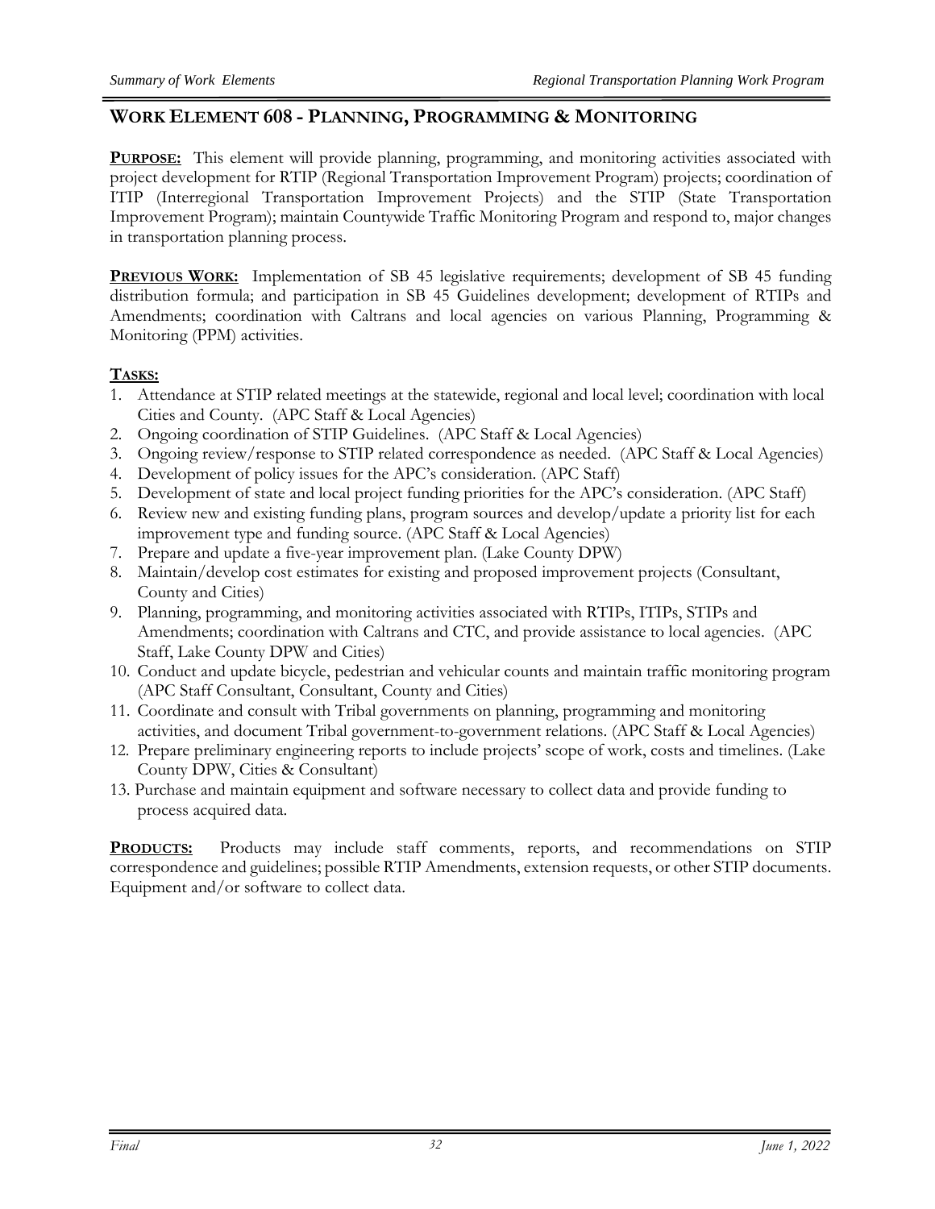## WORK ELEMENT 608 - PLANNING, PROGRAMMING & MONITORING

**PURPOSE:** This element will provide planning, programming, and monitoring activities associated with project development for RTIP (Regional Transportation Improvement Program) projects; coordination of ITIP (Interregional Transportation Improvement Projects) and the STIP (State Transportation Improvement Program); maintain Countywide Traffic Monitoring Program and respond to, major changes in transportation planning process.

**PREVIOUS WORK:** Implementation of SB 45 legislative requirements; development of SB 45 funding distribution formula; and participation in SB 45 Guidelines development; development of RTIPs and Amendments; coordination with Caltrans and local agencies on various Planning, Programming & Monitoring (PPM) activities.

**TASKS:**

1. Attendance at STIP related meetings at the statewide, regional and local level; coordination with local Cities and County. (APC Staff & Local Agencies)
2. Ongoing coordination of STIP Guidelines. (APC Staff & Local Agencies)
3. Ongoing review/response to STIP related correspondence as needed. (APC Staff & Local Agencies)
4. Development of policy issues for the APC's consideration. (APC Staff)
5. Development of state and local project funding priorities for the APC's consideration. (APC Staff)
6. Review new and existing funding plans, program sources and develop/update a priority list for each improvement type and funding source. (APC Staff & Local Agencies)
7. Prepare and update a five-year improvement plan. (Lake County DPW)
8. Maintain/develop cost estimates for existing and proposed improvement projects (Consultant, County and Cities)
9. Planning, programming, and monitoring activities associated with RTIPs, ITIPs, STIPs and Amendments; coordination with Caltrans and CTC, and provide assistance to local agencies. (APC Staff, Lake County DPW and Cities)
10. Conduct and update bicycle, pedestrian and vehicular counts and maintain traffic monitoring program (APC Staff Consultant, Consultant, County and Cities)
11. Coordinate and consult with Tribal governments on planning, programming and monitoring activities, and document Tribal government-to-government relations. (APC Staff & Local Agencies)
12. Prepare preliminary engineering reports to include projects' scope of work, costs and timelines. (Lake County DPW, Cities & Consultant)
13. Purchase and maintain equipment and software necessary to collect data and provide funding to process acquired data.

**PRODUCTS:** Products may include staff comments, reports, and recommendations on STIP correspondence and guidelines; possible RTIP Amendments, extension requests, or other STIP documents. Equipment and/or software to collect data.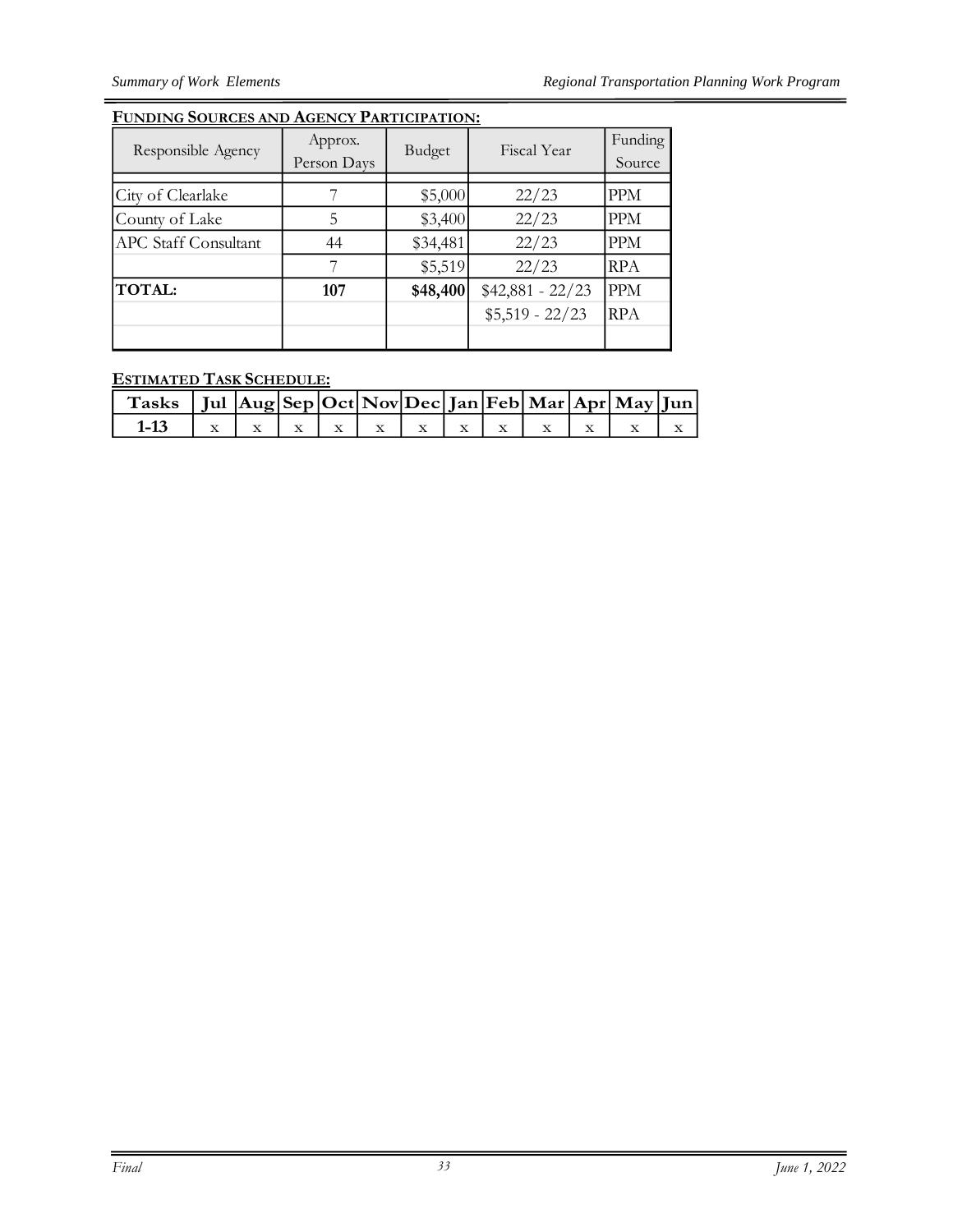**FUNDING SOURCES AND AGENCY PARTICIPATION:**

| Responsible Agency | Approx. Person Days | Budget | Fiscal Year | Funding Source |
|---|---|---|---|---|
| City of Clearlake | 7 | $5,000 | 22/23 | PPM |
| County of Lake | 5 | $3,400 | 22/23 | PPM |
| APC Staff Consultant | 44 | $34,481 | 22/23 | PPM |
| | 7 | $5,519 | 22/23 | RPA |
| **TOTAL:** | **107** | **$48,400** | $42,881 - 22/23 | PPM |
| | | | $5,519 - 22/23 | RPA |

**ESTIMATED TASK SCHEDULE:**

| Tasks | Jul | Aug | Sep | Oct | Nov | Dec | Jan | Feb | Mar | Apr | May | Jun |
|---|---|---|---|---|---|---|---|---|---|---|---|---|
| **1-13** | x | x | x | x | x | x | x | x | x | x | x | x |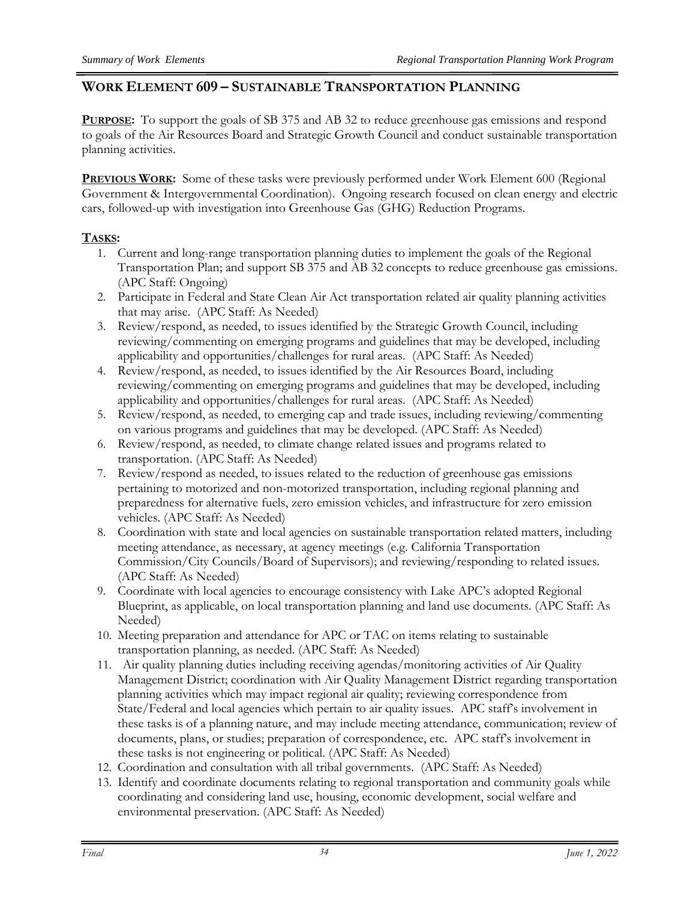## WORK ELEMENT 609 – SUSTAINABLE TRANSPORTATION PLANNING

**PURPOSE:** To support the goals of SB 375 and AB 32 to reduce greenhouse gas emissions and respond to goals of the Air Resources Board and Strategic Growth Council and conduct sustainable transportation planning activities.

**PREVIOUS WORK:** Some of these tasks were previously performed under Work Element 600 (Regional Government & Intergovernmental Coordination). Ongoing research focused on clean energy and electric cars, followed-up with investigation into Greenhouse Gas (GHG) Reduction Programs.

**TASKS:**

1. Current and long-range transportation planning duties to implement the goals of the Regional Transportation Plan; and support SB 375 and AB 32 concepts to reduce greenhouse gas emissions. (APC Staff: Ongoing)
2. Participate in Federal and State Clean Air Act transportation related air quality planning activities that may arise. (APC Staff: As Needed)
3. Review/respond, as needed, to issues identified by the Strategic Growth Council, including reviewing/commenting on emerging programs and guidelines that may be developed, including applicability and opportunities/challenges for rural areas. (APC Staff: As Needed)
4. Review/respond, as needed, to issues identified by the Air Resources Board, including reviewing/commenting on emerging programs and guidelines that may be developed, including applicability and opportunities/challenges for rural areas. (APC Staff: As Needed)
5. Review/respond, as needed, to emerging cap and trade issues, including reviewing/commenting on various programs and guidelines that may be developed. (APC Staff: As Needed)
6. Review/respond, as needed, to climate change related issues and programs related to transportation. (APC Staff: As Needed)
7. Review/respond as needed, to issues related to the reduction of greenhouse gas emissions pertaining to motorized and non-motorized transportation, including regional planning and preparedness for alternative fuels, zero emission vehicles, and infrastructure for zero emission vehicles. (APC Staff: As Needed)
8. Coordination with state and local agencies on sustainable transportation related matters, including meeting attendance, as necessary, at agency meetings (e.g. California Transportation Commission/City Councils/Board of Supervisors); and reviewing/responding to related issues. (APC Staff: As Needed)
9. Coordinate with local agencies to encourage consistency with Lake APC's adopted Regional Blueprint, as applicable, on local transportation planning and land use documents. (APC Staff: As Needed)
10. Meeting preparation and attendance for APC or TAC on items relating to sustainable transportation planning, as needed. (APC Staff: As Needed)
11. Air quality planning duties including receiving agendas/monitoring activities of Air Quality Management District; coordination with Air Quality Management District regarding transportation planning activities which may impact regional air quality; reviewing correspondence from State/Federal and local agencies which pertain to air quality issues. APC staff's involvement in these tasks is of a planning nature, and may include meeting attendance, communication; review of documents, plans, or studies; preparation of correspondence, etc. APC staff's involvement in these tasks is not engineering or political. (APC Staff: As Needed)
12. Coordination and consultation with all tribal governments. (APC Staff: As Needed)
13. Identify and coordinate documents relating to regional transportation and community goals while coordinating and considering land use, housing, economic development, social welfare and environmental preservation. (APC Staff: As Needed)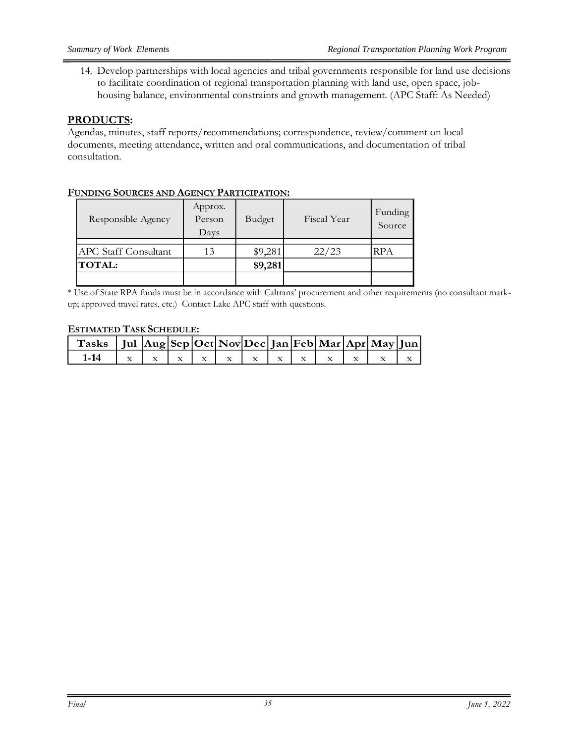14. Develop partnerships with local agencies and tribal governments responsible for land use decisions to facilitate coordination of regional transportation planning with land use, open space, job-housing balance, environmental constraints and growth management. (APC Staff: As Needed)

## PRODUCTS:

Agendas, minutes, staff reports/recommendations; correspondence, review/comment on local documents, meeting attendance, written and oral communications, and documentation of tribal consultation.

**FUNDING SOURCES AND AGENCY PARTICIPATION:**

| Responsible Agency | Approx. Person Days | Budget | Fiscal Year | Funding Source |
|---|---|---|---|---|
| APC Staff Consultant | 13 | $9,281 | 22/23 | RPA |
| **TOTAL:** | | **$9,281** | | |

\* Use of State RPA funds must be in accordance with Caltrans' procurement and other requirements (no consultant mark-up; approved travel rates, etc.) Contact Lake APC staff with questions.

**ESTIMATED TASK SCHEDULE:**

| Tasks | Jul | Aug | Sep | Oct | Nov | Dec | Jan | Feb | Mar | Apr | May | Jun |
|---|---|---|---|---|---|---|---|---|---|---|---|---|
| **1-14** | x | x | x | x | x | x | x | x | x | x | x | x |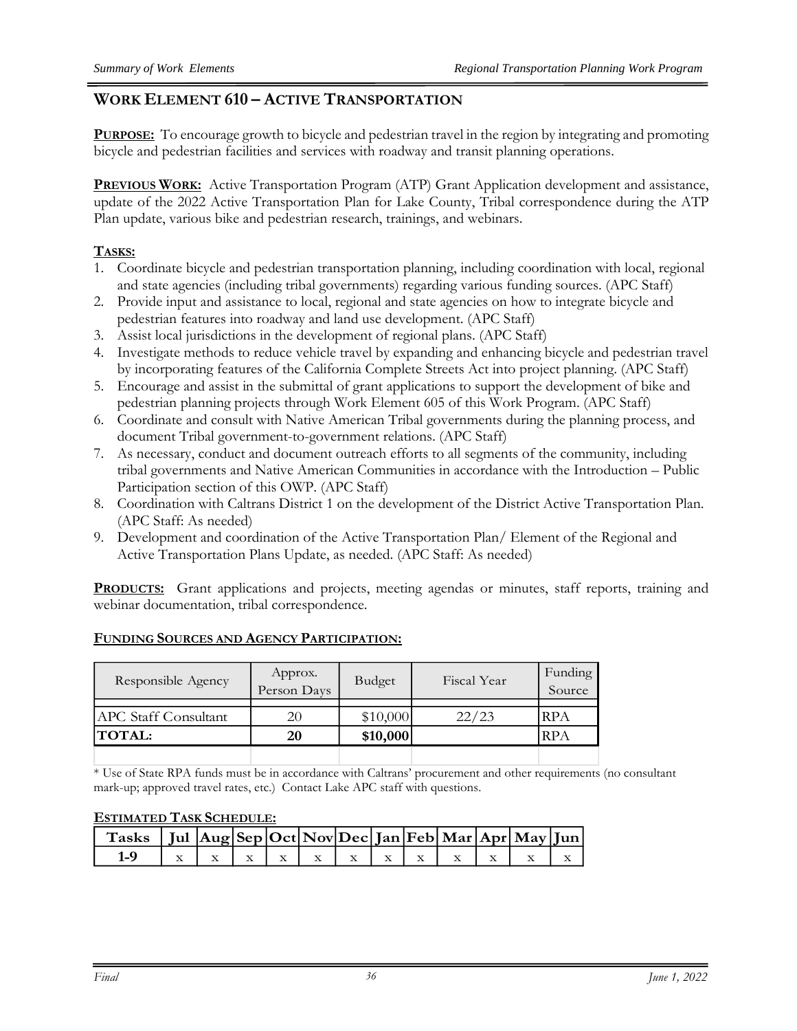## WORK ELEMENT 610 – ACTIVE TRANSPORTATION

**PURPOSE:** To encourage growth to bicycle and pedestrian travel in the region by integrating and promoting bicycle and pedestrian facilities and services with roadway and transit planning operations.

**PREVIOUS WORK:** Active Transportation Program (ATP) Grant Application development and assistance, update of the 2022 Active Transportation Plan for Lake County, Tribal correspondence during the ATP Plan update, various bike and pedestrian research, trainings, and webinars.

**TASKS:**

1. Coordinate bicycle and pedestrian transportation planning, including coordination with local, regional and state agencies (including tribal governments) regarding various funding sources. (APC Staff)
2. Provide input and assistance to local, regional and state agencies on how to integrate bicycle and pedestrian features into roadway and land use development. (APC Staff)
3. Assist local jurisdictions in the development of regional plans. (APC Staff)
4. Investigate methods to reduce vehicle travel by expanding and enhancing bicycle and pedestrian travel by incorporating features of the California Complete Streets Act into project planning. (APC Staff)
5. Encourage and assist in the submittal of grant applications to support the development of bike and pedestrian planning projects through Work Element 605 of this Work Program. (APC Staff)
6. Coordinate and consult with Native American Tribal governments during the planning process, and document Tribal government-to-government relations. (APC Staff)
7. As necessary, conduct and document outreach efforts to all segments of the community, including tribal governments and Native American Communities in accordance with the Introduction – Public Participation section of this OWP. (APC Staff)
8. Coordination with Caltrans District 1 on the development of the District Active Transportation Plan. (APC Staff: As needed)
9. Development and coordination of the Active Transportation Plan/ Element of the Regional and Active Transportation Plans Update, as needed. (APC Staff: As needed)

**PRODUCTS:** Grant applications and projects, meeting agendas or minutes, staff reports, training and webinar documentation, tribal correspondence.

**FUNDING SOURCES AND AGENCY PARTICIPATION:**

| Responsible Agency | Approx. Person Days | Budget | Fiscal Year | Funding Source |
|---|---|---|---|---|
| APC Staff Consultant | 20 | $10,000 | 22/23 | RPA |
| **TOTAL:** | **20** | **$10,000** | | RPA |

\* Use of State RPA funds must be in accordance with Caltrans' procurement and other requirements (no consultant mark-up; approved travel rates, etc.) Contact Lake APC staff with questions.

**ESTIMATED TASK SCHEDULE:**

| Tasks | Jul | Aug | Sep | Oct | Nov | Dec | Jan | Feb | Mar | Apr | May | Jun |
|---|---|---|---|---|---|---|---|---|---|---|---|---|
| **1-9** | x | x | x | x | x | x | x | x | x | x | x | x |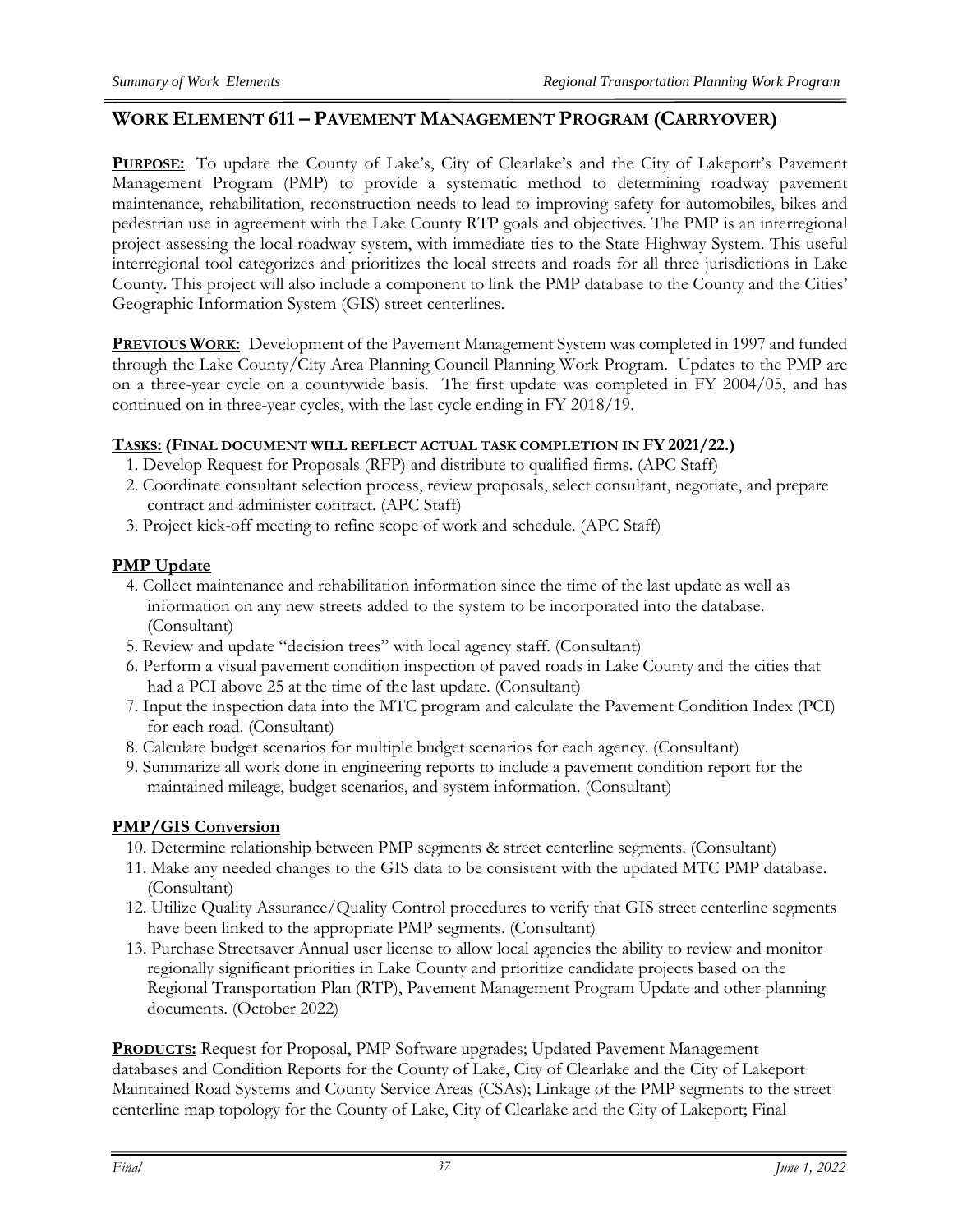## WORK ELEMENT 611 – PAVEMENT MANAGEMENT PROGRAM (CARRYOVER)

**PURPOSE:** To update the County of Lake's, City of Clearlake's and the City of Lakeport's Pavement Management Program (PMP) to provide a systematic method to determining roadway pavement maintenance, rehabilitation, reconstruction needs to lead to improving safety for automobiles, bikes and pedestrian use in agreement with the Lake County RTP goals and objectives. The PMP is an interregional project assessing the local roadway system, with immediate ties to the State Highway System. This useful interregional tool categorizes and prioritizes the local streets and roads for all three jurisdictions in Lake County. This project will also include a component to link the PMP database to the County and the Cities' Geographic Information System (GIS) street centerlines.

**PREVIOUS WORK:** Development of the Pavement Management System was completed in 1997 and funded through the Lake County/City Area Planning Council Planning Work Program. Updates to the PMP are on a three-year cycle on a countywide basis. The first update was completed in FY 2004/05, and has continued on in three-year cycles, with the last cycle ending in FY 2018/19.

**TASKS: (FINAL DOCUMENT WILL REFLECT ACTUAL TASK COMPLETION IN FY 2021/22.)**

1. Develop Request for Proposals (RFP) and distribute to qualified firms. (APC Staff)
2. Coordinate consultant selection process, review proposals, select consultant, negotiate, and prepare contract and administer contract. (APC Staff)
3. Project kick-off meeting to refine scope of work and schedule. (APC Staff)

**PMP Update**

4. Collect maintenance and rehabilitation information since the time of the last update as well as information on any new streets added to the system to be incorporated into the database. (Consultant)
5. Review and update "decision trees" with local agency staff. (Consultant)
6. Perform a visual pavement condition inspection of paved roads in Lake County and the cities that had a PCI above 25 at the time of the last update. (Consultant)
7. Input the inspection data into the MTC program and calculate the Pavement Condition Index (PCI) for each road. (Consultant)
8. Calculate budget scenarios for multiple budget scenarios for each agency. (Consultant)
9. Summarize all work done in engineering reports to include a pavement condition report for the maintained mileage, budget scenarios, and system information. (Consultant)

**PMP/GIS Conversion**

10. Determine relationship between PMP segments & street centerline segments. (Consultant)
11. Make any needed changes to the GIS data to be consistent with the updated MTC PMP database. (Consultant)
12. Utilize Quality Assurance/Quality Control procedures to verify that GIS street centerline segments have been linked to the appropriate PMP segments. (Consultant)
13. Purchase Streetsaver Annual user license to allow local agencies the ability to review and monitor regionally significant priorities in Lake County and prioritize candidate projects based on the Regional Transportation Plan (RTP), Pavement Management Program Update and other planning documents. (October 2022)

**PRODUCTS:** Request for Proposal, PMP Software upgrades; Updated Pavement Management databases and Condition Reports for the County of Lake, City of Clearlake and the City of Lakeport Maintained Road Systems and County Service Areas (CSAs); Linkage of the PMP segments to the street centerline map topology for the County of Lake, City of Clearlake and the City of Lakeport; Final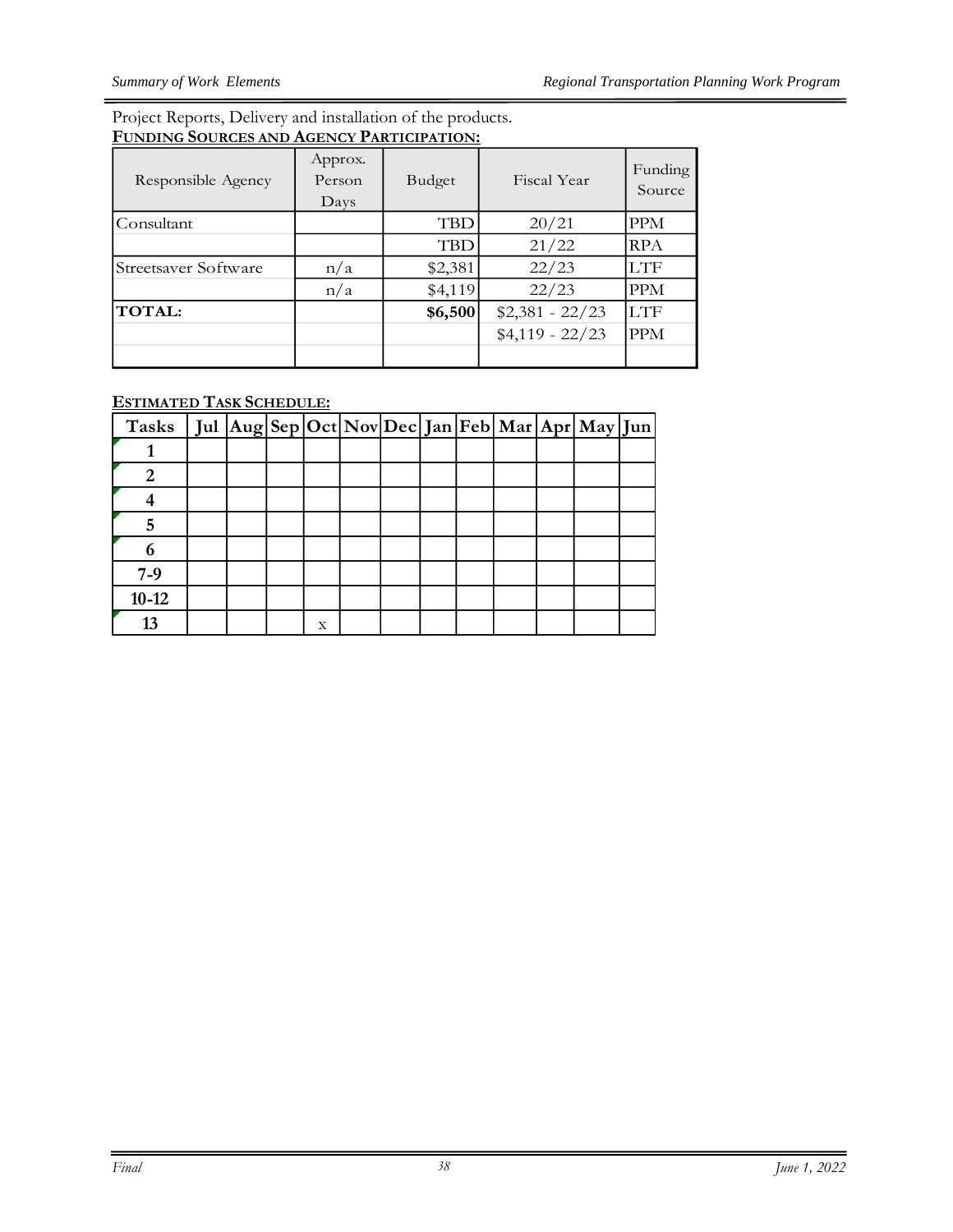Project Reports, Delivery and installation of the products.

**FUNDING SOURCES AND AGENCY PARTICIPATION:**

| Responsible Agency | Approx. Person Days | Budget | Fiscal Year | Funding Source |
|---|---|---|---|---|
| Consultant | | TBD | 20/21 | PPM |
| | | TBD | 21/22 | RPA |
| Streetsaver Software | n/a | $2,381 | 22/23 | LTF |
| | n/a | $4,119 | 22/23 | PPM |
| **TOTAL:** | | **$6,500** | $2,381 - 22/23 | LTF |
| | | | $4,119 - 22/23 | PPM |
| | | | | |

**ESTIMATED TASK SCHEDULE:**

| Tasks | Jul | Aug | Sep | Oct | Nov | Dec | Jan | Feb | Mar | Apr | May | Jun |
|---|---|---|---|---|---|---|---|---|---|---|---|---|
| 1 | | | | | | | | | | | | |
| 2 | | | | | | | | | | | | |
| 4 | | | | | | | | | | | | |
| 5 | | | | | | | | | | | | |
| 6 | | | | | | | | | | | | |
| 7-9 | | | | | | | | | | | | |
| 10-12 | | | | | | | | | | | | |
| 13 | | | | x | | | | | | | | |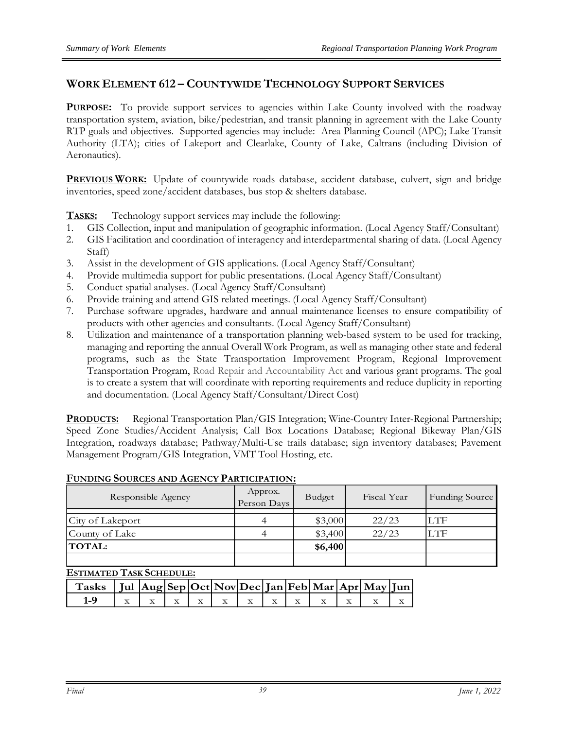## WORK ELEMENT 612 – COUNTYWIDE TECHNOLOGY SUPPORT SERVICES

**PURPOSE:** To provide support services to agencies within Lake County involved with the roadway transportation system, aviation, bike/pedestrian, and transit planning in agreement with the Lake County RTP goals and objectives. Supported agencies may include: Area Planning Council (APC); Lake Transit Authority (LTA); cities of Lakeport and Clearlake, County of Lake, Caltrans (including Division of Aeronautics).

**PREVIOUS WORK:** Update of countywide roads database, accident database, culvert, sign and bridge inventories, speed zone/accident databases, bus stop & shelters database.

**TASKS:** Technology support services may include the following:

1. GIS Collection, input and manipulation of geographic information. (Local Agency Staff/Consultant)
2. GIS Facilitation and coordination of interagency and interdepartmental sharing of data. (Local Agency Staff)
3. Assist in the development of GIS applications. (Local Agency Staff/Consultant)
4. Provide multimedia support for public presentations. (Local Agency Staff/Consultant)
5. Conduct spatial analyses. (Local Agency Staff/Consultant)
6. Provide training and attend GIS related meetings. (Local Agency Staff/Consultant)
7. Purchase software upgrades, hardware and annual maintenance licenses to ensure compatibility of products with other agencies and consultants. (Local Agency Staff/Consultant)
8. Utilization and maintenance of a transportation planning web-based system to be used for tracking, managing and reporting the annual Overall Work Program, as well as managing other state and federal programs, such as the State Transportation Improvement Program, Regional Improvement Transportation Program, Road Repair and Accountability Act and various grant programs. The goal is to create a system that will coordinate with reporting requirements and reduce duplicity in reporting and documentation. (Local Agency Staff/Consultant/Direct Cost)

**PRODUCTS:** Regional Transportation Plan/GIS Integration; Wine-Country Inter-Regional Partnership; Speed Zone Studies/Accident Analysis; Call Box Locations Database; Regional Bikeway Plan/GIS Integration, roadways database; Pathway/Multi-Use trails database; sign inventory databases; Pavement Management Program/GIS Integration, VMT Tool Hosting, etc.

**FUNDING SOURCES AND AGENCY PARTICIPATION:**

| Responsible Agency | Approx. Person Days | Budget | Fiscal Year | Funding Source |
|---|---|---|---|---|
| City of Lakeport | 4 | $3,000 | 22/23 | LTF |
| County of Lake | 4 | $3,400 | 22/23 | LTF |
| **TOTAL:** | | **$6,400** | | |

**ESTIMATED TASK SCHEDULE:**

| Tasks | Jul | Aug | Sep | Oct | Nov | Dec | Jan | Feb | Mar | Apr | May | Jun |
|---|---|---|---|---|---|---|---|---|---|---|---|---|
| 1-9 | x | x | x | x | x | x | x | x | x | x | x | x |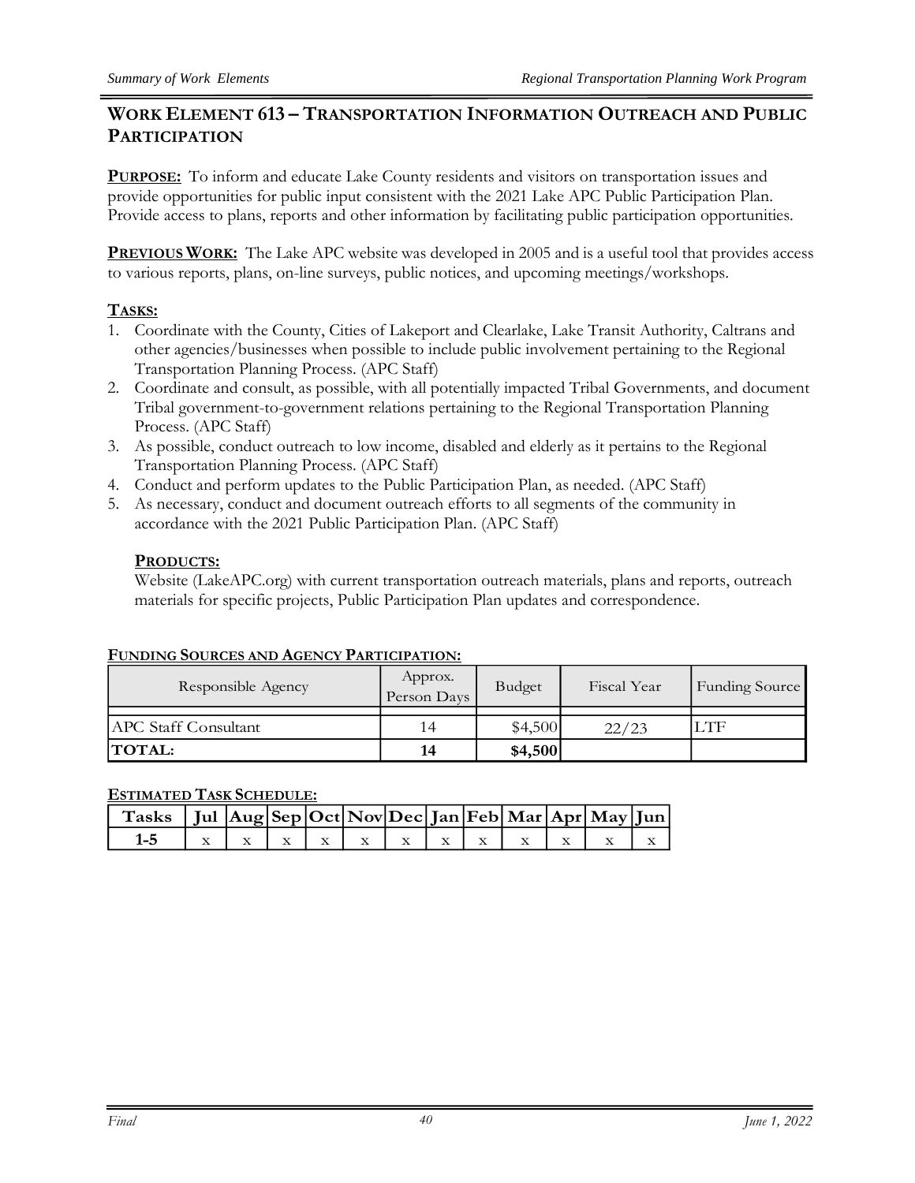## WORK ELEMENT 613 – TRANSPORTATION INFORMATION OUTREACH AND PUBLIC PARTICIPATION

**PURPOSE:** To inform and educate Lake County residents and visitors on transportation issues and provide opportunities for public input consistent with the 2021 Lake APC Public Participation Plan. Provide access to plans, reports and other information by facilitating public participation opportunities.

**PREVIOUS WORK:** The Lake APC website was developed in 2005 and is a useful tool that provides access to various reports, plans, on-line surveys, public notices, and upcoming meetings/workshops.

**TASKS:**

1. Coordinate with the County, Cities of Lakeport and Clearlake, Lake Transit Authority, Caltrans and other agencies/businesses when possible to include public involvement pertaining to the Regional Transportation Planning Process. (APC Staff)
2. Coordinate and consult, as possible, with all potentially impacted Tribal Governments, and document Tribal government-to-government relations pertaining to the Regional Transportation Planning Process. (APC Staff)
3. As possible, conduct outreach to low income, disabled and elderly as it pertains to the Regional Transportation Planning Process. (APC Staff)
4. Conduct and perform updates to the Public Participation Plan, as needed. (APC Staff)
5. As necessary, conduct and document outreach efforts to all segments of the community in accordance with the 2021 Public Participation Plan. (APC Staff)

**PRODUCTS:**

Website (LakeAPC.org) with current transportation outreach materials, plans and reports, outreach materials for specific projects, Public Participation Plan updates and correspondence.

**FUNDING SOURCES AND AGENCY PARTICIPATION:**

| Responsible Agency | Approx. Person Days | Budget | Fiscal Year | Funding Source |
|---|---|---|---|---|
| APC Staff Consultant | 14 | $4,500 | 22/23 | LTF |
| **TOTAL:** | **14** | **$4,500** | | |

**ESTIMATED TASK SCHEDULE:**

| Tasks | Jul | Aug | Sep | Oct | Nov | Dec | Jan | Feb | Mar | Apr | May | Jun |
|---|---|---|---|---|---|---|---|---|---|---|---|---|
| 1-5 | x | x | x | x | x | x | x | x | x | x | x | x |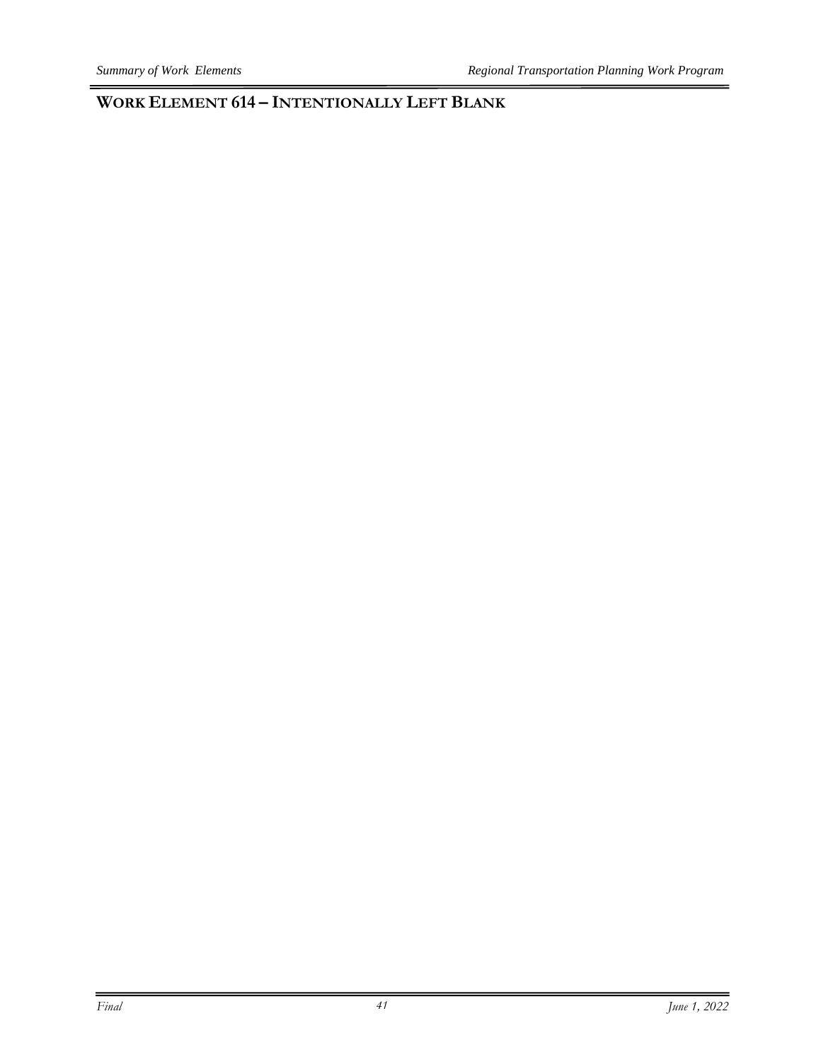## WORK ELEMENT 614 – INTENTIONALLY LEFT BLANK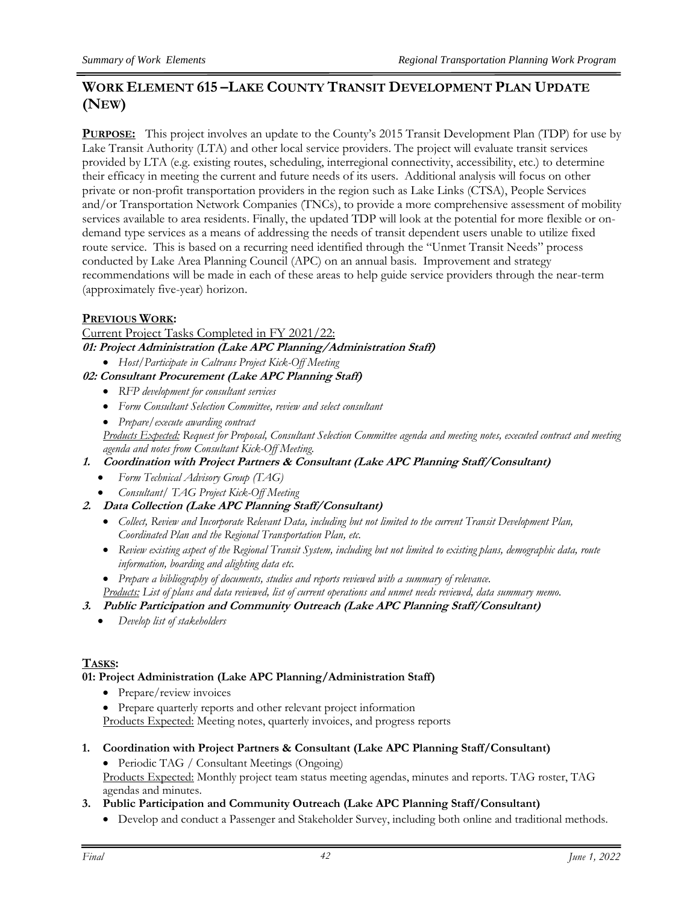## WORK ELEMENT 615 – LAKE COUNTY TRANSIT DEVELOPMENT PLAN UPDATE (NEW)

**PURPOSE:** This project involves an update to the County's 2015 Transit Development Plan (TDP) for use by Lake Transit Authority (LTA) and other local service providers. The project will evaluate transit services provided by LTA (e.g. existing routes, scheduling, interregional connectivity, accessibility, etc.) to determine their efficacy in meeting the current and future needs of its users. Additional analysis will focus on other private or non-profit transportation providers in the region such as Lake Links (CTSA), People Services and/or Transportation Network Companies (TNCs), to provide a more comprehensive assessment of mobility services available to area residents. Finally, the updated TDP will look at the potential for more flexible or on-demand type services as a means of addressing the needs of transit dependent users unable to utilize fixed route service. This is based on a recurring need identified through the "Unmet Transit Needs" process conducted by Lake Area Planning Council (APC) on an annual basis. Improvement and strategy recommendations will be made in each of these areas to help guide service providers through the near-term (approximately five-year) horizon.

**PREVIOUS WORK:**

Current Project Tasks Completed in FY 2021/22:

***01: Project Administration (Lake APC Planning/Administration Staff)***

- *Host/Participate in Caltrans Project Kick-Off Meeting*

***02: Consultant Procurement (Lake APC Planning Staff)***

- *RFP development for consultant services*
- *Form Consultant Selection Committee, review and select consultant*
- *Prepare/execute awarding contract*

*Products Expected: Request for Proposal, Consultant Selection Committee agenda and meeting notes, executed contract and meeting agenda and notes from Consultant Kick-Off Meeting.*

***1. Coordination with Project Partners & Consultant (Lake APC Planning Staff/Consultant)***

- *Form Technical Advisory Group (TAG)*
- *Consultant/ TAG Project Kick-Off Meeting*

***2. Data Collection (Lake APC Planning Staff/Consultant)***

- *Collect, Review and Incorporate Relevant Data, including but not limited to the current Transit Development Plan, Coordinated Plan and the Regional Transportation Plan, etc.*
- *Review existing aspect of the Regional Transit System, including but not limited to existing plans, demographic data, route information, boarding and alighting data etc.*
- *Prepare a bibliography of documents, studies and reports reviewed with a summary of relevance.*

*Products: List of plans and data reviewed, list of current operations and unmet needs reviewed, data summary memo.*

***3. Public Participation and Community Outreach (Lake APC Planning Staff/Consultant)***

- *Develop list of stakeholders*

**TASKS:**

**01: Project Administration (Lake APC Planning/Administration Staff)**

- Prepare/review invoices
- Prepare quarterly reports and other relevant project information

Products Expected: Meeting notes, quarterly invoices, and progress reports

**1. Coordination with Project Partners & Consultant (Lake APC Planning Staff/Consultant)**

- Periodic TAG / Consultant Meetings (Ongoing)

Products Expected: Monthly project team status meeting agendas, minutes and reports. TAG roster, TAG agendas and minutes.

**3. Public Participation and Community Outreach (Lake APC Planning Staff/Consultant)**

- Develop and conduct a Passenger and Stakeholder Survey, including both online and traditional methods.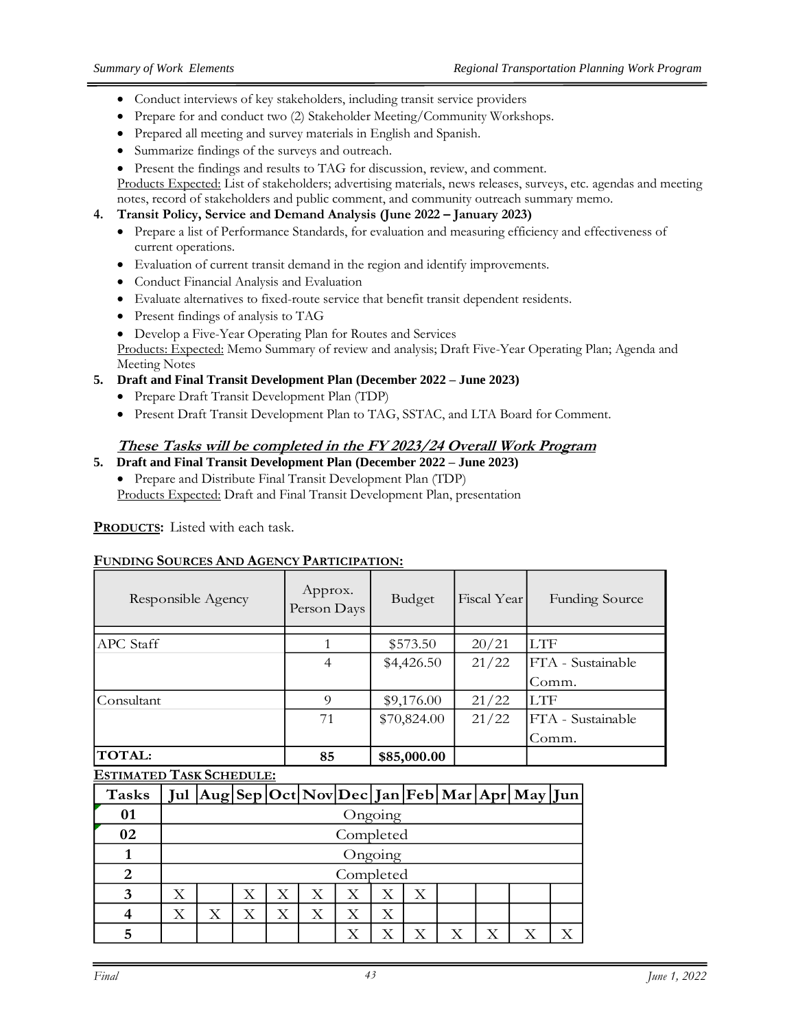- Conduct interviews of key stakeholders, including transit service providers
- Prepare for and conduct two (2) Stakeholder Meeting/Community Workshops.
- Prepared all meeting and survey materials in English and Spanish.
- Summarize findings of the surveys and outreach.
- Present the findings and results to TAG for discussion, review, and comment.

<u>Products Expected:</u> List of stakeholders; advertising materials, news releases, surveys, etc. agendas and meeting notes, record of stakeholders and public comment, and community outreach summary memo.

4. **Transit Policy, Service and Demand Analysis (June 2022 – January 2023)**
   - Prepare a list of Performance Standards, for evaluation and measuring efficiency and effectiveness of current operations.
   - Evaluation of current transit demand in the region and identify improvements.
   - Conduct Financial Analysis and Evaluation
   - Evaluate alternatives to fixed-route service that benefit transit dependent residents.
   - Present findings of analysis to TAG
   - Develop a Five-Year Operating Plan for Routes and Services

   <u>Products: Expected:</u> Memo Summary of review and analysis; Draft Five-Year Operating Plan; Agenda and Meeting Notes

5. **Draft and Final Transit Development Plan (December 2022 – June 2023)**
   - Prepare Draft Transit Development Plan (TDP)
   - Present Draft Transit Development Plan to TAG, SSTAC, and LTA Board for Comment.

### ***These Tasks will be completed in the FY 2023/24 Overall Work Program***

5. **Draft and Final Transit Development Plan (December 2022 – June 2023)**
   - Prepare and Distribute Final Transit Development Plan (TDP)

   <u>Products Expected:</u> Draft and Final Transit Development Plan, presentation

**PRODUCTS:** Listed with each task.

**FUNDING SOURCES AND AGENCY PARTICIPATION:**

| Responsible Agency | Approx. Person Days | Budget | Fiscal Year | Funding Source |
|---|---|---|---|---|
| APC Staff | 1 | $573.50 | 20/21 | LTF |
| | 4 | $4,426.50 | 21/22 | FTA - Sustainable Comm. |
| Consultant | 9 | $9,176.00 | 21/22 | LTF |
| | 71 | $70,824.00 | 21/22 | FTA - Sustainable Comm. |
| **TOTAL:** | **85** | **$85,000.00** | | |

**ESTIMATED TASK SCHEDULE:**

| Tasks | Jul | Aug | Sep | Oct | Nov | Dec | Jan | Feb | Mar | Apr | May | Jun |
|---|---|---|---|---|---|---|---|---|---|---|---|---|
| **01** | Ongoing | | | | | | | | | | | |
| **02** | Completed | | | | | | | | | | | |
| **1** | Ongoing | | | | | | | | | | | |
| **2** | Completed | | | | | | | | | | | |
| **3** | X | | X | X | X | X | X | X | | | | |
| **4** | X | X | X | X | X | X | X | | | | | |
| **5** | | | | | | X | X | X | X | X | X | X |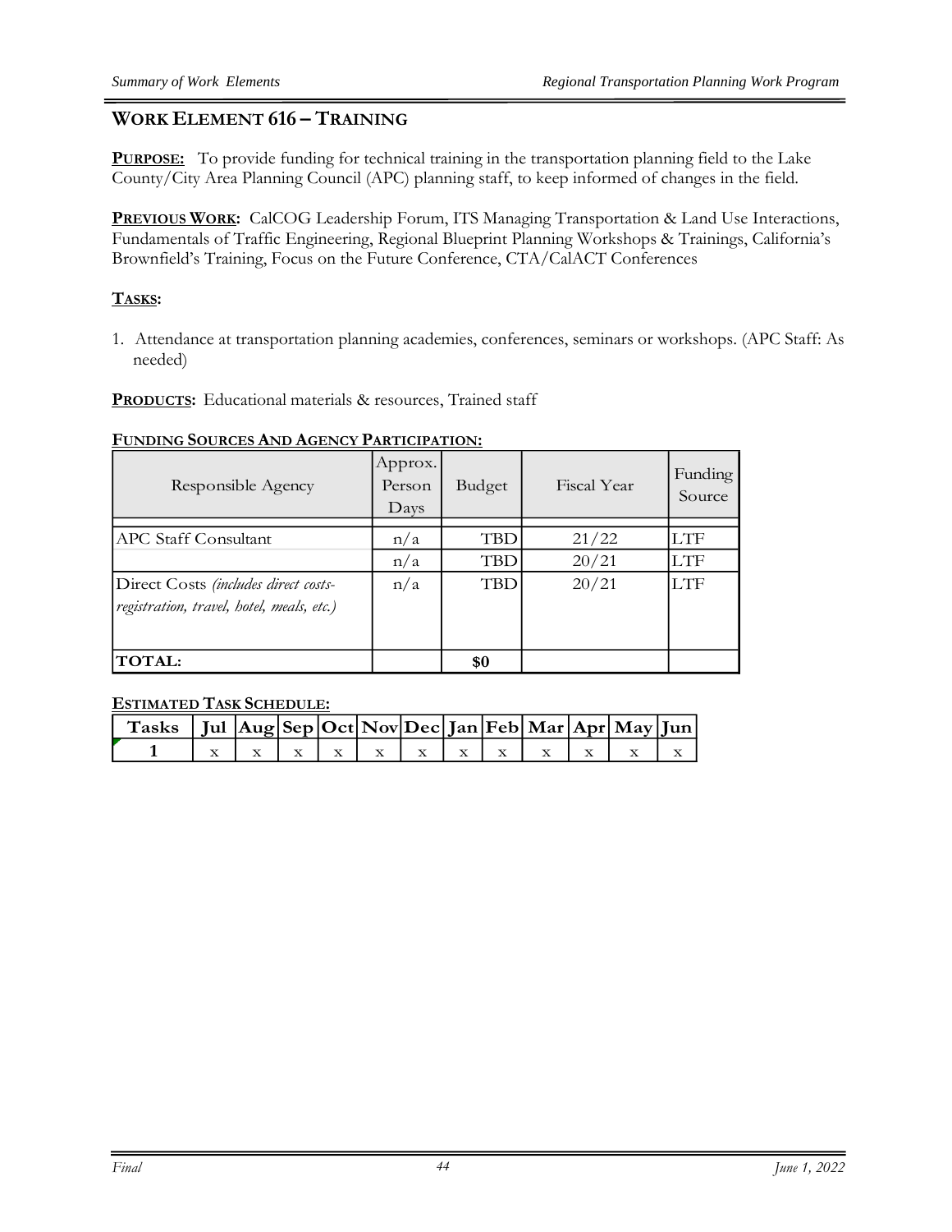## WORK ELEMENT 616 – TRAINING

**PURPOSE:** To provide funding for technical training in the transportation planning field to the Lake County/City Area Planning Council (APC) planning staff, to keep informed of changes in the field.

**PREVIOUS WORK:** CalCOG Leadership Forum, ITS Managing Transportation & Land Use Interactions, Fundamentals of Traffic Engineering, Regional Blueprint Planning Workshops & Trainings, California's Brownfield's Training, Focus on the Future Conference, CTA/CalACT Conferences

**TASKS:**

1. Attendance at transportation planning academies, conferences, seminars or workshops. (APC Staff: As needed)

**PRODUCTS:** Educational materials & resources, Trained staff

**FUNDING SOURCES AND AGENCY PARTICIPATION:**

| Responsible Agency | Approx. Person Days | Budget | Fiscal Year | Funding Source |
|---|---|---|---|---|
| APC Staff Consultant | n/a | TBD | 21/22 | LTF |
| | n/a | TBD | 20/21 | LTF |
| Direct Costs *(includes direct costs-registration, travel, hotel, meals, etc.)* | n/a | TBD | 20/21 | LTF |
| **TOTAL:** | | **$0** | | |

**ESTIMATED TASK SCHEDULE:**

| Tasks | Jul | Aug | Sep | Oct | Nov | Dec | Jan | Feb | Mar | Apr | May | Jun |
|---|---|---|---|---|---|---|---|---|---|---|---|---|
| 1 | x | x | x | x | x | x | x | x | x | x | x | x |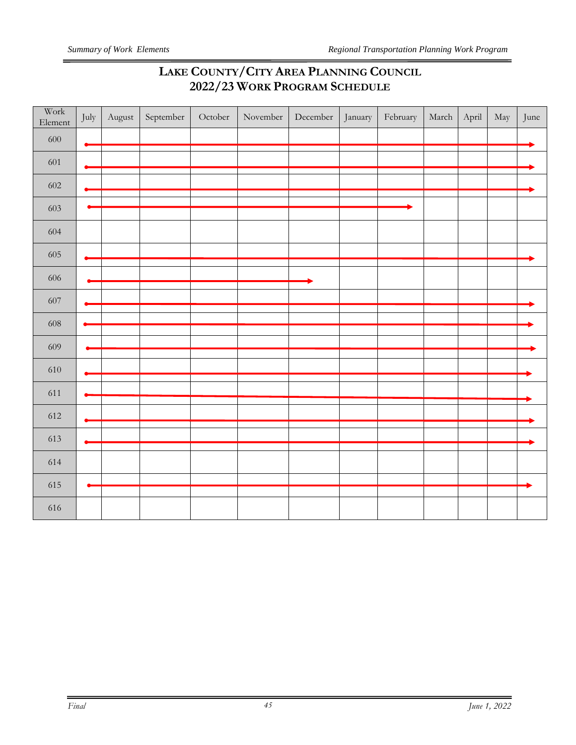## LAKE COUNTY/CITY AREA PLANNING COUNCIL
## 2022/23 WORK PROGRAM SCHEDULE

| Work Element | July | August | September | October | November | December | January | February | March | April | May | June |
|---|---|---|---|---|---|---|---|---|---|---|---|---|
| 600 | ● | → | → | → | → | → | → | → | → | → | → | ▶ |
| 601 | ● | → | → | → | → | → | → | → | → | → | → | ▶ |
| 602 | ● | → | → | → | → | → | → | → | → | → | → | ▶ |
| 603 | ● | → | → | → | → | → | → | ▶ | | | | |
| 604 | | | | | | | | | | | | |
| 605 | ● | → | → | → | → | → | → | → | → | → | → | ▶ |
| 606 | ● | → | → | → | → | ▶ | | | | | | |
| 607 | ● | → | → | → | → | → | → | → | → | → | → | ▶ |
| 608 | ● | → | → | → | → | → | → | → | → | → | → | ▶ |
| 609 | ● | → | → | → | → | → | → | → | → | → | → | ▶ |
| 610 | ● | → | → | → | → | → | → | → | → | → | → | ▶ |
| 611 | ● | → | → | → | → | → | → | → | → | → | → | ▶ |
| 612 | ● | → | → | → | → | → | → | → | → | → | → | ▶ |
| 613 | ● | → | → | → | → | → | → | → | → | → | → | ▶ |
| 614 | | | | | | | | | | | | |
| 615 | ● | → | → | → | → | → | → | → | → | → | → | ▶ |
| 616 | | | | | | | | | | | | |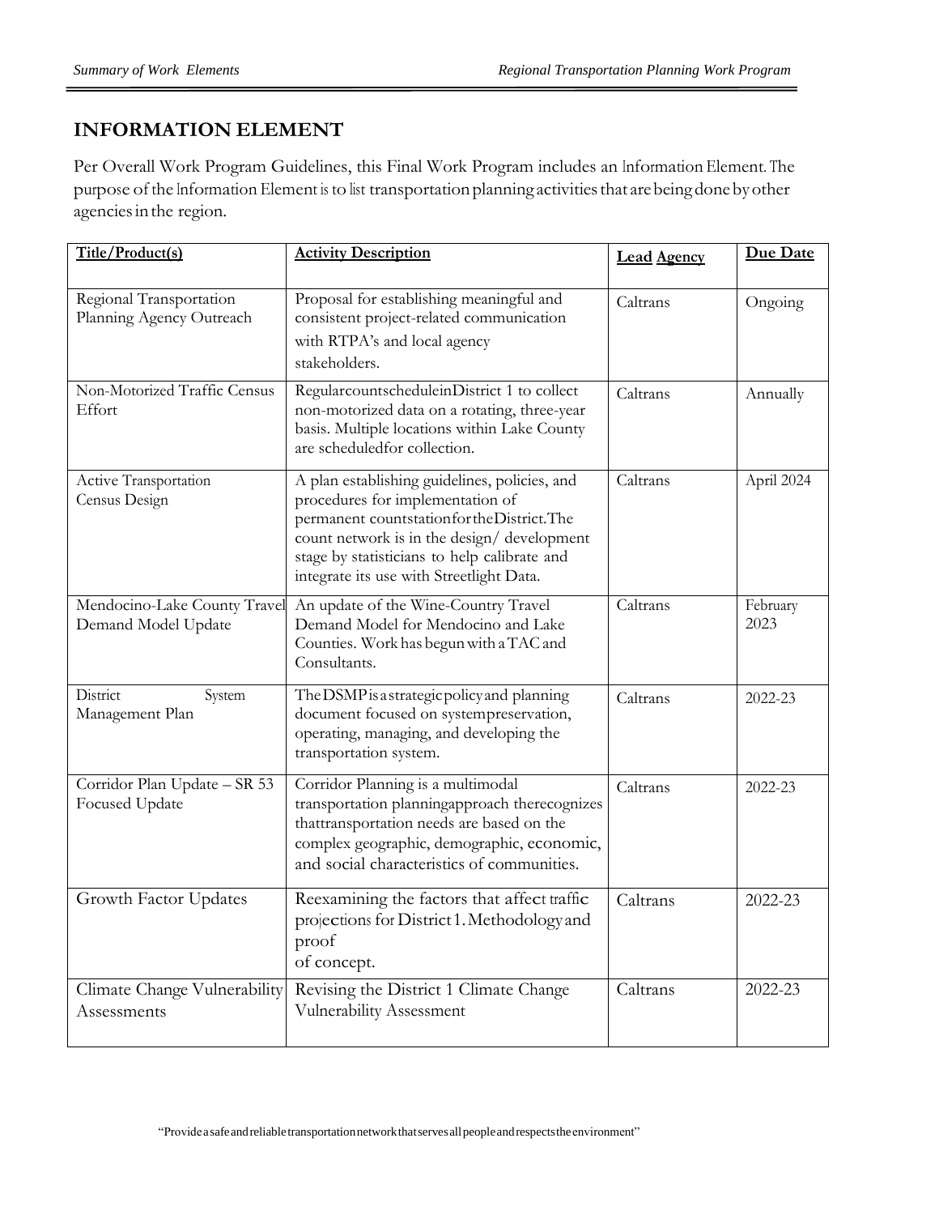## INFORMATION ELEMENT

Per Overall Work Program Guidelines, this Final Work Program includes an Information Element. The purpose of the Information Element is to list transportation planning activities that are being done by other agencies in the region.

| Title/Product(s) | Activity Description | Lead Agency | Due Date |
|---|---|---|---|
| Regional Transportation Planning Agency Outreach | Proposal for establishing meaningful and consistent project-related communication with RTPA's and local agency stakeholders. | Caltrans | Ongoing |
| Non-Motorized Traffic Census Effort | Regular count schedule in District 1 to collect non-motorized data on a rotating, three-year basis. Multiple locations within Lake County are scheduled for collection. | Caltrans | Annually |
| Active Transportation Census Design | A plan establishing guidelines, policies, and procedures for implementation of permanent count station for the District. The count network is in the design/ development stage by statisticians to help calibrate and integrate its use with Streetlight Data. | Caltrans | April 2024 |
| Mendocino-Lake County Travel Demand Model Update | An update of the Wine-Country Travel Demand Model for Mendocino and Lake Counties. Work has begun with a TAC and Consultants. | Caltrans | February 2023 |
| District System Management Plan | The DSMP is a strategic policy and planning document focused on system preservation, operating, managing, and developing the transportation system. | Caltrans | 2022-23 |
| Corridor Plan Update – SR 53 Focused Update | Corridor Planning is a multimodal transportation planning approach the recognizes that transportation needs are based on the complex geographic, demographic, economic, and social characteristics of communities. | Caltrans | 2022-23 |
| Growth Factor Updates | Reexamining the factors that affect traffic projections for District 1. Methodology and proof of concept. | Caltrans | 2022-23 |
| Climate Change Vulnerability Assessments | Revising the District 1 Climate Change Vulnerability Assessment | Caltrans | 2022-23 |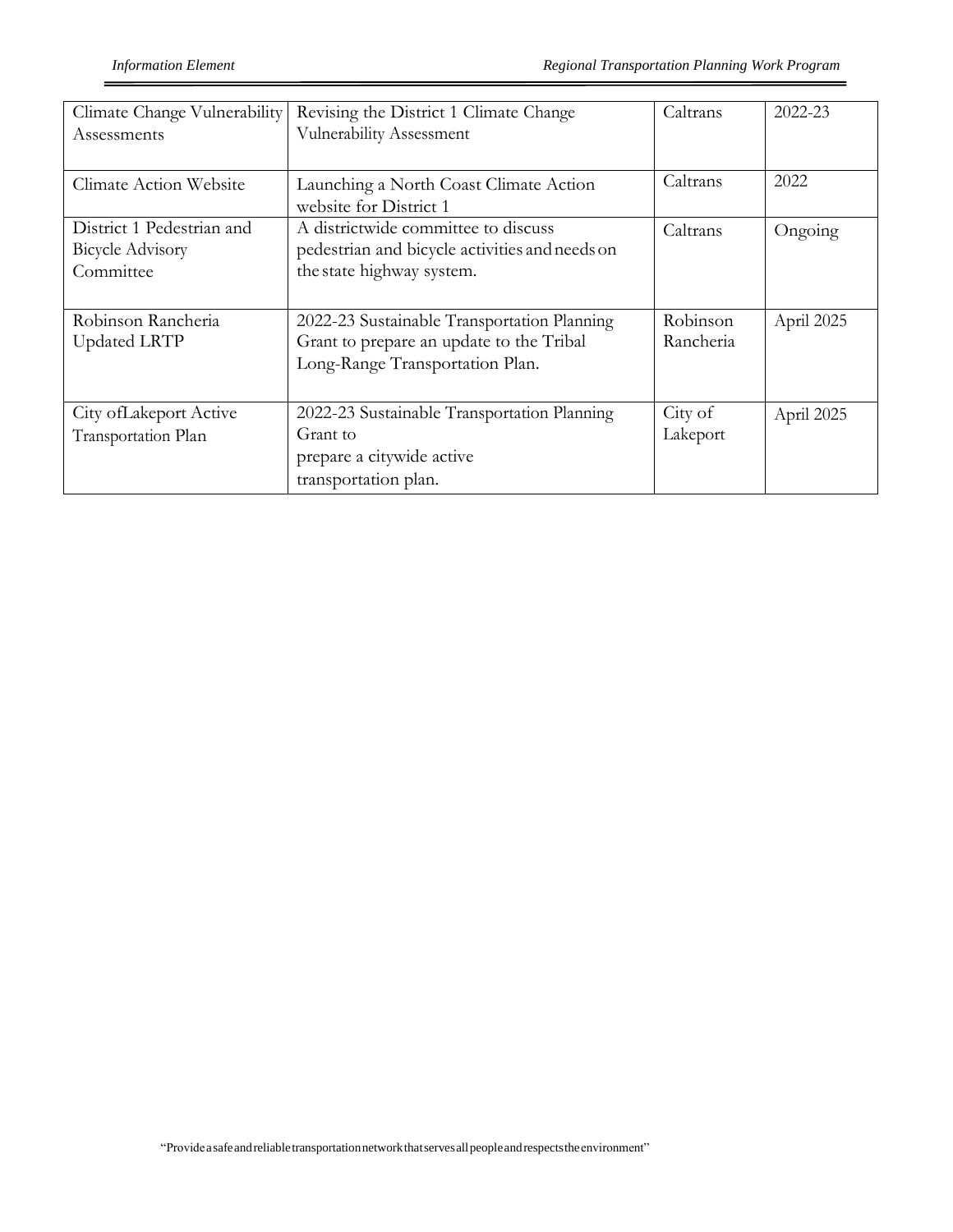| Climate Change Vulnerability Assessments | Revising the District 1 Climate Change Vulnerability Assessment | Caltrans | 2022-23 |
|---|---|---|---|
| Climate Action Website | Launching a North Coast Climate Action website for District 1 | Caltrans | 2022 |
| District 1 Pedestrian and Bicycle Advisory Committee | A districtwide committee to discuss pedestrian and bicycle activities and needs on the state highway system. | Caltrans | Ongoing |
| Robinson Rancheria Updated LRTP | 2022-23 Sustainable Transportation Planning Grant to prepare an update to the Tribal Long-Range Transportation Plan. | Robinson Rancheria | April 2025 |
| City ofLakeport Active Transportation Plan | 2022-23 Sustainable Transportation Planning Grant to prepare a citywide active transportation plan. | City of Lakeport | April 2025 |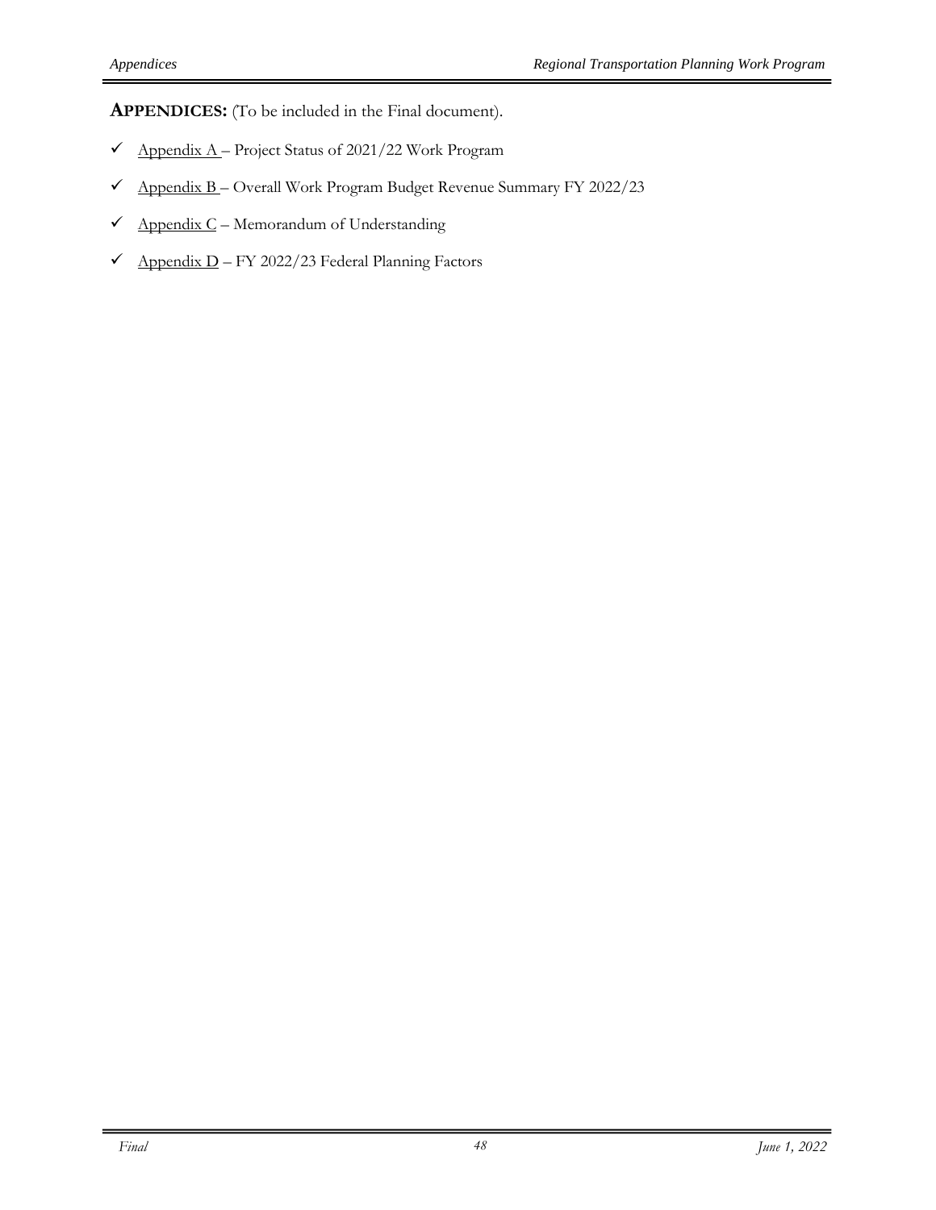**APPENDICES:** (To be included in the Final document).

- ✓ Appendix A – Project Status of 2021/22 Work Program
- ✓ Appendix B – Overall Work Program Budget Revenue Summary FY 2022/23
- ✓ Appendix C – Memorandum of Understanding
- ✓ Appendix D – FY 2022/23 Federal Planning Factors